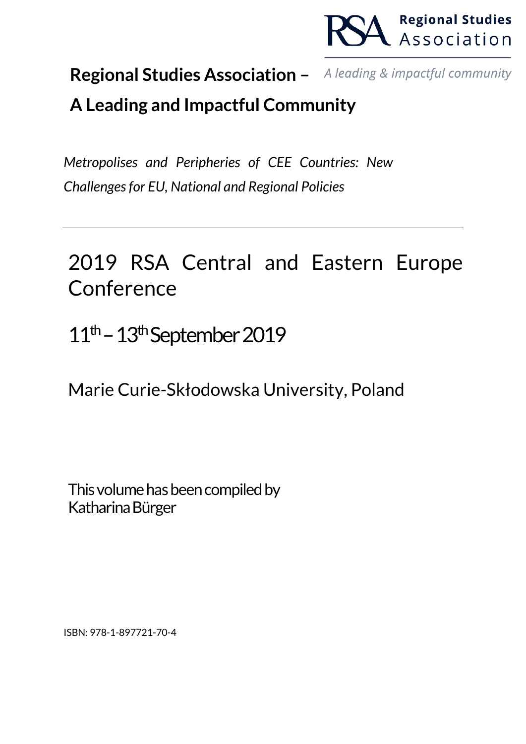Regional Studies Association

A leading & impactful community

# Regional Studies Association – A Leading and Impactful Community

*Metropolises and Peripheries of CEE Countries: New Challenges for EU, National and Regional Policies*

---

## 2019 RSA Central and Eastern Europe Conference

11th – 13th September 2019

Marie Curie-Skłodowska University, Poland

This volume has been compiled by
Katharina Bürger

ISBN: 978-1-897721-70-4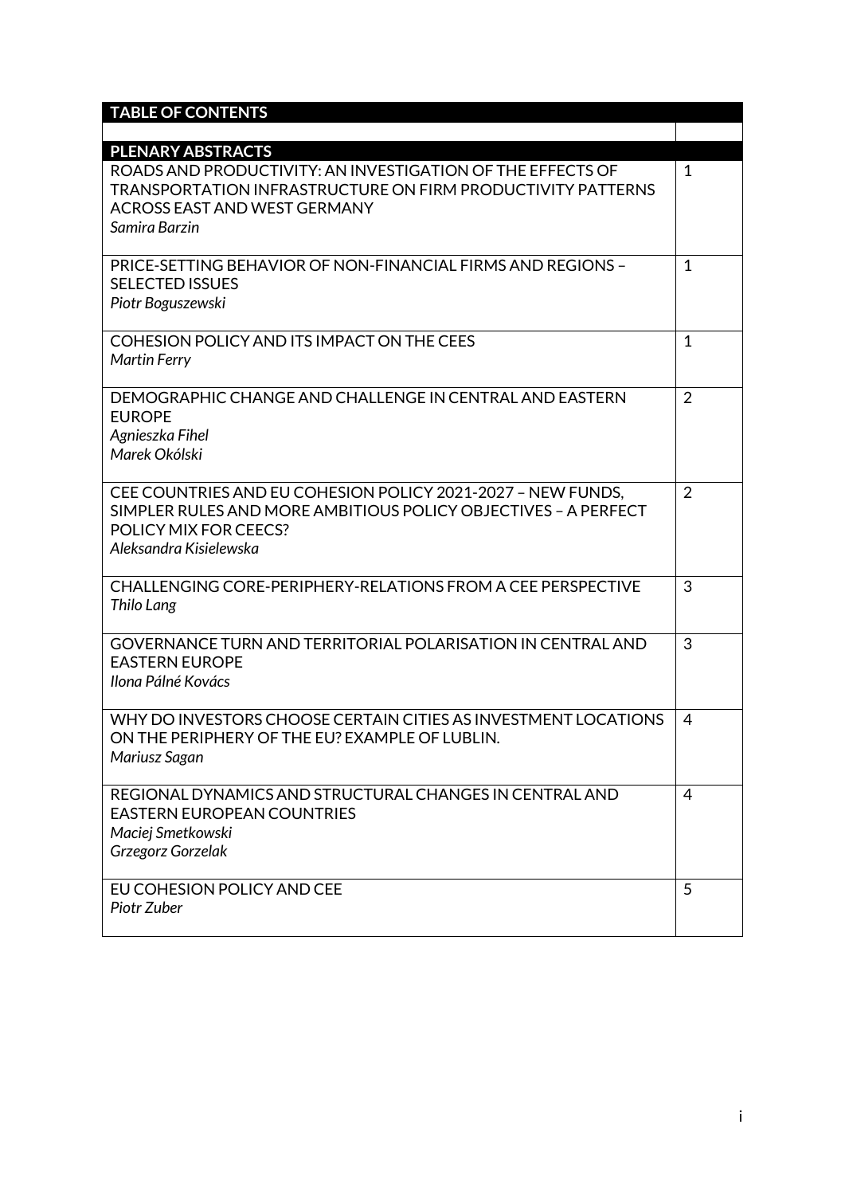| TABLE OF CONTENTS | |
|---|---|
| **PLENARY ABSTRACTS** | |
| ROADS AND PRODUCTIVITY: AN INVESTIGATION OF THE EFFECTS OF TRANSPORTATION INFRASTRUCTURE ON FIRM PRODUCTIVITY PATTERNS ACROSS EAST AND WEST GERMANY<br>*Samira Barzin* | 1 |
| PRICE-SETTING BEHAVIOR OF NON-FINANCIAL FIRMS AND REGIONS – SELECTED ISSUES<br>*Piotr Boguszewski* | 1 |
| COHESION POLICY AND ITS IMPACT ON THE CEES<br>*Martin Ferry* | 1 |
| DEMOGRAPHIC CHANGE AND CHALLENGE IN CENTRAL AND EASTERN EUROPE<br>*Agnieszka Fihel*<br>*Marek Okólski* | 2 |
| CEE COUNTRIES AND EU COHESION POLICY 2021-2027 – NEW FUNDS, SIMPLER RULES AND MORE AMBITIOUS POLICY OBJECTIVES – A PERFECT POLICY MIX FOR CEECS?<br>*Aleksandra Kisielewska* | 2 |
| CHALLENGING CORE-PERIPHERY-RELATIONS FROM A CEE PERSPECTIVE<br>*Thilo Lang* | 3 |
| GOVERNANCE TURN AND TERRITORIAL POLARISATION IN CENTRAL AND EASTERN EUROPE<br>*Ilona Pálné Kovács* | 3 |
| WHY DO INVESTORS CHOOSE CERTAIN CITIES AS INVESTMENT LOCATIONS ON THE PERIPHERY OF THE EU? EXAMPLE OF LUBLIN.<br>*Mariusz Sagan* | 4 |
| REGIONAL DYNAMICS AND STRUCTURAL CHANGES IN CENTRAL AND EASTERN EUROPEAN COUNTRIES<br>*Maciej Smetkowski*<br>*Grzegorz Gorzelak* | 4 |
| EU COHESION POLICY AND CEE<br>*Piotr Zuber* | 5 |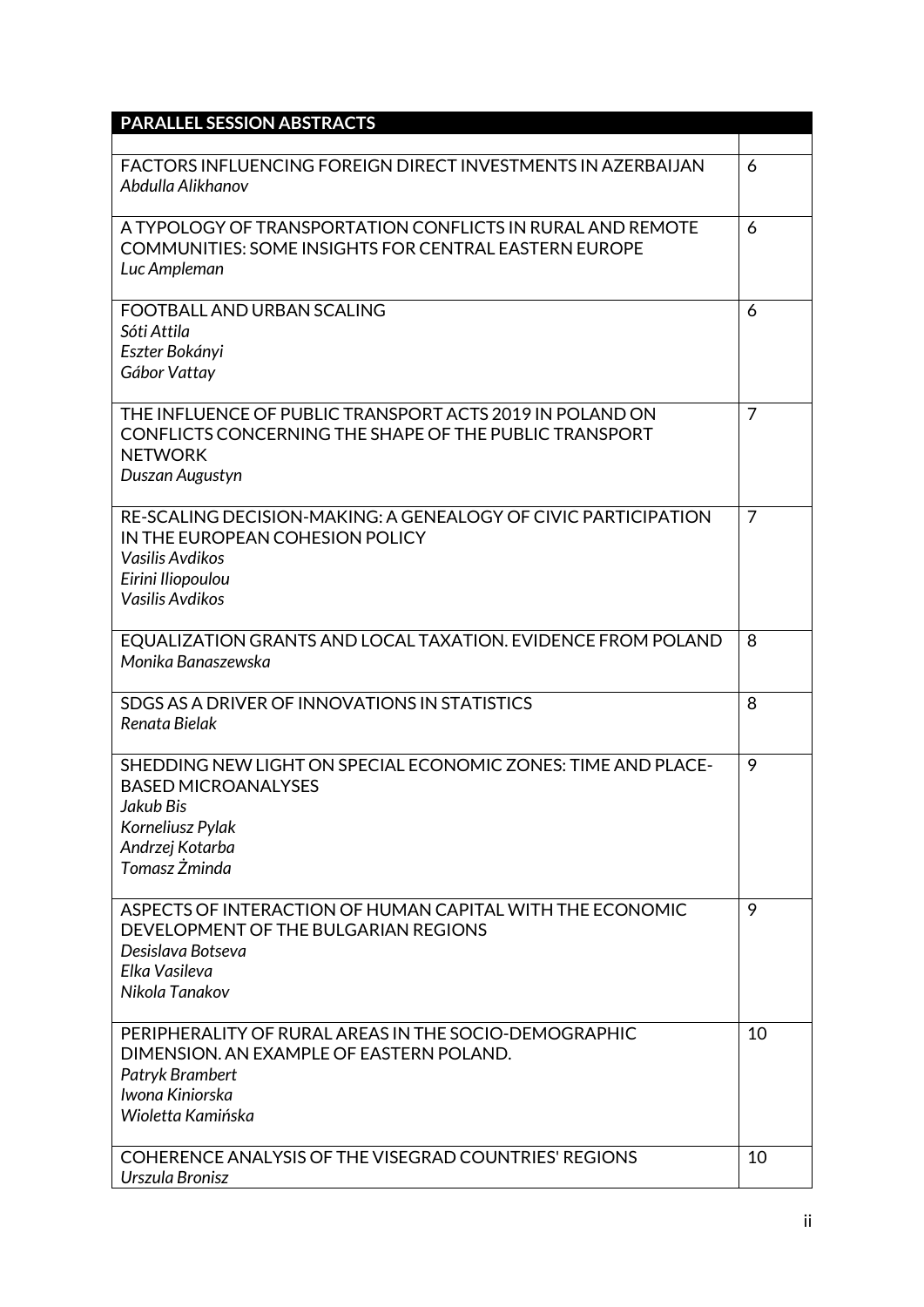| PARALLEL SESSION ABSTRACTS | |
|---|---|
| FACTORS INFLUENCING FOREIGN DIRECT INVESTMENTS IN AZERBAIJAN<br>*Abdulla Alikhanov* | 6 |
| A TYPOLOGY OF TRANSPORTATION CONFLICTS IN RURAL AND REMOTE COMMUNITIES: SOME INSIGHTS FOR CENTRAL EASTERN EUROPE<br>*Luc Ampleman* | 6 |
| FOOTBALL AND URBAN SCALING<br>*Sóti Attila*<br>*Eszter Bokányi*<br>*Gábor Vattay* | 6 |
| THE INFLUENCE OF PUBLIC TRANSPORT ACTS 2019 IN POLAND ON CONFLICTS CONCERNING THE SHAPE OF THE PUBLIC TRANSPORT NETWORK<br>*Duszan Augustyn* | 7 |
| RE-SCALING DECISION-MAKING: A GENEALOGY OF CIVIC PARTICIPATION IN THE EUROPEAN COHESION POLICY<br>*Vasilis Avdikos*<br>*Eirini Iliopoulou*<br>*Vasilis Avdikos* | 7 |
| EQUALIZATION GRANTS AND LOCAL TAXATION. EVIDENCE FROM POLAND<br>*Monika Banaszewska* | 8 |
| SDGS AS A DRIVER OF INNOVATIONS IN STATISTICS<br>*Renata Bielak* | 8 |
| SHEDDING NEW LIGHT ON SPECIAL ECONOMIC ZONES: TIME AND PLACE-BASED MICROANALYSES<br>*Jakub Bis*<br>*Korneliusz Pylak*<br>*Andrzej Kotarba*<br>*Tomasz Żminda* | 9 |
| ASPECTS OF INTERACTION OF HUMAN CAPITAL WITH THE ECONOMIC DEVELOPMENT OF THE BULGARIAN REGIONS<br>*Desislava Botseva*<br>*Elka Vasileva*<br>*Nikola Tanakov* | 9 |
| PERIPHERALITY OF RURAL AREAS IN THE SOCIO-DEMOGRAPHIC DIMENSION. AN EXAMPLE OF EASTERN POLAND.<br>*Patryk Brambert*<br>*Iwona Kiniorska*<br>*Wioletta Kamińska* | 10 |
| COHERENCE ANALYSIS OF THE VISEGRAD COUNTRIES' REGIONS<br>*Urszula Bronisz* | 10 |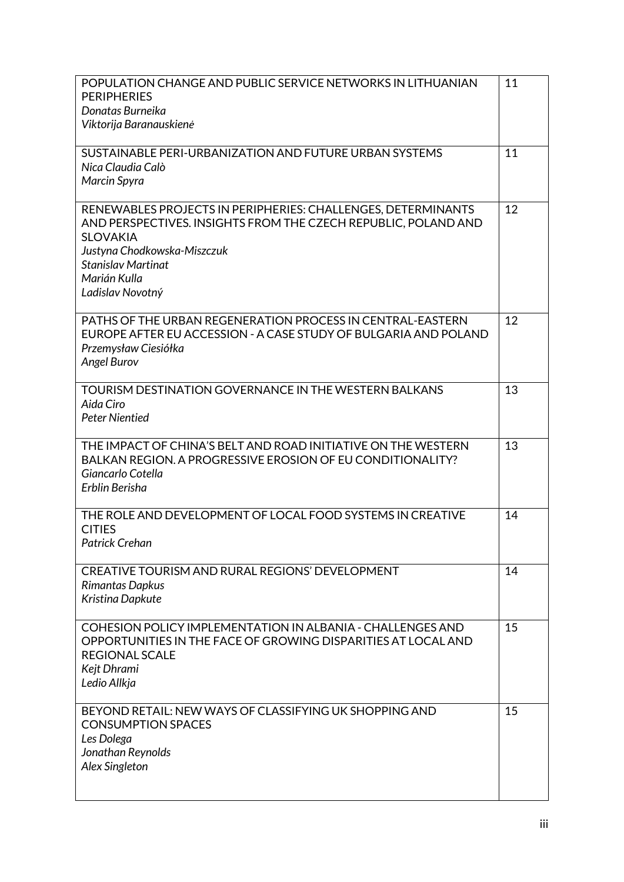| | |
|---|---|
| POPULATION CHANGE AND PUBLIC SERVICE NETWORKS IN LITHUANIAN PERIPHERIES<br>*Donatas Burneika*<br>*Viktorija Baranauskienė* | 11 |
| SUSTAINABLE PERI-URBANIZATION AND FUTURE URBAN SYSTEMS<br>*Nica Claudia Calò*<br>*Marcin Spyra* | 11 |
| RENEWABLES PROJECTS IN PERIPHERIES: CHALLENGES, DETERMINANTS AND PERSPECTIVES. INSIGHTS FROM THE CZECH REPUBLIC, POLAND AND SLOVAKIA<br>*Justyna Chodkowska-Miszczuk*<br>*Stanislav Martinat*<br>*Marián Kulla*<br>*Ladislav Novotný* | 12 |
| PATHS OF THE URBAN REGENERATION PROCESS IN CENTRAL-EASTERN EUROPE AFTER EU ACCESSION - A CASE STUDY OF BULGARIA AND POLAND<br>*Przemysław Ciesiółka*<br>*Angel Burov* | 12 |
| TOURISM DESTINATION GOVERNANCE IN THE WESTERN BALKANS<br>*Aida Ciro*<br>*Peter Nientied* | 13 |
| THE IMPACT OF CHINA'S BELT AND ROAD INITIATIVE ON THE WESTERN BALKAN REGION. A PROGRESSIVE EROSION OF EU CONDITIONALITY?<br>*Giancarlo Cotella*<br>*Erblin Berisha* | 13 |
| THE ROLE AND DEVELOPMENT OF LOCAL FOOD SYSTEMS IN CREATIVE CITIES<br>*Patrick Crehan* | 14 |
| CREATIVE TOURISM AND RURAL REGIONS' DEVELOPMENT<br>*Rimantas Dapkus*<br>*Kristina Dapkute* | 14 |
| COHESION POLICY IMPLEMENTATION IN ALBANIA - CHALLENGES AND OPPORTUNITIES IN THE FACE OF GROWING DISPARITIES AT LOCAL AND REGIONAL SCALE<br>*Kejt Dhrami*<br>*Ledio Allkja* | 15 |
| BEYOND RETAIL: NEW WAYS OF CLASSIFYING UK SHOPPING AND CONSUMPTION SPACES<br>*Les Dolega*<br>*Jonathan Reynolds*<br>*Alex Singleton* | 15 |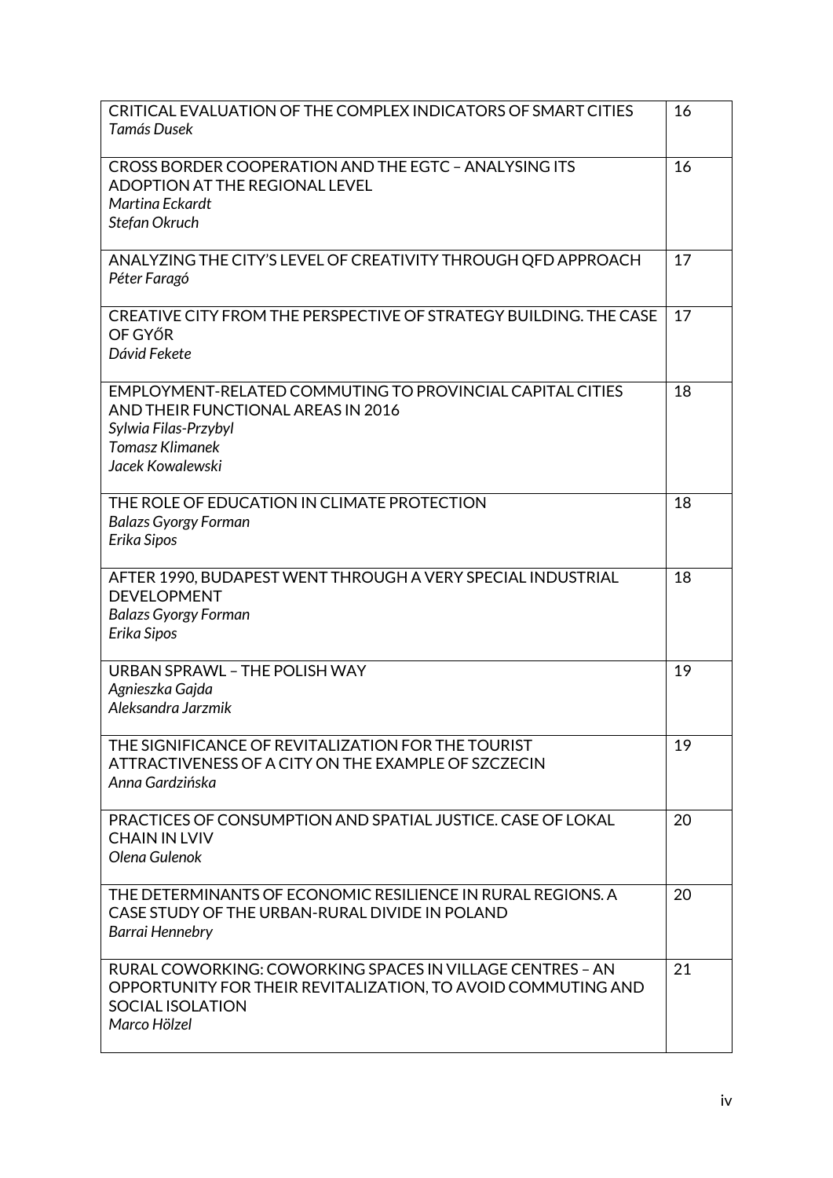| | |
|---|---|
| CRITICAL EVALUATION OF THE COMPLEX INDICATORS OF SMART CITIES<br>*Tamás Dusek* | 16 |
| CROSS BORDER COOPERATION AND THE EGTC – ANALYSING ITS ADOPTION AT THE REGIONAL LEVEL<br>*Martina Eckardt*<br>*Stefan Okruch* | 16 |
| ANALYZING THE CITY'S LEVEL OF CREATIVITY THROUGH QFD APPROACH<br>*Péter Faragó* | 17 |
| CREATIVE CITY FROM THE PERSPECTIVE OF STRATEGY BUILDING. THE CASE OF GYŐR<br>*Dávid Fekete* | 17 |
| EMPLOYMENT-RELATED COMMUTING TO PROVINCIAL CAPITAL CITIES AND THEIR FUNCTIONAL AREAS IN 2016<br>*Sylwia Filas-Przybyl*<br>*Tomasz Klimanek*<br>*Jacek Kowalewski* | 18 |
| THE ROLE OF EDUCATION IN CLIMATE PROTECTION<br>*Balazs Gyorgy Forman*<br>*Erika Sipos* | 18 |
| AFTER 1990, BUDAPEST WENT THROUGH A VERY SPECIAL INDUSTRIAL DEVELOPMENT<br>*Balazs Gyorgy Forman*<br>*Erika Sipos* | 18 |
| URBAN SPRAWL – THE POLISH WAY<br>*Agnieszka Gajda*<br>*Aleksandra Jarzmik* | 19 |
| THE SIGNIFICANCE OF REVITALIZATION FOR THE TOURIST ATTRACTIVENESS OF A CITY ON THE EXAMPLE OF SZCZECIN<br>*Anna Gardzińska* | 19 |
| PRACTICES OF CONSUMPTION AND SPATIAL JUSTICE. CASE OF LOKAL CHAIN IN LVIV<br>*Olena Gulenok* | 20 |
| THE DETERMINANTS OF ECONOMIC RESILIENCE IN RURAL REGIONS. A CASE STUDY OF THE URBAN-RURAL DIVIDE IN POLAND<br>*Barrai Hennebry* | 20 |
| RURAL COWORKING: COWORKING SPACES IN VILLAGE CENTRES – AN OPPORTUNITY FOR THEIR REVITALIZATION, TO AVOID COMMUTING AND SOCIAL ISOLATION<br>*Marco Hölzel* | 21 |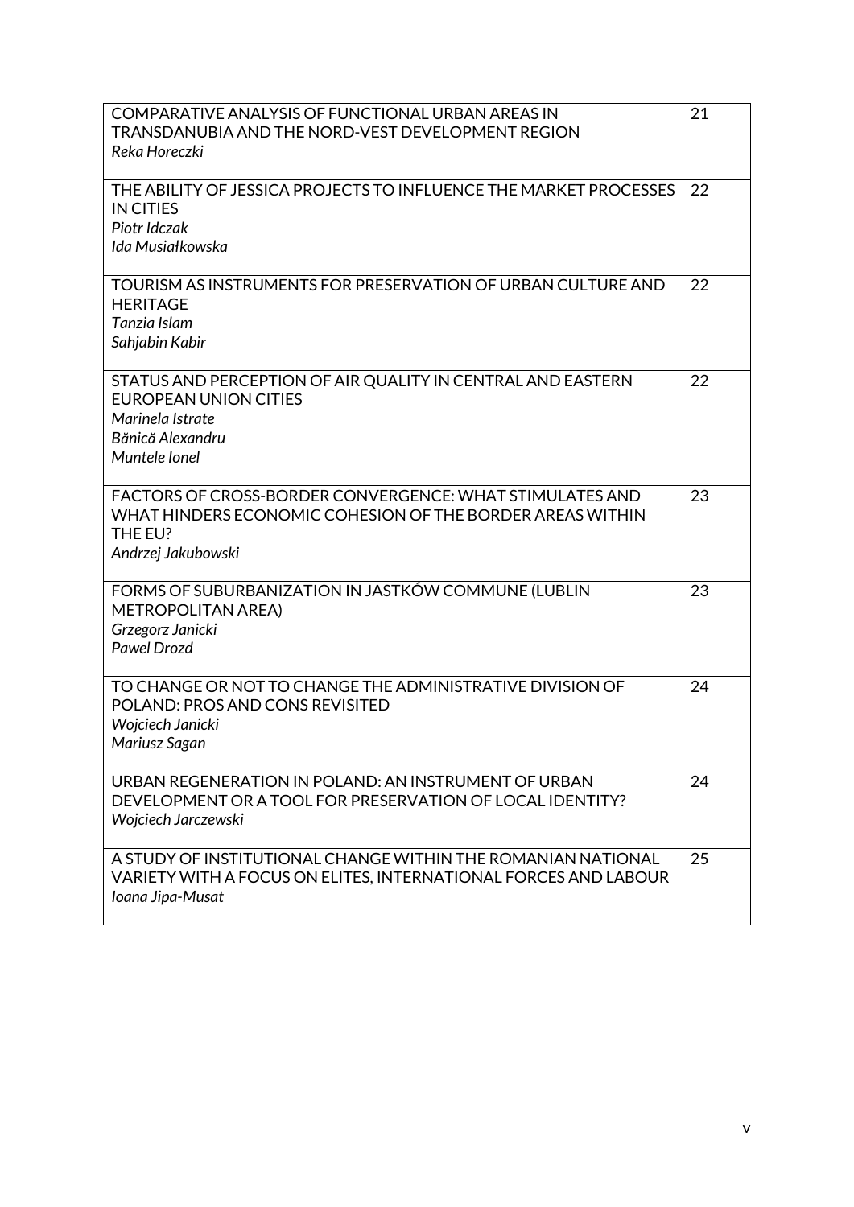| | |
|---|---|
| COMPARATIVE ANALYSIS OF FUNCTIONAL URBAN AREAS IN TRANSDANUBIA AND THE NORD-VEST DEVELOPMENT REGION<br>*Reka Horeczki* | 21 |
| THE ABILITY OF JESSICA PROJECTS TO INFLUENCE THE MARKET PROCESSES IN CITIES<br>*Piotr Idczak*<br>*Ida Musiałkowska* | 22 |
| TOURISM AS INSTRUMENTS FOR PRESERVATION OF URBAN CULTURE AND HERITAGE<br>*Tanzia Islam*<br>*Sahjabin Kabir* | 22 |
| STATUS AND PERCEPTION OF AIR QUALITY IN CENTRAL AND EASTERN EUROPEAN UNION CITIES<br>*Marinela Istrate*<br>*Bănică Alexandru*<br>*Muntele Ionel* | 22 |
| FACTORS OF CROSS-BORDER CONVERGENCE: WHAT STIMULATES AND WHAT HINDERS ECONOMIC COHESION OF THE BORDER AREAS WITHIN THE EU?<br>*Andrzej Jakubowski* | 23 |
| FORMS OF SUBURBANIZATION IN JASTKÓW COMMUNE (LUBLIN METROPOLITAN AREA)<br>*Grzegorz Janicki*<br>*Pawel Drozd* | 23 |
| TO CHANGE OR NOT TO CHANGE THE ADMINISTRATIVE DIVISION OF POLAND: PROS AND CONS REVISITED<br>*Wojciech Janicki*<br>*Mariusz Sagan* | 24 |
| URBAN REGENERATION IN POLAND: AN INSTRUMENT OF URBAN DEVELOPMENT OR A TOOL FOR PRESERVATION OF LOCAL IDENTITY?<br>*Wojciech Jarczewski* | 24 |
| A STUDY OF INSTITUTIONAL CHANGE WITHIN THE ROMANIAN NATIONAL VARIETY WITH A FOCUS ON ELITES, INTERNATIONAL FORCES AND LABOUR<br>*Ioana Jipa-Musat* | 25 |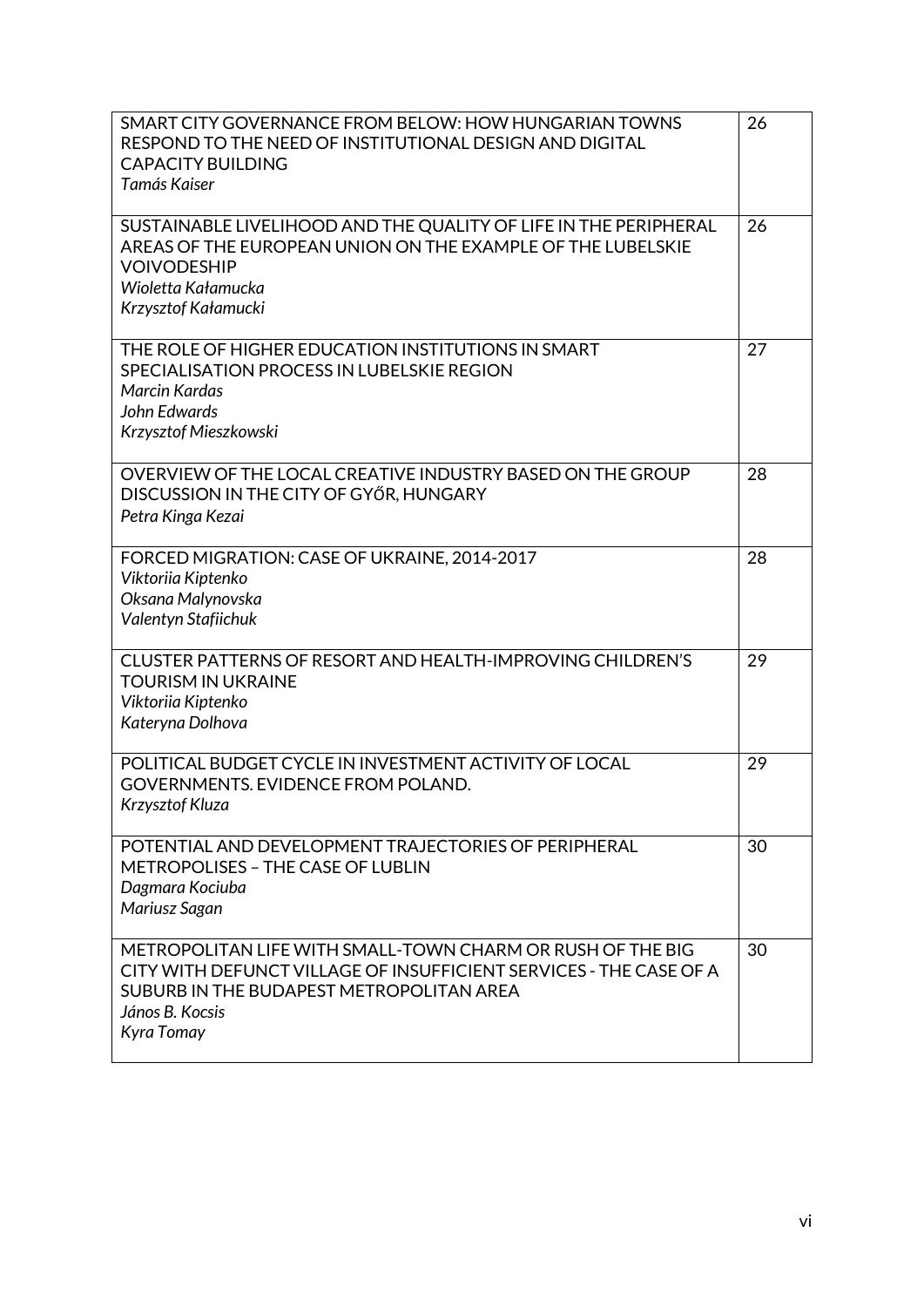| | |
|---|---|
| SMART CITY GOVERNANCE FROM BELOW: HOW HUNGARIAN TOWNS RESPOND TO THE NEED OF INSTITUTIONAL DESIGN AND DIGITAL CAPACITY BUILDING<br>*Tamás Kaiser* | 26 |
| SUSTAINABLE LIVELIHOOD AND THE QUALITY OF LIFE IN THE PERIPHERAL AREAS OF THE EUROPEAN UNION ON THE EXAMPLE OF THE LUBELSKIE VOIVODESHIP<br>*Wioletta Kałamucka*<br>*Krzysztof Kałamucki* | 26 |
| THE ROLE OF HIGHER EDUCATION INSTITUTIONS IN SMART SPECIALISATION PROCESS IN LUBELSKIE REGION<br>*Marcin Kardas*<br>*John Edwards*<br>*Krzysztof Mieszkowski* | 27 |
| OVERVIEW OF THE LOCAL CREATIVE INDUSTRY BASED ON THE GROUP DISCUSSION IN THE CITY OF GYŐR, HUNGARY<br>*Petra Kinga Kezai* | 28 |
| FORCED MIGRATION: CASE OF UKRAINE, 2014-2017<br>*Viktoriia Kiptenko*<br>*Oksana Malynovska*<br>*Valentyn Stafiichuk* | 28 |
| CLUSTER PATTERNS OF RESORT AND HEALTH-IMPROVING CHILDREN'S TOURISM IN UKRAINE<br>*Viktoriia Kiptenko*<br>*Kateryna Dolhova* | 29 |
| POLITICAL BUDGET CYCLE IN INVESTMENT ACTIVITY OF LOCAL GOVERNMENTS. EVIDENCE FROM POLAND.<br>*Krzysztof Kluza* | 29 |
| POTENTIAL AND DEVELOPMENT TRAJECTORIES OF PERIPHERAL METROPOLISES – THE CASE OF LUBLIN<br>*Dagmara Kociuba*<br>*Mariusz Sagan* | 30 |
| METROPOLITAN LIFE WITH SMALL-TOWN CHARM OR RUSH OF THE BIG CITY WITH DEFUNCT VILLAGE OF INSUFFICIENT SERVICES - THE CASE OF A SUBURB IN THE BUDAPEST METROPOLITAN AREA<br>*János B. Kocsis*<br>*Kyra Tomay* | 30 |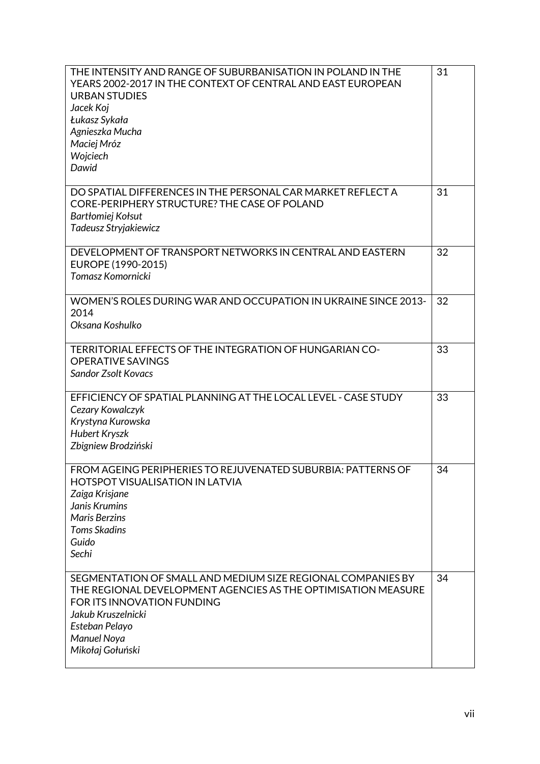| | |
|---|---|
| THE INTENSITY AND RANGE OF SUBURBANISATION IN POLAND IN THE YEARS 2002-2017 IN THE CONTEXT OF CENTRAL AND EAST EUROPEAN URBAN STUDIES<br>*Jacek Koj*<br>*Łukasz Sykała*<br>*Agnieszka Mucha*<br>*Maciej Mróz*<br>*Wojciech*<br>*Dawid* | 31 |
| DO SPATIAL DIFFERENCES IN THE PERSONAL CAR MARKET REFLECT A CORE-PERIPHERY STRUCTURE? THE CASE OF POLAND<br>*Bartłomiej Kołsut*<br>*Tadeusz Stryjakiewicz* | 31 |
| DEVELOPMENT OF TRANSPORT NETWORKS IN CENTRAL AND EASTERN EUROPE (1990-2015)<br>*Tomasz Komornicki* | 32 |
| WOMEN'S ROLES DURING WAR AND OCCUPATION IN UKRAINE SINCE 2013-2014<br>*Oksana Koshulko* | 32 |
| TERRITORIAL EFFECTS OF THE INTEGRATION OF HUNGARIAN CO-OPERATIVE SAVINGS<br>*Sandor Zsolt Kovacs* | 33 |
| EFFICIENCY OF SPATIAL PLANNING AT THE LOCAL LEVEL - CASE STUDY<br>*Cezary Kowalczyk*<br>*Krystyna Kurowska*<br>*Hubert Kryszk*<br>*Zbigniew Brodziński* | 33 |
| FROM AGEING PERIPHERIES TO REJUVENATED SUBURBIA: PATTERNS OF HOTSPOT VISUALISATION IN LATVIA<br>*Zaiga Krisjane*<br>*Janis Krumins*<br>*Maris Berzins*<br>*Toms Skadins*<br>*Guido*<br>*Sechi* | 34 |
| SEGMENTATION OF SMALL AND MEDIUM SIZE REGIONAL COMPANIES BY THE REGIONAL DEVELOPMENT AGENCIES AS THE OPTIMISATION MEASURE FOR ITS INNOVATION FUNDING<br>*Jakub Kruszelnicki*<br>*Esteban Pelayo*<br>*Manuel Noya*<br>*Mikołaj Gołuński* | 34 |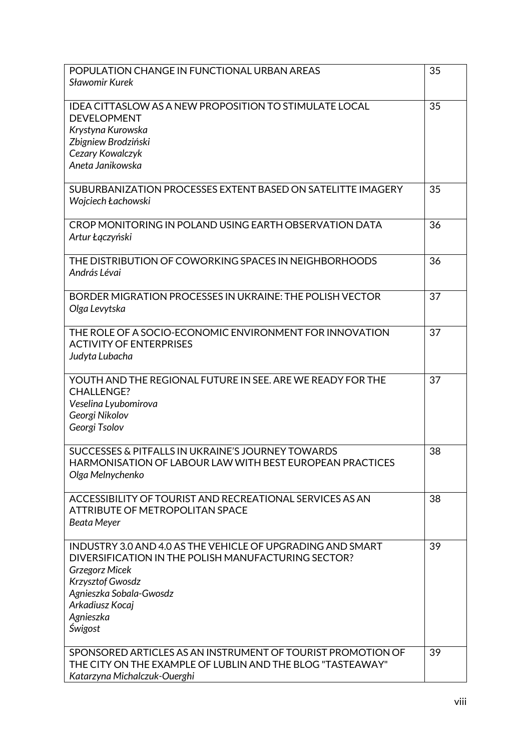| | |
|---|---|
| POPULATION CHANGE IN FUNCTIONAL URBAN AREAS<br>*Sławomir Kurek* | 35 |
| IDEA CITTASLOW AS A NEW PROPOSITION TO STIMULATE LOCAL DEVELOPMENT<br>*Krystyna Kurowska*<br>*Zbigniew Brodziński*<br>*Cezary Kowalczyk*<br>*Aneta Janikowska* | 35 |
| SUBURBANIZATION PROCESSES EXTENT BASED ON SATELITTE IMAGERY<br>*Wojciech Łachowski* | 35 |
| CROP MONITORING IN POLAND USING EARTH OBSERVATION DATA<br>*Artur Łączyński* | 36 |
| THE DISTRIBUTION OF COWORKING SPACES IN NEIGHBORHOODS<br>*András Lévai* | 36 |
| BORDER MIGRATION PROCESSES IN UKRAINE: THE POLISH VECTOR<br>*Olga Levytska* | 37 |
| THE ROLE OF A SOCIO-ECONOMIC ENVIRONMENT FOR INNOVATION ACTIVITY OF ENTERPRISES<br>*Judyta Lubacha* | 37 |
| YOUTH AND THE REGIONAL FUTURE IN SEE. ARE WE READY FOR THE CHALLENGE?<br>*Veselina Lyubomirova*<br>*Georgi Nikolov*<br>*Georgi Tsolov* | 37 |
| SUCCESSES & PITFALLS IN UKRAINE'S JOURNEY TOWARDS HARMONISATION OF LABOUR LAW WITH BEST EUROPEAN PRACTICES<br>*Olga Melnychenko* | 38 |
| ACCESSIBILITY OF TOURIST AND RECREATIONAL SERVICES AS AN ATTRIBUTE OF METROPOLITAN SPACE<br>*Beata Meyer* | 38 |
| INDUSTRY 3.0 AND 4.0 AS THE VEHICLE OF UPGRADING AND SMART DIVERSIFICATION IN THE POLISH MANUFACTURING SECTOR?<br>*Grzegorz Micek*<br>*Krzysztof Gwosdz*<br>*Agnieszka Sobala-Gwosdz*<br>*Arkadiusz Kocaj*<br>*Agnieszka*<br>*Świgost* | 39 |
| SPONSORED ARTICLES AS AN INSTRUMENT OF TOURIST PROMOTION OF THE CITY ON THE EXAMPLE OF LUBLIN AND THE BLOG "TASTEAWAY"<br>*Katarzyna Michalczuk-Ouerghi* | 39 |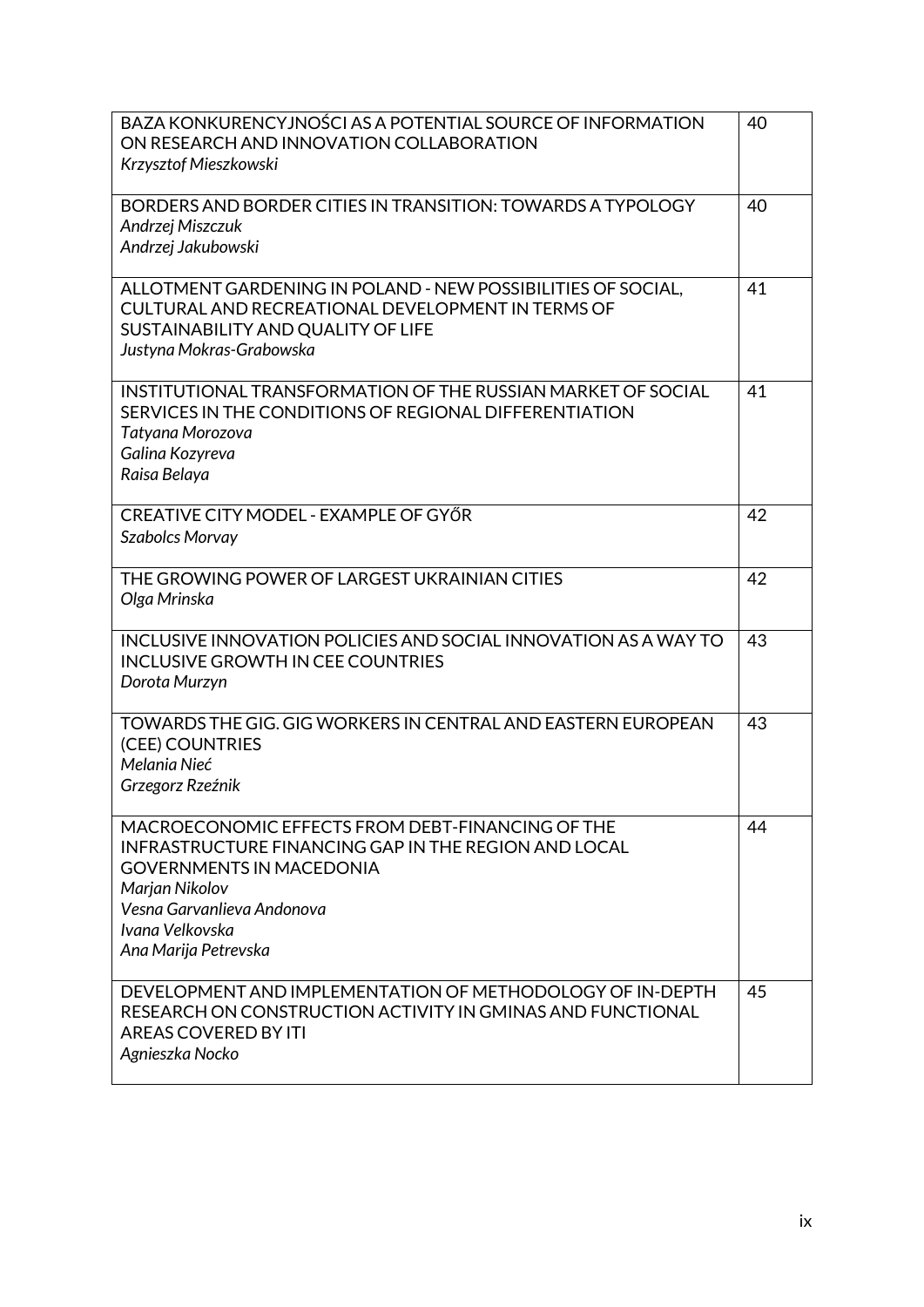| | |
|---|---|
| BAZA KONKURENCYJNOŚCI AS A POTENTIAL SOURCE OF INFORMATION ON RESEARCH AND INNOVATION COLLABORATION<br>*Krzysztof Mieszkowski* | 40 |
| BORDERS AND BORDER CITIES IN TRANSITION: TOWARDS A TYPOLOGY<br>*Andrzej Miszczuk*<br>*Andrzej Jakubowski* | 40 |
| ALLOTMENT GARDENING IN POLAND - NEW POSSIBILITIES OF SOCIAL, CULTURAL AND RECREATIONAL DEVELOPMENT IN TERMS OF SUSTAINABILITY AND QUALITY OF LIFE<br>*Justyna Mokras-Grabowska* | 41 |
| INSTITUTIONAL TRANSFORMATION OF THE RUSSIAN MARKET OF SOCIAL SERVICES IN THE CONDITIONS OF REGIONAL DIFFERENTIATION<br>*Tatyana Morozova*<br>*Galina Kozyreva*<br>*Raisa Belaya* | 41 |
| CREATIVE CITY MODEL - EXAMPLE OF GYŐR<br>*Szabolcs Morvay* | 42 |
| THE GROWING POWER OF LARGEST UKRAINIAN CITIES<br>*Olga Mrinska* | 42 |
| INCLUSIVE INNOVATION POLICIES AND SOCIAL INNOVATION AS A WAY TO INCLUSIVE GROWTH IN CEE COUNTRIES<br>*Dorota Murzyn* | 43 |
| TOWARDS THE GIG. GIG WORKERS IN CENTRAL AND EASTERN EUROPEAN (CEE) COUNTRIES<br>*Melania Nieć*<br>*Grzegorz Rzeźnik* | 43 |
| MACROECONOMIC EFFECTS FROM DEBT-FINANCING OF THE INFRASTRUCTURE FINANCING GAP IN THE REGION AND LOCAL GOVERNMENTS IN MACEDONIA<br>*Marjan Nikolov*<br>*Vesna Garvanlieva Andonova*<br>*Ivana Velkovska*<br>*Ana Marija Petrevska* | 44 |
| DEVELOPMENT AND IMPLEMENTATION OF METHODOLOGY OF IN-DEPTH RESEARCH ON CONSTRUCTION ACTIVITY IN GMINAS AND FUNCTIONAL AREAS COVERED BY ITI<br>*Agnieszka Nocko* | 45 |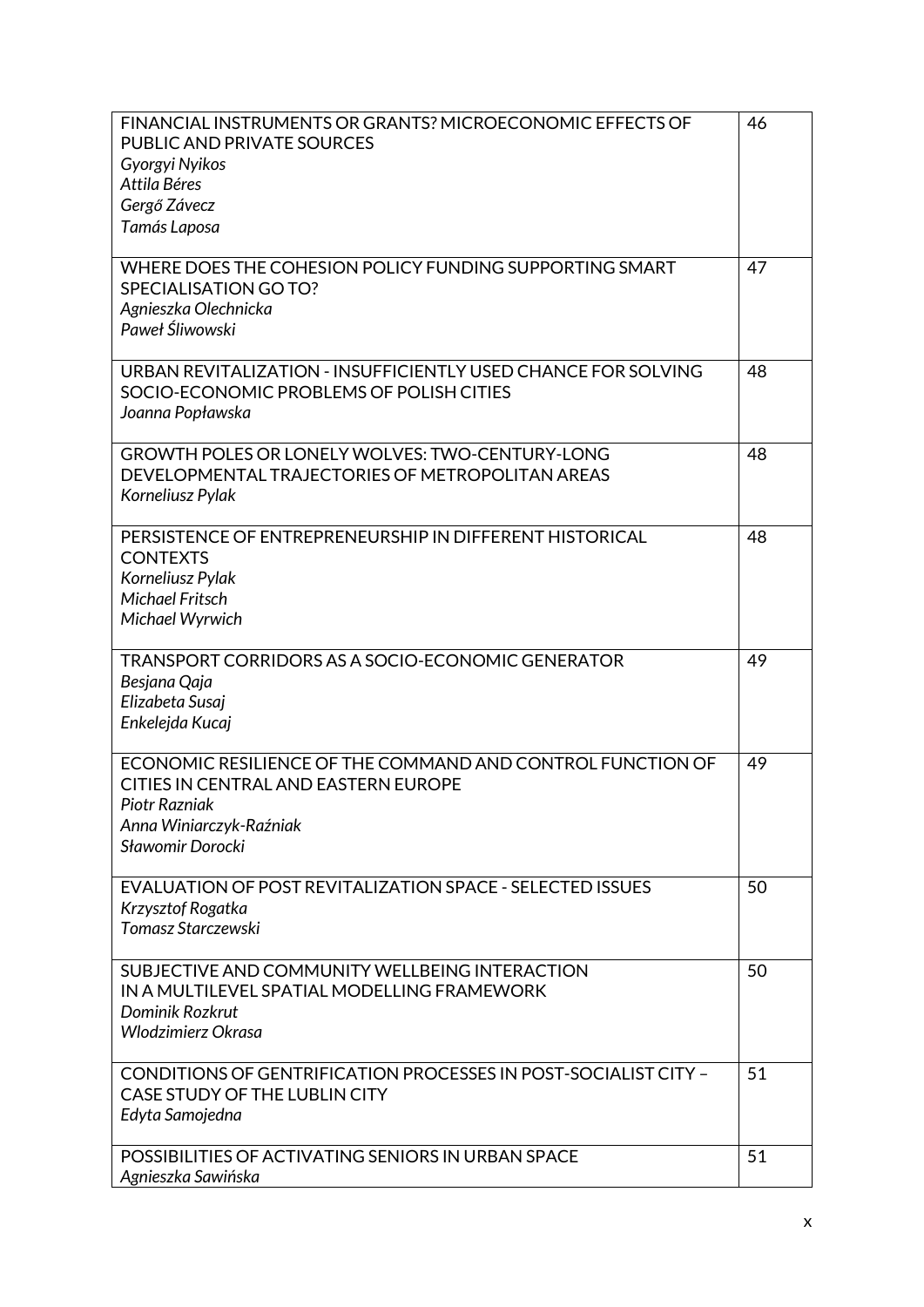| | |
|---|---|
| FINANCIAL INSTRUMENTS OR GRANTS? MICROECONOMIC EFFECTS OF PUBLIC AND PRIVATE SOURCES<br>*Gyorgyi Nyikos*<br>*Attila Béres*<br>*Gergő Závecz*<br>*Tamás Laposa* | 46 |
| WHERE DOES THE COHESION POLICY FUNDING SUPPORTING SMART SPECIALISATION GO TO?<br>*Agnieszka Olechnicka*<br>*Paweł Śliwowski* | 47 |
| URBAN REVITALIZATION - INSUFFICIENTLY USED CHANCE FOR SOLVING SOCIO-ECONOMIC PROBLEMS OF POLISH CITIES<br>*Joanna Popławska* | 48 |
| GROWTH POLES OR LONELY WOLVES: TWO-CENTURY-LONG DEVELOPMENTAL TRAJECTORIES OF METROPOLITAN AREAS<br>*Korneliusz Pylak* | 48 |
| PERSISTENCE OF ENTREPRENEURSHIP IN DIFFERENT HISTORICAL CONTEXTS<br>*Korneliusz Pylak*<br>*Michael Fritsch*<br>*Michael Wyrwich* | 48 |
| TRANSPORT CORRIDORS AS A SOCIO-ECONOMIC GENERATOR<br>*Besjana Qaja*<br>*Elizabeta Susaj*<br>*Enkelejda Kucaj* | 49 |
| ECONOMIC RESILIENCE OF THE COMMAND AND CONTROL FUNCTION OF CITIES IN CENTRAL AND EASTERN EUROPE<br>*Piotr Razniak*<br>*Anna Winiarczyk-Raźniak*<br>*Sławomir Dorocki* | 49 |
| EVALUATION OF POST REVITALIZATION SPACE - SELECTED ISSUES<br>*Krzysztof Rogatka*<br>*Tomasz Starczewski* | 50 |
| SUBJECTIVE AND COMMUNITY WELLBEING INTERACTION IN A MULTILEVEL SPATIAL MODELLING FRAMEWORK<br>*Dominik Rozkrut*<br>*Wlodzimierz Okrasa* | 50 |
| CONDITIONS OF GENTRIFICATION PROCESSES IN POST-SOCIALIST CITY – CASE STUDY OF THE LUBLIN CITY<br>*Edyta Samojedna* | 51 |
| POSSIBILITIES OF ACTIVATING SENIORS IN URBAN SPACE<br>*Agnieszka Sawińska* | 51 |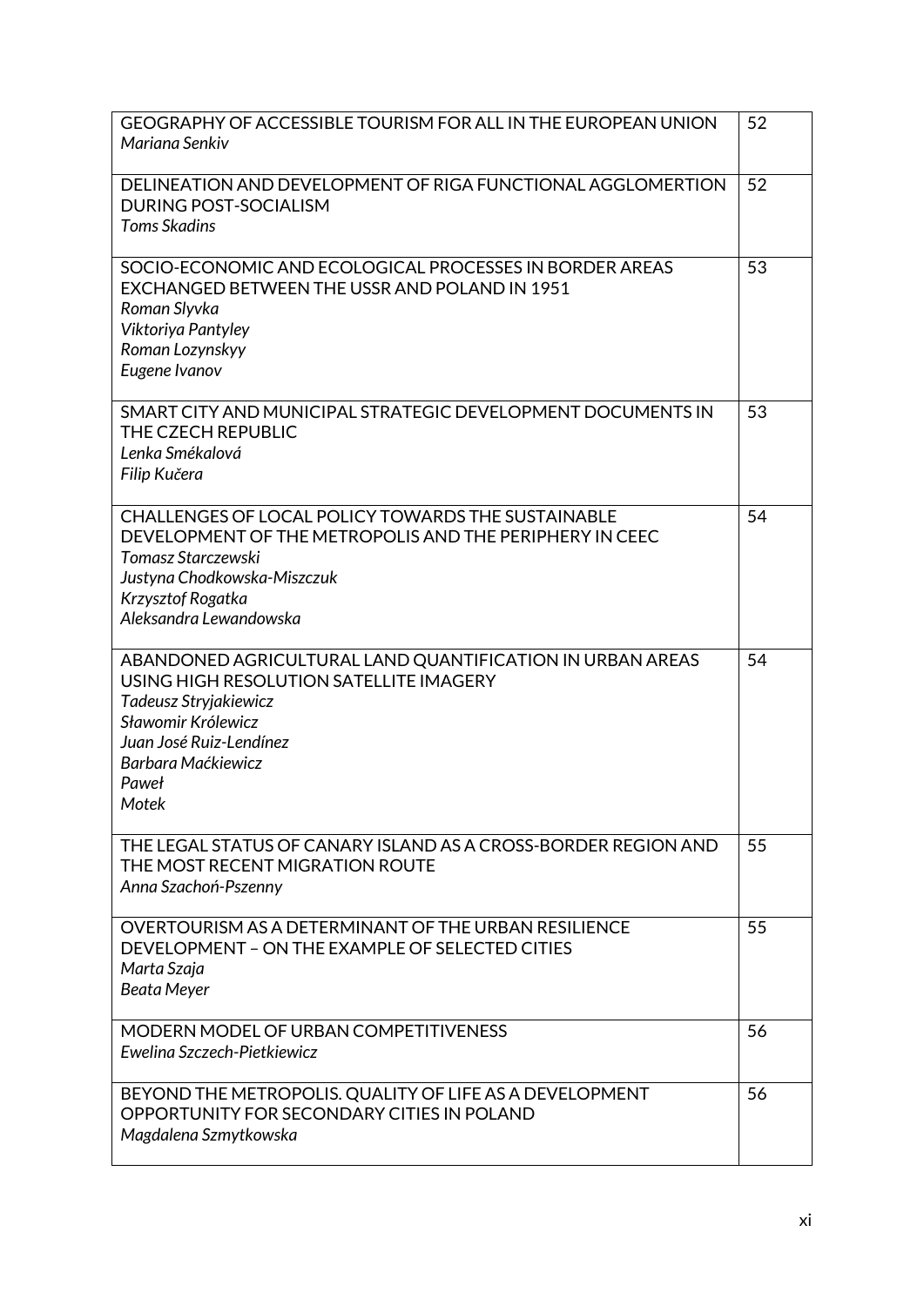| | |
|---|---|
| GEOGRAPHY OF ACCESSIBLE TOURISM FOR ALL IN THE EUROPEAN UNION<br>*Mariana Senkiv* | 52 |
| DELINEATION AND DEVELOPMENT OF RIGA FUNCTIONAL AGGLOMERTION DURING POST-SOCIALISM<br>*Toms Skadins* | 52 |
| SOCIO-ECONOMIC AND ECOLOGICAL PROCESSES IN BORDER AREAS EXCHANGED BETWEEN THE USSR AND POLAND IN 1951<br>*Roman Slyvka*<br>*Viktoriya Pantyley*<br>*Roman Lozynskyy*<br>*Eugene Ivanov* | 53 |
| SMART CITY AND MUNICIPAL STRATEGIC DEVELOPMENT DOCUMENTS IN THE CZECH REPUBLIC<br>*Lenka Smékalová*<br>*Filip Kučera* | 53 |
| CHALLENGES OF LOCAL POLICY TOWARDS THE SUSTAINABLE DEVELOPMENT OF THE METROPOLIS AND THE PERIPHERY IN CEEC<br>*Tomasz Starczewski*<br>*Justyna Chodkowska-Miszczuk*<br>*Krzysztof Rogatka*<br>*Aleksandra Lewandowska* | 54 |
| ABANDONED AGRICULTURAL LAND QUANTIFICATION IN URBAN AREAS USING HIGH RESOLUTION SATELLITE IMAGERY<br>*Tadeusz Stryjakiewicz*<br>*Sławomir Królewicz*<br>*Juan José Ruiz-Lendínez*<br>*Barbara Maćkiewicz*<br>*Paweł*<br>*Motek* | 54 |
| THE LEGAL STATUS OF CANARY ISLAND AS A CROSS-BORDER REGION AND THE MOST RECENT MIGRATION ROUTE<br>*Anna Szachoń-Pszenny* | 55 |
| OVERTOURISM AS A DETERMINANT OF THE URBAN RESILIENCE DEVELOPMENT – ON THE EXAMPLE OF SELECTED CITIES<br>*Marta Szaja*<br>*Beata Meyer* | 55 |
| MODERN MODEL OF URBAN COMPETITIVENESS<br>*Ewelina Szczech-Pietkiewicz* | 56 |
| BEYOND THE METROPOLIS. QUALITY OF LIFE AS A DEVELOPMENT OPPORTUNITY FOR SECONDARY CITIES IN POLAND<br>*Magdalena Szmytkowska* | 56 |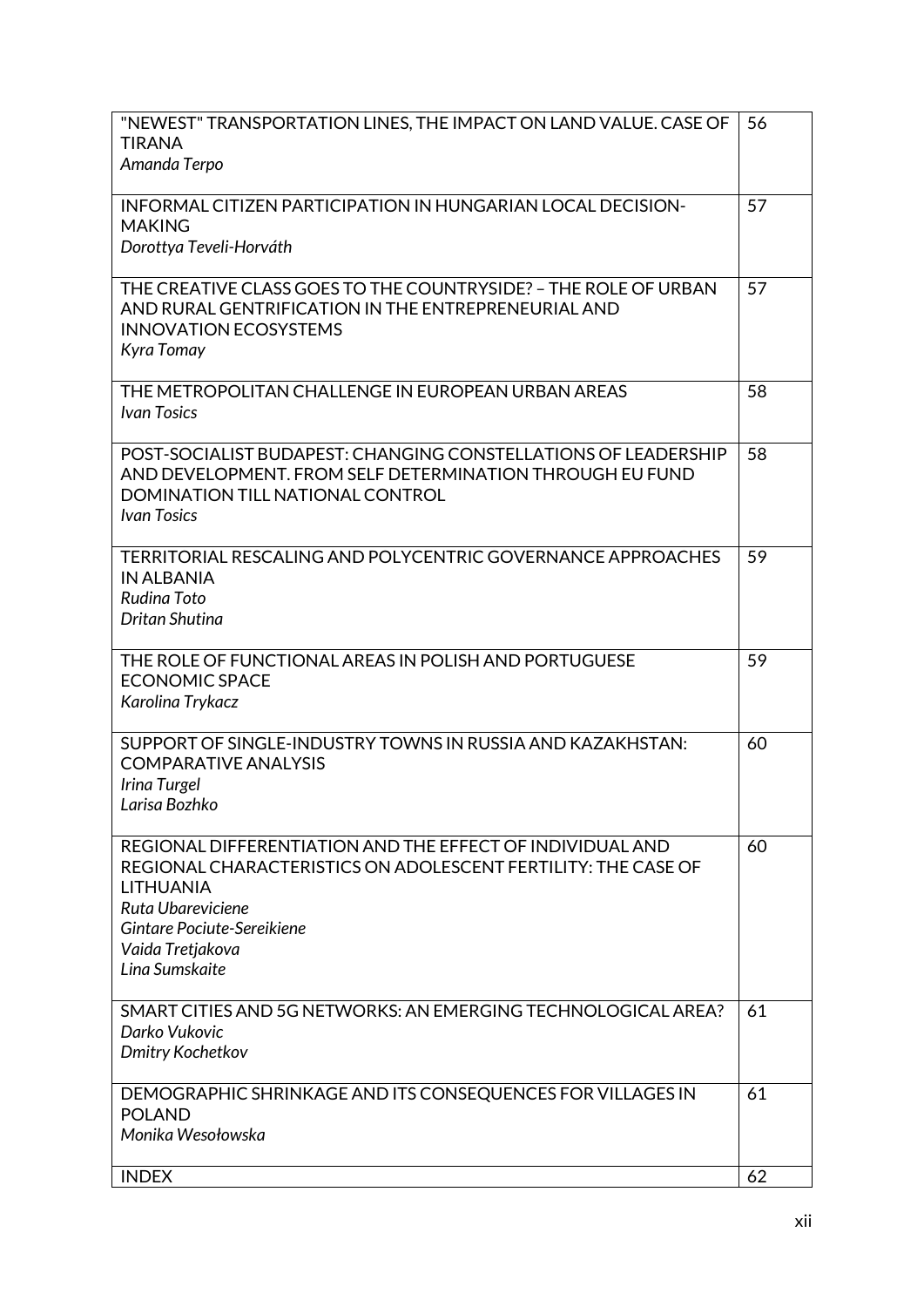| | |
|---|---|
| "NEWEST" TRANSPORTATION LINES, THE IMPACT ON LAND VALUE. CASE OF TIRANA<br>*Amanda Terpo* | 56 |
| INFORMAL CITIZEN PARTICIPATION IN HUNGARIAN LOCAL DECISION-MAKING<br>*Dorottya Teveli-Horváth* | 57 |
| THE CREATIVE CLASS GOES TO THE COUNTRYSIDE? – THE ROLE OF URBAN AND RURAL GENTRIFICATION IN THE ENTREPRENEURIAL AND INNOVATION ECOSYSTEMS<br>*Kyra Tomay* | 57 |
| THE METROPOLITAN CHALLENGE IN EUROPEAN URBAN AREAS<br>*Ivan Tosics* | 58 |
| POST-SOCIALIST BUDAPEST: CHANGING CONSTELLATIONS OF LEADERSHIP AND DEVELOPMENT. FROM SELF DETERMINATION THROUGH EU FUND DOMINATION TILL NATIONAL CONTROL<br>*Ivan Tosics* | 58 |
| TERRITORIAL RESCALING AND POLYCENTRIC GOVERNANCE APPROACHES IN ALBANIA<br>*Rudina Toto*<br>*Dritan Shutina* | 59 |
| THE ROLE OF FUNCTIONAL AREAS IN POLISH AND PORTUGUESE ECONOMIC SPACE<br>*Karolina Trykacz* | 59 |
| SUPPORT OF SINGLE-INDUSTRY TOWNS IN RUSSIA AND KAZAKHSTAN: COMPARATIVE ANALYSIS<br>*Irina Turgel*<br>*Larisa Bozhko* | 60 |
| REGIONAL DIFFERENTIATION AND THE EFFECT OF INDIVIDUAL AND REGIONAL CHARACTERISTICS ON ADOLESCENT FERTILITY: THE CASE OF LITHUANIA<br>*Ruta Ubareviciene*<br>*Gintare Pociute-Sereikiene*<br>*Vaida Tretjakova*<br>*Lina Sumskaite* | 60 |
| SMART CITIES AND 5G NETWORKS: AN EMERGING TECHNOLOGICAL AREA?<br>*Darko Vukovic*<br>*Dmitry Kochetkov* | 61 |
| DEMOGRAPHIC SHRINKAGE AND ITS CONSEQUENCES FOR VILLAGES IN POLAND<br>*Monika Wesołowska* | 61 |
| INDEX | 62 |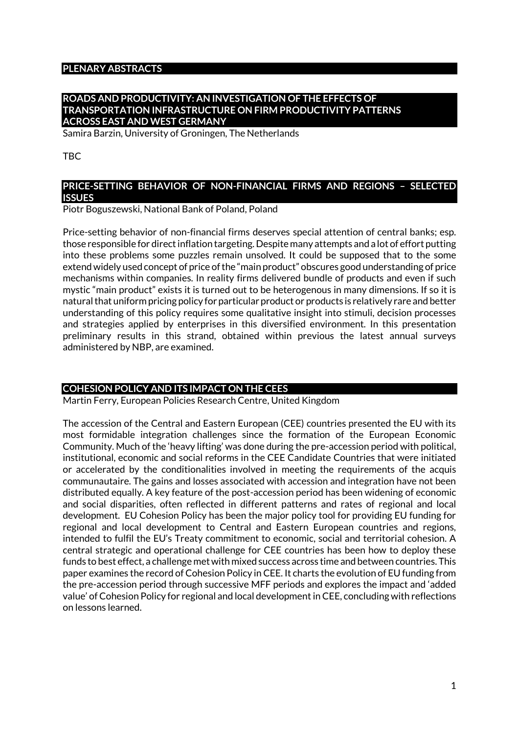# PLENARY ABSTRACTS

## ROADS AND PRODUCTIVITY: AN INVESTIGATION OF THE EFFECTS OF TRANSPORTATION INFRASTRUCTURE ON FIRM PRODUCTIVITY PATTERNS ACROSS EAST AND WEST GERMANY

Samira Barzin, University of Groningen, The Netherlands

TBC

## PRICE-SETTING BEHAVIOR OF NON-FINANCIAL FIRMS AND REGIONS – SELECTED ISSUES

Piotr Boguszewski, National Bank of Poland, Poland

Price-setting behavior of non-financial firms deserves special attention of central banks; esp. those responsible for direct inflation targeting. Despite many attempts and a lot of effort putting into these problems some puzzles remain unsolved. It could be supposed that to the some extend widely used concept of price of the "main product" obscures good understanding of price mechanisms within companies. In reality firms delivered bundle of products and even if such mystic "main product" exists it is turned out to be heterogenous in many dimensions. If so it is natural that uniform pricing policy for particular product or products is relatively rare and better understanding of this policy requires some qualitative insight into stimuli, decision processes and strategies applied by enterprises in this diversified environment. In this presentation preliminary results in this strand, obtained within previous the latest annual surveys administered by NBP, are examined.

## COHESION POLICY AND ITS IMPACT ON THE CEES

Martin Ferry, European Policies Research Centre, United Kingdom

The accession of the Central and Eastern European (CEE) countries presented the EU with its most formidable integration challenges since the formation of the European Economic Community. Much of the 'heavy lifting' was done during the pre-accession period with political, institutional, economic and social reforms in the CEE Candidate Countries that were initiated or accelerated by the conditionalities involved in meeting the requirements of the acquis communautaire. The gains and losses associated with accession and integration have not been distributed equally. A key feature of the post-accession period has been widening of economic and social disparities, often reflected in different patterns and rates of regional and local development. EU Cohesion Policy has been the major policy tool for providing EU funding for regional and local development to Central and Eastern European countries and regions, intended to fulfil the EU's Treaty commitment to economic, social and territorial cohesion. A central strategic and operational challenge for CEE countries has been how to deploy these funds to best effect, a challenge met with mixed success across time and between countries. This paper examines the record of Cohesion Policy in CEE. It charts the evolution of EU funding from the pre-accession period through successive MFF periods and explores the impact and 'added value' of Cohesion Policy for regional and local development in CEE, concluding with reflections on lessons learned.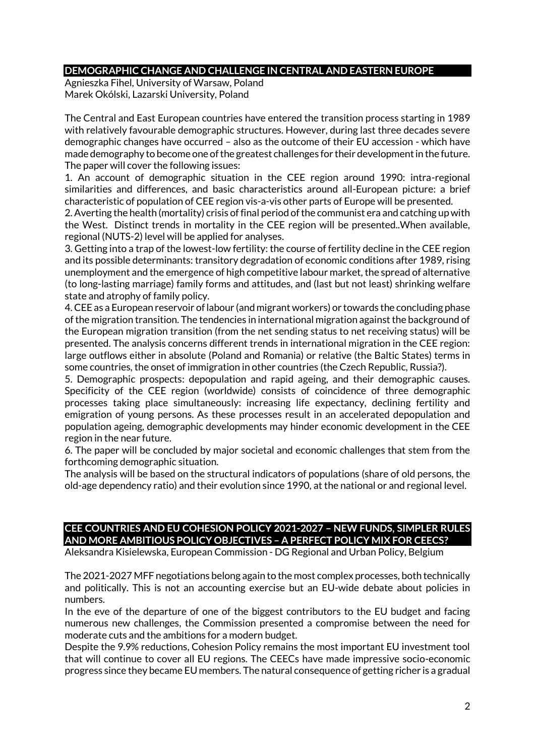## DEMOGRAPHIC CHANGE AND CHALLENGE IN CENTRAL AND EASTERN EUROPE

Agnieszka Fihel, University of Warsaw, Poland
Marek Okólski, Lazarski University, Poland

The Central and East European countries have entered the transition process starting in 1989 with relatively favourable demographic structures. However, during last three decades severe demographic changes have occurred – also as the outcome of their EU accession - which have made demography to become one of the greatest challenges for their development in the future. The paper will cover the following issues:

1. An account of demographic situation in the CEE region around 1990: intra-regional similarities and differences, and basic characteristics around all-European picture: a brief characteristic of population of CEE region vis-a-vis other parts of Europe will be presented.
2. Averting the health (mortality) crisis of final period of the communist era and catching up with the West. Distinct trends in mortality in the CEE region will be presented..When available, regional (NUTS-2) level will be applied for analyses.
3. Getting into a trap of the lowest-low fertility: the course of fertility decline in the CEE region and its possible determinants: transitory degradation of economic conditions after 1989, rising unemployment and the emergence of high competitive labour market, the spread of alternative (to long-lasting marriage) family forms and attitudes, and (last but not least) shrinking welfare state and atrophy of family policy.
4. CEE as a European reservoir of labour (and migrant workers) or towards the concluding phase of the migration transition. The tendencies in international migration against the background of the European migration transition (from the net sending status to net receiving status) will be presented. The analysis concerns different trends in international migration in the CEE region: large outflows either in absolute (Poland and Romania) or relative (the Baltic States) terms in some countries, the onset of immigration in other countries (the Czech Republic, Russia?).
5. Demographic prospects: depopulation and rapid ageing, and their demographic causes. Specificity of the CEE region (worldwide) consists of coincidence of three demographic processes taking place simultaneously: increasing life expectancy, declining fertility and emigration of young persons. As these processes result in an accelerated depopulation and population ageing, demographic developments may hinder economic development in the CEE region in the near future.
6. The paper will be concluded by major societal and economic challenges that stem from the forthcoming demographic situation.

The analysis will be based on the structural indicators of populations (share of old persons, the old-age dependency ratio) and their evolution since 1990, at the national or and regional level.

## CEE COUNTRIES AND EU COHESION POLICY 2021-2027 – NEW FUNDS, SIMPLER RULES AND MORE AMBITIOUS POLICY OBJECTIVES – A PERFECT POLICY MIX FOR CEECS?

Aleksandra Kisielewska, European Commission - DG Regional and Urban Policy, Belgium

The 2021-2027 MFF negotiations belong again to the most complex processes, both technically and politically. This is not an accounting exercise but an EU-wide debate about policies in numbers.

In the eve of the departure of one of the biggest contributors to the EU budget and facing numerous new challenges, the Commission presented a compromise between the need for moderate cuts and the ambitions for a modern budget.

Despite the 9.9% reductions, Cohesion Policy remains the most important EU investment tool that will continue to cover all EU regions. The CEECs have made impressive socio-economic progress since they became EU members. The natural consequence of getting richer is a gradual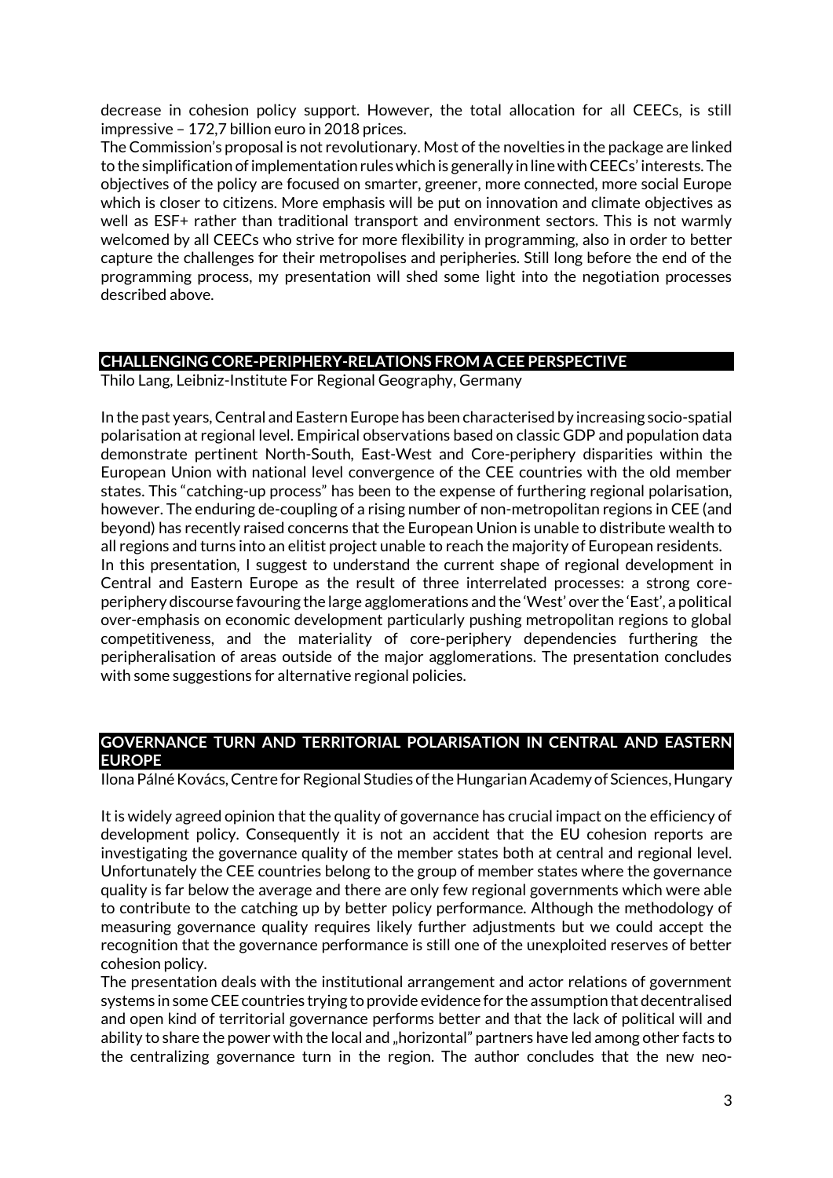decrease in cohesion policy support. However, the total allocation for all CEECs, is still impressive – 172,7 billion euro in 2018 prices.

The Commission's proposal is not revolutionary. Most of the novelties in the package are linked to the simplification of implementation rules which is generally in line with CEECs' interests. The objectives of the policy are focused on smarter, greener, more connected, more social Europe which is closer to citizens. More emphasis will be put on innovation and climate objectives as well as ESF+ rather than traditional transport and environment sectors. This is not warmly welcomed by all CEECs who strive for more flexibility in programming, also in order to better capture the challenges for their metropolises and peripheries. Still long before the end of the programming process, my presentation will shed some light into the negotiation processes described above.

## CHALLENGING CORE-PERIPHERY-RELATIONS FROM A CEE PERSPECTIVE

Thilo Lang, Leibniz-Institute For Regional Geography, Germany

In the past years, Central and Eastern Europe has been characterised by increasing socio-spatial polarisation at regional level. Empirical observations based on classic GDP and population data demonstrate pertinent North-South, East-West and Core-periphery disparities within the European Union with national level convergence of the CEE countries with the old member states. This "catching-up process" has been to the expense of furthering regional polarisation, however. The enduring de-coupling of a rising number of non-metropolitan regions in CEE (and beyond) has recently raised concerns that the European Union is unable to distribute wealth to all regions and turns into an elitist project unable to reach the majority of European residents.

In this presentation, I suggest to understand the current shape of regional development in Central and Eastern Europe as the result of three interrelated processes: a strong core-periphery discourse favouring the large agglomerations and the 'West' over the 'East', a political over-emphasis on economic development particularly pushing metropolitan regions to global competitiveness, and the materiality of core-periphery dependencies furthering the peripheralisation of areas outside of the major agglomerations. The presentation concludes with some suggestions for alternative regional policies.

## GOVERNANCE TURN AND TERRITORIAL POLARISATION IN CENTRAL AND EASTERN EUROPE

Ilona Pálné Kovács, Centre for Regional Studies of the Hungarian Academy of Sciences, Hungary

It is widely agreed opinion that the quality of governance has crucial impact on the efficiency of development policy. Consequently it is not an accident that the EU cohesion reports are investigating the governance quality of the member states both at central and regional level. Unfortunately the CEE countries belong to the group of member states where the governance quality is far below the average and there are only few regional governments which were able to contribute to the catching up by better policy performance. Although the methodology of measuring governance quality requires likely further adjustments but we could accept the recognition that the governance performance is still one of the unexploited reserves of better cohesion policy.

The presentation deals with the institutional arrangement and actor relations of government systems in some CEE countries trying to provide evidence for the assumption that decentralised and open kind of territorial governance performs better and that the lack of political will and ability to share the power with the local and „horizontal" partners have led among other facts to the centralizing governance turn in the region. The author concludes that the new neo-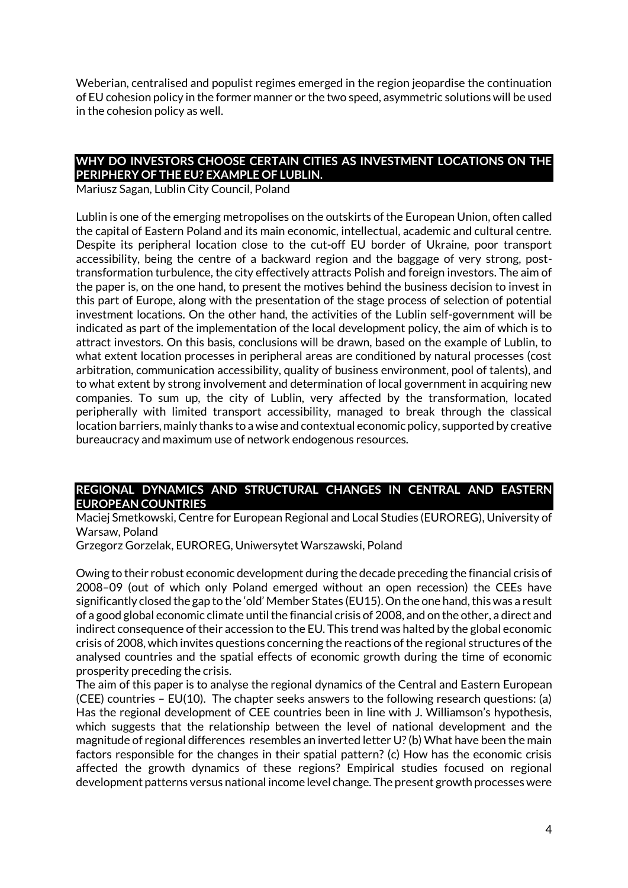Weberian, centralised and populist regimes emerged in the region jeopardise the continuation of EU cohesion policy in the former manner or the two speed, asymmetric solutions will be used in the cohesion policy as well.

## WHY DO INVESTORS CHOOSE CERTAIN CITIES AS INVESTMENT LOCATIONS ON THE PERIPHERY OF THE EU? EXAMPLE OF LUBLIN.

Mariusz Sagan, Lublin City Council, Poland

Lublin is one of the emerging metropolises on the outskirts of the European Union, often called the capital of Eastern Poland and its main economic, intellectual, academic and cultural centre. Despite its peripheral location close to the cut-off EU border of Ukraine, poor transport accessibility, being the centre of a backward region and the baggage of very strong, post-transformation turbulence, the city effectively attracts Polish and foreign investors. The aim of the paper is, on the one hand, to present the motives behind the business decision to invest in this part of Europe, along with the presentation of the stage process of selection of potential investment locations. On the other hand, the activities of the Lublin self-government will be indicated as part of the implementation of the local development policy, the aim of which is to attract investors. On this basis, conclusions will be drawn, based on the example of Lublin, to what extent location processes in peripheral areas are conditioned by natural processes (cost arbitration, communication accessibility, quality of business environment, pool of talents), and to what extent by strong involvement and determination of local government in acquiring new companies. To sum up, the city of Lublin, very affected by the transformation, located peripherally with limited transport accessibility, managed to break through the classical location barriers, mainly thanks to a wise and contextual economic policy, supported by creative bureaucracy and maximum use of network endogenous resources.

## REGIONAL DYNAMICS AND STRUCTURAL CHANGES IN CENTRAL AND EASTERN EUROPEAN COUNTRIES

Maciej Smetkowski, Centre for European Regional and Local Studies (EUROREG), University of Warsaw, Poland

Grzegorz Gorzelak, EUROREG, Uniwersytet Warszawski, Poland

Owing to their robust economic development during the decade preceding the financial crisis of 2008–09 (out of which only Poland emerged without an open recession) the CEEs have significantly closed the gap to the 'old' Member States (EU15). On the one hand, this was a result of a good global economic climate until the financial crisis of 2008, and on the other, a direct and indirect consequence of their accession to the EU. This trend was halted by the global economic crisis of 2008, which invites questions concerning the reactions of the regional structures of the analysed countries and the spatial effects of economic growth during the time of economic prosperity preceding the crisis.

The aim of this paper is to analyse the regional dynamics of the Central and Eastern European (CEE) countries – EU(10). The chapter seeks answers to the following research questions: (a) Has the regional development of CEE countries been in line with J. Williamson's hypothesis, which suggests that the relationship between the level of national development and the magnitude of regional differences resembles an inverted letter U? (b) What have been the main factors responsible for the changes in their spatial pattern? (c) How has the economic crisis affected the growth dynamics of these regions? Empirical studies focused on regional development patterns versus national income level change. The present growth processes were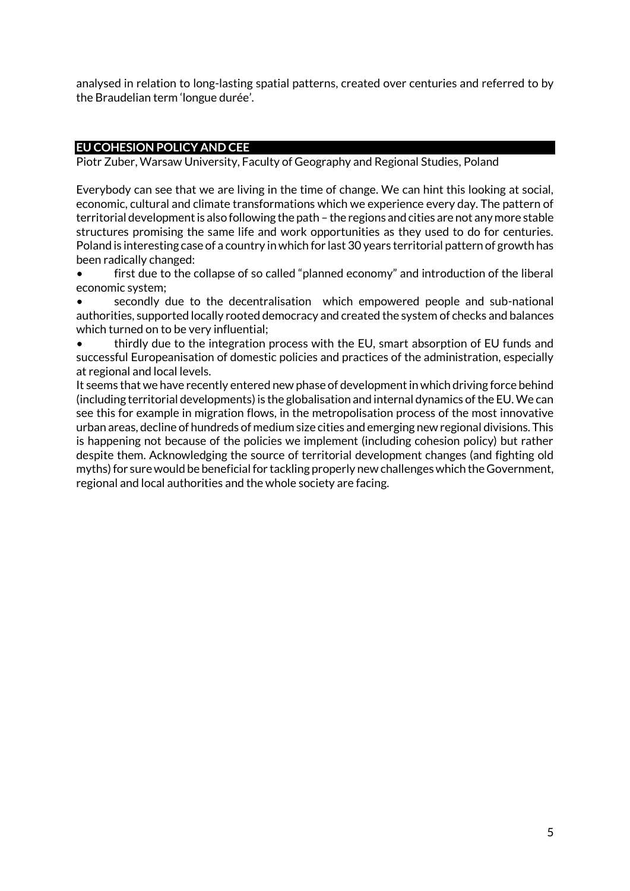analysed in relation to long-lasting spatial patterns, created over centuries and referred to by the Braudelian term 'longue durée'.

## EU COHESION POLICY AND CEE

Piotr Zuber, Warsaw University, Faculty of Geography and Regional Studies, Poland

Everybody can see that we are living in the time of change. We can hint this looking at social, economic, cultural and climate transformations which we experience every day. The pattern of territorial development is also following the path – the regions and cities are not any more stable structures promising the same life and work opportunities as they used to do for centuries. Poland is interesting case of a country in which for last 30 years territorial pattern of growth has been radically changed:

- first due to the collapse of so called "planned economy" and introduction of the liberal economic system;
- secondly due to the decentralisation which empowered people and sub-national authorities, supported locally rooted democracy and created the system of checks and balances which turned on to be very influential;
- thirdly due to the integration process with the EU, smart absorption of EU funds and successful Europeanisation of domestic policies and practices of the administration, especially at regional and local levels.

It seems that we have recently entered new phase of development in which driving force behind (including territorial developments) is the globalisation and internal dynamics of the EU. We can see this for example in migration flows, in the metropolisation process of the most innovative urban areas, decline of hundreds of medium size cities and emerging new regional divisions. This is happening not because of the policies we implement (including cohesion policy) but rather despite them. Acknowledging the source of territorial development changes (and fighting old myths) for sure would be beneficial for tackling properly new challenges which the Government, regional and local authorities and the whole society are facing.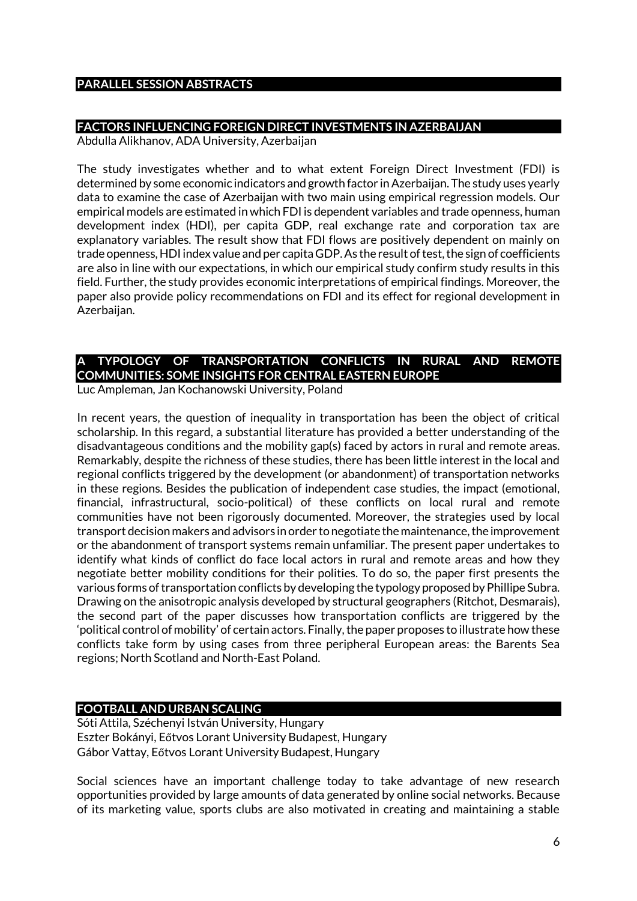## PARALLEL SESSION ABSTRACTS

### FACTORS INFLUENCING FOREIGN DIRECT INVESTMENTS IN AZERBAIJAN

Abdulla Alikhanov, ADA University, Azerbaijan

The study investigates whether and to what extent Foreign Direct Investment (FDI) is determined by some economic indicators and growth factor in Azerbaijan. The study uses yearly data to examine the case of Azerbaijan with two main using empirical regression models. Our empirical models are estimated in which FDI is dependent variables and trade openness, human development index (HDI), per capita GDP, real exchange rate and corporation tax are explanatory variables. The result show that FDI flows are positively dependent on mainly on trade openness, HDI index value and per capita GDP. As the result of test, the sign of coefficients are also in line with our expectations, in which our empirical study confirm study results in this field. Further, the study provides economic interpretations of empirical findings. Moreover, the paper also provide policy recommendations on FDI and its effect for regional development in Azerbaijan.

### A TYPOLOGY OF TRANSPORTATION CONFLICTS IN RURAL AND REMOTE COMMUNITIES: SOME INSIGHTS FOR CENTRAL EASTERN EUROPE

Luc Ampleman, Jan Kochanowski University, Poland

In recent years, the question of inequality in transportation has been the object of critical scholarship. In this regard, a substantial literature has provided a better understanding of the disadvantageous conditions and the mobility gap(s) faced by actors in rural and remote areas. Remarkably, despite the richness of these studies, there has been little interest in the local and regional conflicts triggered by the development (or abandonment) of transportation networks in these regions. Besides the publication of independent case studies, the impact (emotional, financial, infrastructural, socio-political) of these conflicts on local rural and remote communities have not been rigorously documented. Moreover, the strategies used by local transport decision makers and advisors in order to negotiate the maintenance, the improvement or the abandonment of transport systems remain unfamiliar. The present paper undertakes to identify what kinds of conflict do face local actors in rural and remote areas and how they negotiate better mobility conditions for their polities. To do so, the paper first presents the various forms of transportation conflicts by developing the typology proposed by Phillipe Subra. Drawing on the anisotropic analysis developed by structural geographers (Ritchot, Desmarais), the second part of the paper discusses how transportation conflicts are triggered by the 'political control of mobility' of certain actors. Finally, the paper proposes to illustrate how these conflicts take form by using cases from three peripheral European areas: the Barents Sea regions; North Scotland and North-East Poland.

### FOOTBALL AND URBAN SCALING

Sóti Attila, Széchenyi István University, Hungary
Eszter Bokányi, Eőtvos Lorant University Budapest, Hungary
Gábor Vattay, Eőtvos Lorant University Budapest, Hungary

Social sciences have an important challenge today to take advantage of new research opportunities provided by large amounts of data generated by online social networks. Because of its marketing value, sports clubs are also motivated in creating and maintaining a stable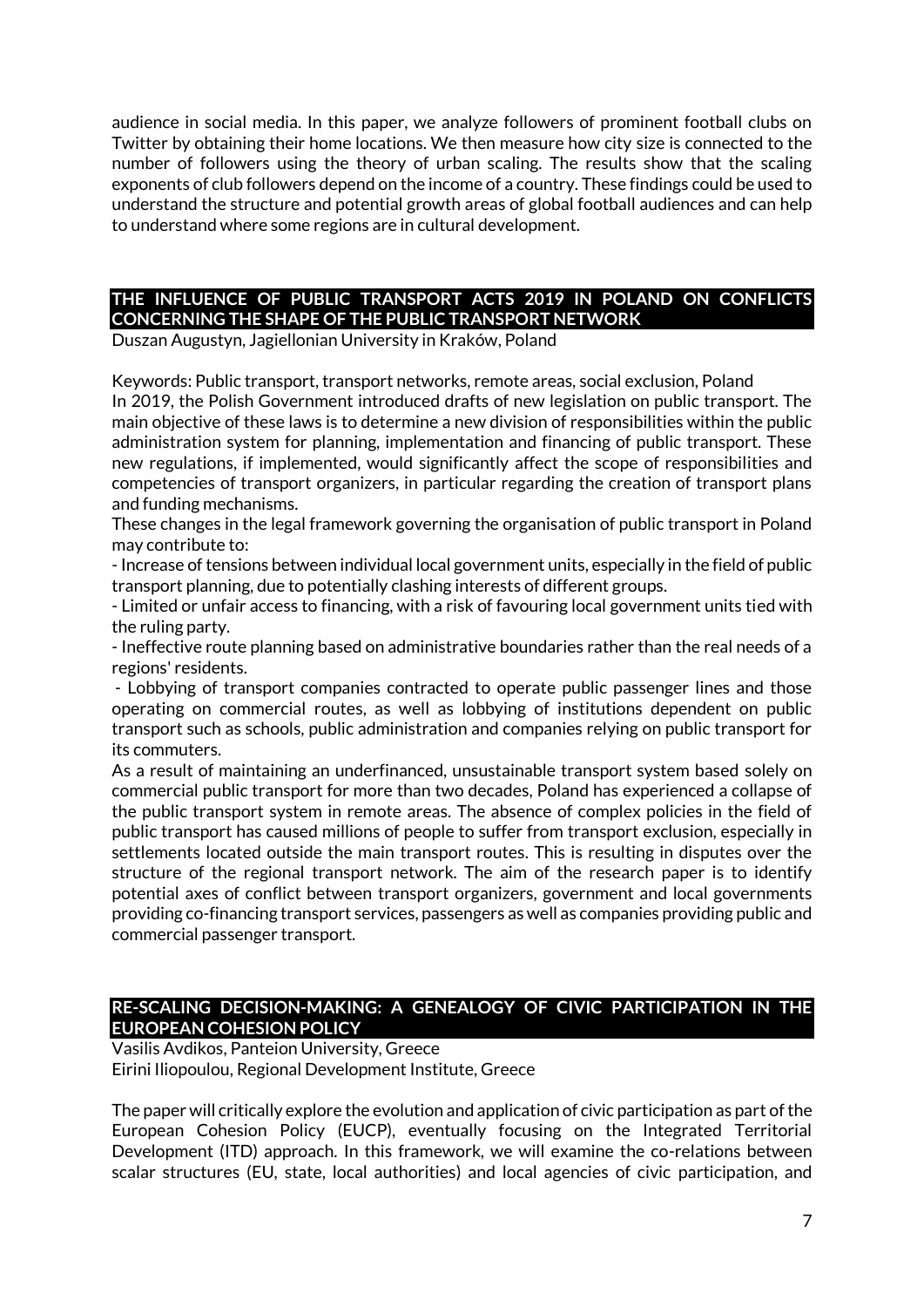audience in social media. In this paper, we analyze followers of prominent football clubs on Twitter by obtaining their home locations. We then measure how city size is connected to the number of followers using the theory of urban scaling. The results show that the scaling exponents of club followers depend on the income of a country. These findings could be used to understand the structure and potential growth areas of global football audiences and can help to understand where some regions are in cultural development.

## THE INFLUENCE OF PUBLIC TRANSPORT ACTS 2019 IN POLAND ON CONFLICTS CONCERNING THE SHAPE OF THE PUBLIC TRANSPORT NETWORK

Duszan Augustyn, Jagiellonian University in Kraków, Poland

Keywords: Public transport, transport networks, remote areas, social exclusion, Poland

In 2019, the Polish Government introduced drafts of new legislation on public transport. The main objective of these laws is to determine a new division of responsibilities within the public administration system for planning, implementation and financing of public transport. These new regulations, if implemented, would significantly affect the scope of responsibilities and competencies of transport organizers, in particular regarding the creation of transport plans and funding mechanisms.

These changes in the legal framework governing the organisation of public transport in Poland may contribute to:

- Increase of tensions between individual local government units, especially in the field of public transport planning, due to potentially clashing interests of different groups.
- Limited or unfair access to financing, with a risk of favouring local government units tied with the ruling party.
- Ineffective route planning based on administrative boundaries rather than the real needs of a regions' residents.
- Lobbying of transport companies contracted to operate public passenger lines and those operating on commercial routes, as well as lobbying of institutions dependent on public transport such as schools, public administration and companies relying on public transport for its commuters.

As a result of maintaining an underfinanced, unsustainable transport system based solely on commercial public transport for more than two decades, Poland has experienced a collapse of the public transport system in remote areas. The absence of complex policies in the field of public transport has caused millions of people to suffer from transport exclusion, especially in settlements located outside the main transport routes. This is resulting in disputes over the structure of the regional transport network. The aim of the research paper is to identify potential axes of conflict between transport organizers, government and local governments providing co-financing transport services, passengers as well as companies providing public and commercial passenger transport.

## RE-SCALING DECISION-MAKING: A GENEALOGY OF CIVIC PARTICIPATION IN THE EUROPEAN COHESION POLICY

Vasilis Avdikos, Panteion University, Greece
Eirini Iliopoulou, Regional Development Institute, Greece

The paper will critically explore the evolution and application of civic participation as part of the European Cohesion Policy (EUCP), eventually focusing on the Integrated Territorial Development (ITD) approach. In this framework, we will examine the co-relations between scalar structures (EU, state, local authorities) and local agencies of civic participation, and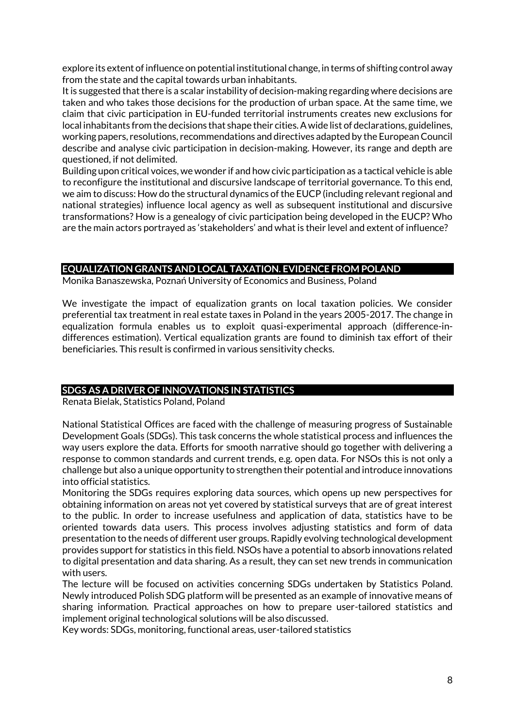explore its extent of influence on potential institutional change, in terms of shifting control away from the state and the capital towards urban inhabitants.

It is suggested that there is a scalar instability of decision-making regarding where decisions are taken and who takes those decisions for the production of urban space. At the same time, we claim that civic participation in EU-funded territorial instruments creates new exclusions for local inhabitants from the decisions that shape their cities. A wide list of declarations, guidelines, working papers, resolutions, recommendations and directives adapted by the European Council describe and analyse civic participation in decision-making. However, its range and depth are questioned, if not delimited.

Building upon critical voices, we wonder if and how civic participation as a tactical vehicle is able to reconfigure the institutional and discursive landscape of territorial governance. To this end, we aim to discuss: How do the structural dynamics of the EUCP (including relevant regional and national strategies) influence local agency as well as subsequent institutional and discursive transformations? How is a genealogy of civic participation being developed in the EUCP? Who are the main actors portrayed as 'stakeholders' and what is their level and extent of influence?

## EQUALIZATION GRANTS AND LOCAL TAXATION. EVIDENCE FROM POLAND

Monika Banaszewska, Poznań University of Economics and Business, Poland

We investigate the impact of equalization grants on local taxation policies. We consider preferential tax treatment in real estate taxes in Poland in the years 2005-2017. The change in equalization formula enables us to exploit quasi-experimental approach (difference-in-differences estimation). Vertical equalization grants are found to diminish tax effort of their beneficiaries. This result is confirmed in various sensitivity checks.

## SDGS AS A DRIVER OF INNOVATIONS IN STATISTICS

Renata Bielak, Statistics Poland, Poland

National Statistical Offices are faced with the challenge of measuring progress of Sustainable Development Goals (SDGs). This task concerns the whole statistical process and influences the way users explore the data. Efforts for smooth narrative should go together with delivering a response to common standards and current trends, e.g. open data. For NSOs this is not only a challenge but also a unique opportunity to strengthen their potential and introduce innovations into official statistics.

Monitoring the SDGs requires exploring data sources, which opens up new perspectives for obtaining information on areas not yet covered by statistical surveys that are of great interest to the public. In order to increase usefulness and application of data, statistics have to be oriented towards data users. This process involves adjusting statistics and form of data presentation to the needs of different user groups. Rapidly evolving technological development provides support for statistics in this field. NSOs have a potential to absorb innovations related to digital presentation and data sharing. As a result, they can set new trends in communication with users.

The lecture will be focused on activities concerning SDGs undertaken by Statistics Poland. Newly introduced Polish SDG platform will be presented as an example of innovative means of sharing information. Practical approaches on how to prepare user-tailored statistics and implement original technological solutions will be also discussed.

Key words: SDGs, monitoring, functional areas, user-tailored statistics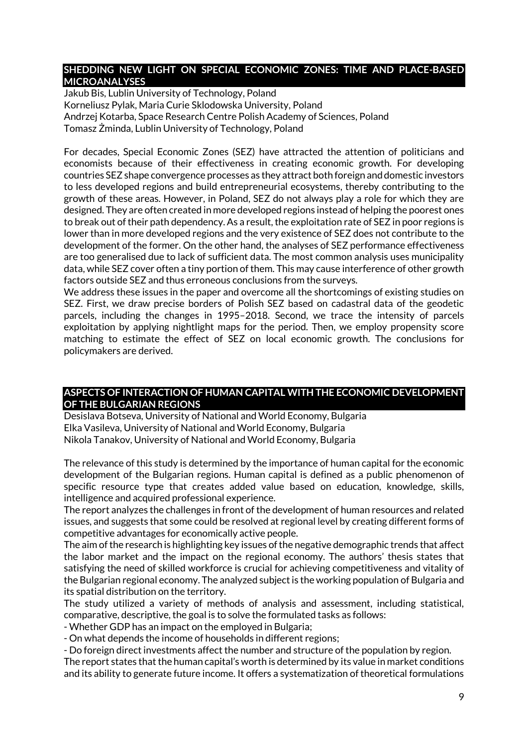## SHEDDING NEW LIGHT ON SPECIAL ECONOMIC ZONES: TIME AND PLACE-BASED MICROANALYSES

Jakub Bis, Lublin University of Technology, Poland
Korneliusz Pylak, Maria Curie Sklodowska University, Poland
Andrzej Kotarba, Space Research Centre Polish Academy of Sciences, Poland
Tomasz Żminda, Lublin University of Technology, Poland

For decades, Special Economic Zones (SEZ) have attracted the attention of politicians and economists because of their effectiveness in creating economic growth. For developing countries SEZ shape convergence processes as they attract both foreign and domestic investors to less developed regions and build entrepreneurial ecosystems, thereby contributing to the growth of these areas. However, in Poland, SEZ do not always play a role for which they are designed. They are often created in more developed regions instead of helping the poorest ones to break out of their path dependency. As a result, the exploitation rate of SEZ in poor regions is lower than in more developed regions and the very existence of SEZ does not contribute to the development of the former. On the other hand, the analyses of SEZ performance effectiveness are too generalised due to lack of sufficient data. The most common analysis uses municipality data, while SEZ cover often a tiny portion of them. This may cause interference of other growth factors outside SEZ and thus erroneous conclusions from the surveys.

We address these issues in the paper and overcome all the shortcomings of existing studies on SEZ. First, we draw precise borders of Polish SEZ based on cadastral data of the geodetic parcels, including the changes in 1995–2018. Second, we trace the intensity of parcels exploitation by applying nightlight maps for the period. Then, we employ propensity score matching to estimate the effect of SEZ on local economic growth. The conclusions for policymakers are derived.

## ASPECTS OF INTERACTION OF HUMAN CAPITAL WITH THE ECONOMIC DEVELOPMENT OF THE BULGARIAN REGIONS

Desislava Botseva, University of National and World Economy, Bulgaria
Elka Vasileva, University of National and World Economy, Bulgaria
Nikola Tanakov, University of National and World Economy, Bulgaria

The relevance of this study is determined by the importance of human capital for the economic development of the Bulgarian regions. Human capital is defined as a public phenomenon of specific resource type that creates added value based on education, knowledge, skills, intelligence and acquired professional experience.

The report analyzes the challenges in front of the development of human resources and related issues, and suggests that some could be resolved at regional level by creating different forms of competitive advantages for economically active people.

The aim of the research is highlighting key issues of the negative demographic trends that affect the labor market and the impact on the regional economy. The authors' thesis states that satisfying the need of skilled workforce is crucial for achieving competitiveness and vitality of the Bulgarian regional economy. The analyzed subject is the working population of Bulgaria and its spatial distribution on the territory.

The study utilized a variety of methods of analysis and assessment, including statistical, comparative, descriptive, the goal is to solve the formulated tasks as follows:

- Whether GDP has an impact on the employed in Bulgaria;
- On what depends the income of households in different regions;
- Do foreign direct investments affect the number and structure of the population by region.

The report states that the human capital's worth is determined by its value in market conditions and its ability to generate future income. It offers a systematization of theoretical formulations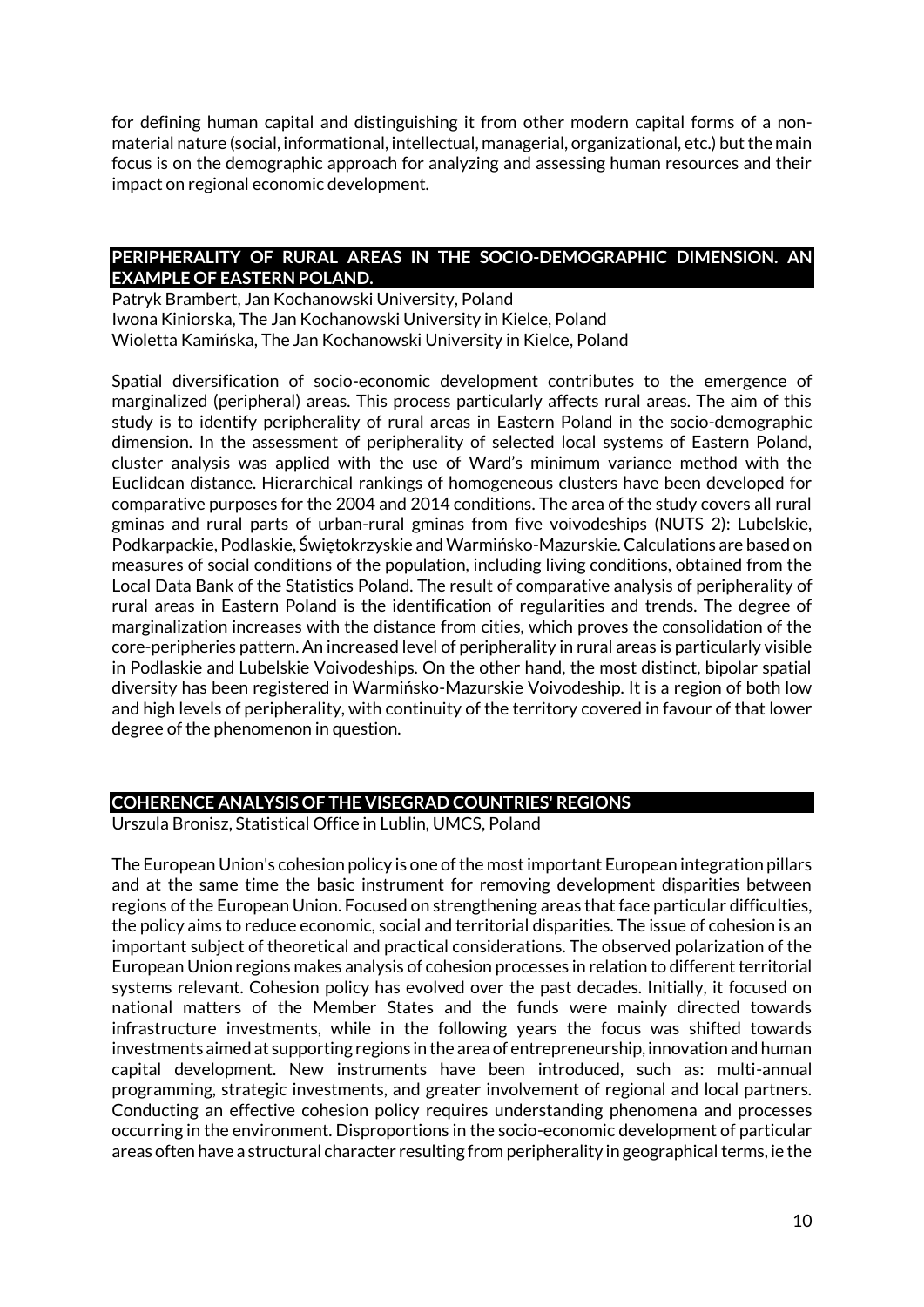for defining human capital and distinguishing it from other modern capital forms of a non-material nature (social, informational, intellectual, managerial, organizational, etc.) but the main focus is on the demographic approach for analyzing and assessing human resources and their impact on regional economic development.

## PERIPHERALITY OF RURAL AREAS IN THE SOCIO-DEMOGRAPHIC DIMENSION. AN EXAMPLE OF EASTERN POLAND.

Patryk Brambert, Jan Kochanowski University, Poland
Iwona Kiniorska, The Jan Kochanowski University in Kielce, Poland
Wioletta Kamińska, The Jan Kochanowski University in Kielce, Poland

Spatial diversification of socio-economic development contributes to the emergence of marginalized (peripheral) areas. This process particularly affects rural areas. The aim of this study is to identify peripherality of rural areas in Eastern Poland in the socio-demographic dimension. In the assessment of peripherality of selected local systems of Eastern Poland, cluster analysis was applied with the use of Ward's minimum variance method with the Euclidean distance. Hierarchical rankings of homogeneous clusters have been developed for comparative purposes for the 2004 and 2014 conditions. The area of the study covers all rural gminas and rural parts of urban-rural gminas from five voivodeships (NUTS 2): Lubelskie, Podkarpackie, Podlaskie, Świętokrzyskie and Warmińsko-Mazurskie. Calculations are based on measures of social conditions of the population, including living conditions, obtained from the Local Data Bank of the Statistics Poland. The result of comparative analysis of peripherality of rural areas in Eastern Poland is the identification of regularities and trends. The degree of marginalization increases with the distance from cities, which proves the consolidation of the core-peripheries pattern. An increased level of peripherality in rural areas is particularly visible in Podlaskie and Lubelskie Voivodeships. On the other hand, the most distinct, bipolar spatial diversity has been registered in Warmińsko-Mazurskie Voivodeship. It is a region of both low and high levels of peripherality, with continuity of the territory covered in favour of that lower degree of the phenomenon in question.

## COHERENCE ANALYSIS OF THE VISEGRAD COUNTRIES' REGIONS

Urszula Bronisz, Statistical Office in Lublin, UMCS, Poland

The European Union's cohesion policy is one of the most important European integration pillars and at the same time the basic instrument for removing development disparities between regions of the European Union. Focused on strengthening areas that face particular difficulties, the policy aims to reduce economic, social and territorial disparities. The issue of cohesion is an important subject of theoretical and practical considerations. The observed polarization of the European Union regions makes analysis of cohesion processes in relation to different territorial systems relevant. Cohesion policy has evolved over the past decades. Initially, it focused on national matters of the Member States and the funds were mainly directed towards infrastructure investments, while in the following years the focus was shifted towards investments aimed at supporting regions in the area of entrepreneurship, innovation and human capital development. New instruments have been introduced, such as: multi-annual programming, strategic investments, and greater involvement of regional and local partners. Conducting an effective cohesion policy requires understanding phenomena and processes occurring in the environment. Disproportions in the socio-economic development of particular areas often have a structural character resulting from peripherality in geographical terms, ie the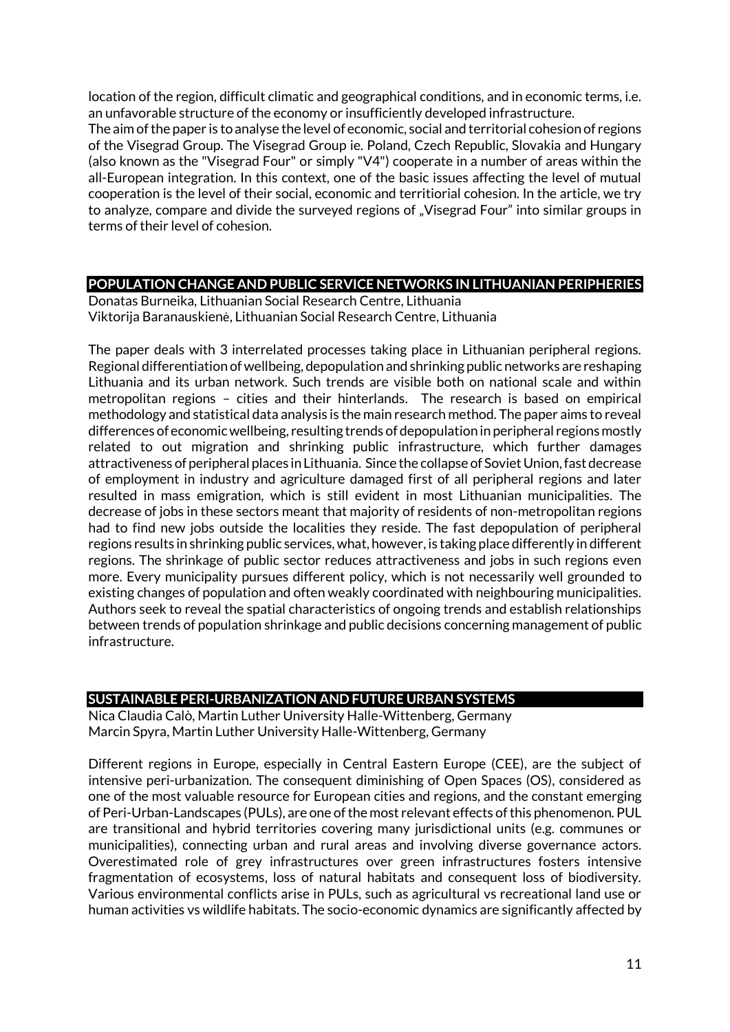location of the region, difficult climatic and geographical conditions, and in economic terms, i.e. an unfavorable structure of the economy or insufficiently developed infrastructure.
The aim of the paper is to analyse the level of economic, social and territorial cohesion of regions of the Visegrad Group. The Visegrad Group ie. Poland, Czech Republic, Slovakia and Hungary (also known as the "Visegrad Four" or simply "V4") cooperate in a number of areas within the all-European integration. In this context, one of the basic issues affecting the level of mutual cooperation is the level of their social, economic and territiorial cohesion. In the article, we try to analyze, compare and divide the surveyed regions of „Visegrad Four" into similar groups in terms of their level of cohesion.

## POPULATION CHANGE AND PUBLIC SERVICE NETWORKS IN LITHUANIAN PERIPHERIES

Donatas Burneika, Lithuanian Social Research Centre, Lithuania
Viktorija Baranauskienė, Lithuanian Social Research Centre, Lithuania

The paper deals with 3 interrelated processes taking place in Lithuanian peripheral regions. Regional differentiation of wellbeing, depopulation and shrinking public networks are reshaping Lithuania and its urban network. Such trends are visible both on national scale and within metropolitan regions – cities and their hinterlands. The research is based on empirical methodology and statistical data analysis is the main research method. The paper aims to reveal differences of economic wellbeing, resulting trends of depopulation in peripheral regions mostly related to out migration and shrinking public infrastructure, which further damages attractiveness of peripheral places in Lithuania. Since the collapse of Soviet Union, fast decrease of employment in industry and agriculture damaged first of all peripheral regions and later resulted in mass emigration, which is still evident in most Lithuanian municipalities. The decrease of jobs in these sectors meant that majority of residents of non-metropolitan regions had to find new jobs outside the localities they reside. The fast depopulation of peripheral regions results in shrinking public services, what, however, is taking place differently in different regions. The shrinkage of public sector reduces attractiveness and jobs in such regions even more. Every municipality pursues different policy, which is not necessarily well grounded to existing changes of population and often weakly coordinated with neighbouring municipalities. Authors seek to reveal the spatial characteristics of ongoing trends and establish relationships between trends of population shrinkage and public decisions concerning management of public infrastructure.

## SUSTAINABLE PERI-URBANIZATION AND FUTURE URBAN SYSTEMS

Nica Claudia Calò, Martin Luther University Halle-Wittenberg, Germany
Marcin Spyra, Martin Luther University Halle-Wittenberg, Germany

Different regions in Europe, especially in Central Eastern Europe (CEE), are the subject of intensive peri-urbanization. The consequent diminishing of Open Spaces (OS), considered as one of the most valuable resource for European cities and regions, and the constant emerging of Peri-Urban-Landscapes (PULs), are one of the most relevant effects of this phenomenon. PUL are transitional and hybrid territories covering many jurisdictional units (e.g. communes or municipalities), connecting urban and rural areas and involving diverse governance actors. Overestimated role of grey infrastructures over green infrastructures fosters intensive fragmentation of ecosystems, loss of natural habitats and consequent loss of biodiversity. Various environmental conflicts arise in PULs, such as agricultural vs recreational land use or human activities vs wildlife habitats. The socio-economic dynamics are significantly affected by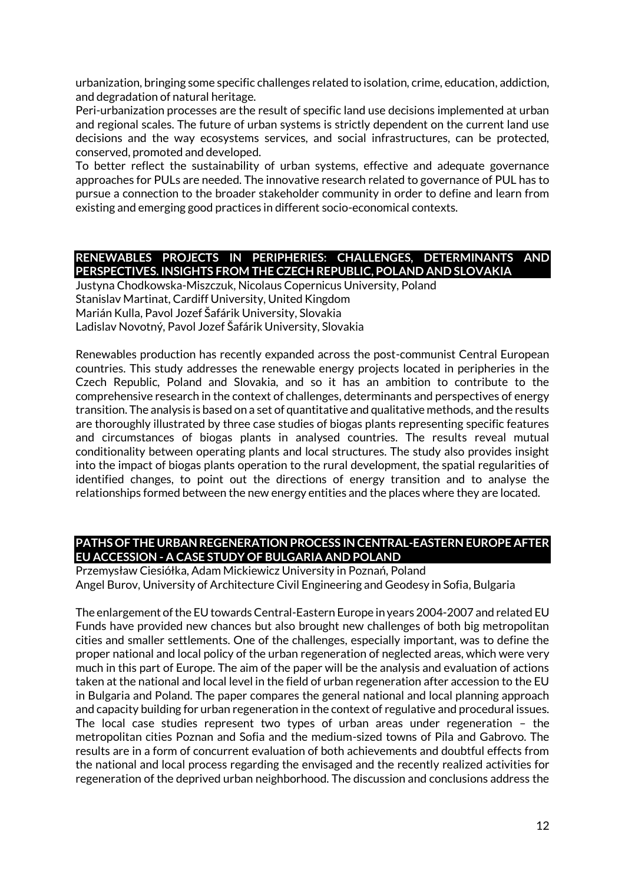urbanization, bringing some specific challenges related to isolation, crime, education, addiction, and degradation of natural heritage.

Peri-urbanization processes are the result of specific land use decisions implemented at urban and regional scales. The future of urban systems is strictly dependent on the current land use decisions and the way ecosystems services, and social infrastructures, can be protected, conserved, promoted and developed.

To better reflect the sustainability of urban systems, effective and adequate governance approaches for PULs are needed. The innovative research related to governance of PUL has to pursue a connection to the broader stakeholder community in order to define and learn from existing and emerging good practices in different socio-economical contexts.

## RENEWABLES PROJECTS IN PERIPHERIES: CHALLENGES, DETERMINANTS AND PERSPECTIVES. INSIGHTS FROM THE CZECH REPUBLIC, POLAND AND SLOVAKIA

Justyna Chodkowska-Miszczuk, Nicolaus Copernicus University, Poland
Stanislav Martinat, Cardiff University, United Kingdom
Marián Kulla, Pavol Jozef Šafárik University, Slovakia
Ladislav Novotný, Pavol Jozef Šafárik University, Slovakia

Renewables production has recently expanded across the post-communist Central European countries. This study addresses the renewable energy projects located in peripheries in the Czech Republic, Poland and Slovakia, and so it has an ambition to contribute to the comprehensive research in the context of challenges, determinants and perspectives of energy transition. The analysis is based on a set of quantitative and qualitative methods, and the results are thoroughly illustrated by three case studies of biogas plants representing specific features and circumstances of biogas plants in analysed countries. The results reveal mutual conditionality between operating plants and local structures. The study also provides insight into the impact of biogas plants operation to the rural development, the spatial regularities of identified changes, to point out the directions of energy transition and to analyse the relationships formed between the new energy entities and the places where they are located.

## PATHS OF THE URBAN REGENERATION PROCESS IN CENTRAL-EASTERN EUROPE AFTER EU ACCESSION - A CASE STUDY OF BULGARIA AND POLAND

Przemysław Ciesiółka, Adam Mickiewicz University in Poznań, Poland
Angel Burov, University of Architecture Civil Engineering and Geodesy in Sofia, Bulgaria

The enlargement of the EU towards Central-Eastern Europe in years 2004-2007 and related EU Funds have provided new chances but also brought new challenges of both big metropolitan cities and smaller settlements. One of the challenges, especially important, was to define the proper national and local policy of the urban regeneration of neglected areas, which were very much in this part of Europe. The aim of the paper will be the analysis and evaluation of actions taken at the national and local level in the field of urban regeneration after accession to the EU in Bulgaria and Poland. The paper compares the general national and local planning approach and capacity building for urban regeneration in the context of regulative and procedural issues. The local case studies represent two types of urban areas under regeneration – the metropolitan cities Poznan and Sofia and the medium-sized towns of Pila and Gabrovo. The results are in a form of concurrent evaluation of both achievements and doubtful effects from the national and local process regarding the envisaged and the recently realized activities for regeneration of the deprived urban neighborhood. The discussion and conclusions address the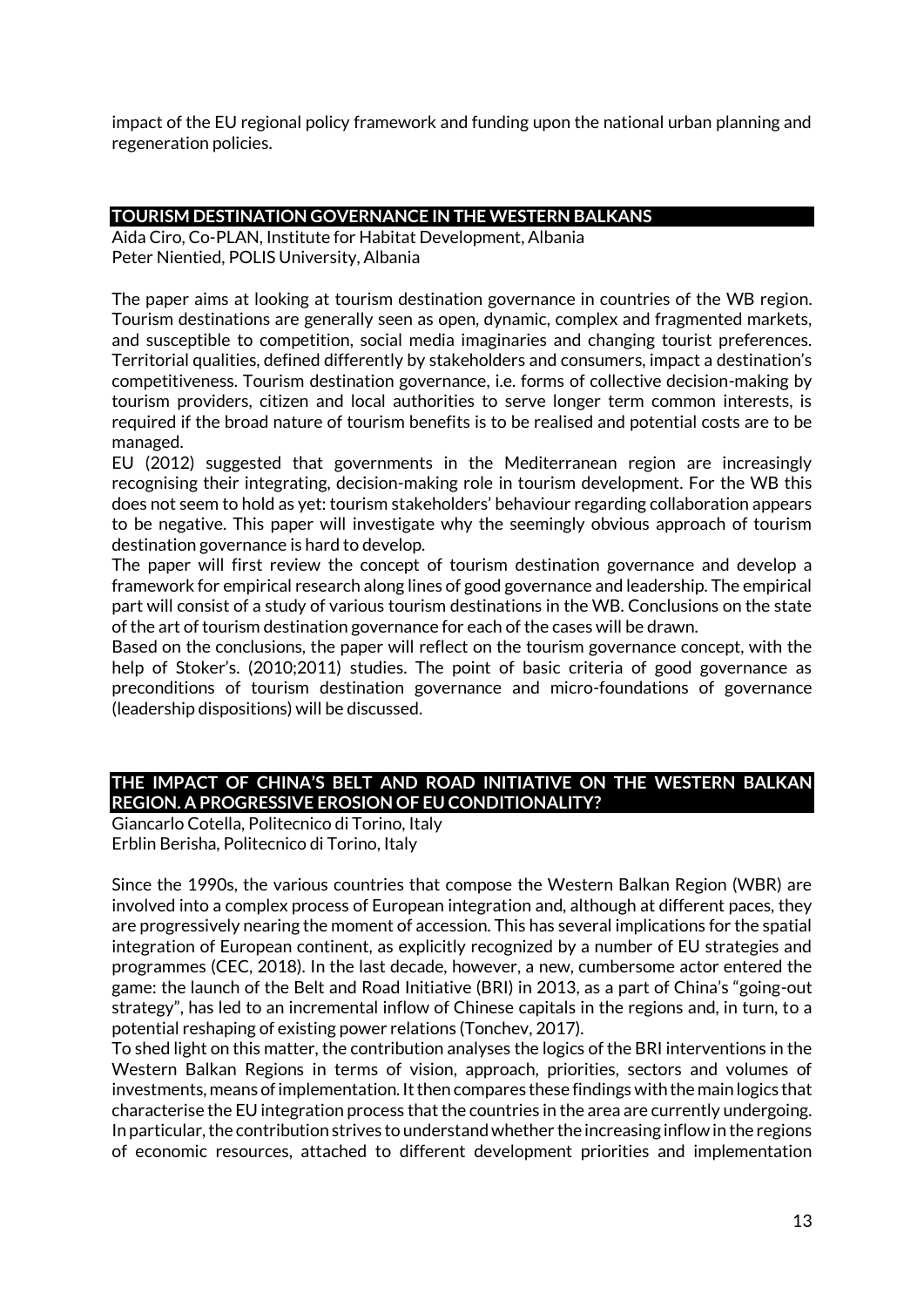impact of the EU regional policy framework and funding upon the national urban planning and regeneration policies.

## TOURISM DESTINATION GOVERNANCE IN THE WESTERN BALKANS

Aida Ciro, Co-PLAN, Institute for Habitat Development, Albania
Peter Nientied, POLIS University, Albania

The paper aims at looking at tourism destination governance in countries of the WB region. Tourism destinations are generally seen as open, dynamic, complex and fragmented markets, and susceptible to competition, social media imaginaries and changing tourist preferences. Territorial qualities, defined differently by stakeholders and consumers, impact a destination's competitiveness. Tourism destination governance, i.e. forms of collective decision-making by tourism providers, citizen and local authorities to serve longer term common interests, is required if the broad nature of tourism benefits is to be realised and potential costs are to be managed.
EU (2012) suggested that governments in the Mediterranean region are increasingly recognising their integrating, decision-making role in tourism development. For the WB this does not seem to hold as yet: tourism stakeholders' behaviour regarding collaboration appears to be negative. This paper will investigate why the seemingly obvious approach of tourism destination governance is hard to develop.
The paper will first review the concept of tourism destination governance and develop a framework for empirical research along lines of good governance and leadership. The empirical part will consist of a study of various tourism destinations in the WB. Conclusions on the state of the art of tourism destination governance for each of the cases will be drawn.
Based on the conclusions, the paper will reflect on the tourism governance concept, with the help of Stoker's. (2010;2011) studies. The point of basic criteria of good governance as preconditions of tourism destination governance and micro-foundations of governance (leadership dispositions) will be discussed.

## THE IMPACT OF CHINA'S BELT AND ROAD INITIATIVE ON THE WESTERN BALKAN REGION. A PROGRESSIVE EROSION OF EU CONDITIONALITY?

Giancarlo Cotella, Politecnico di Torino, Italy
Erblin Berisha, Politecnico di Torino, Italy

Since the 1990s, the various countries that compose the Western Balkan Region (WBR) are involved into a complex process of European integration and, although at different paces, they are progressively nearing the moment of accession. This has several implications for the spatial integration of European continent, as explicitly recognized by a number of EU strategies and programmes (CEC, 2018). In the last decade, however, a new, cumbersome actor entered the game: the launch of the Belt and Road Initiative (BRI) in 2013, as a part of China's "going-out strategy", has led to an incremental inflow of Chinese capitals in the regions and, in turn, to a potential reshaping of existing power relations (Tonchev, 2017).
To shed light on this matter, the contribution analyses the logics of the BRI interventions in the Western Balkan Regions in terms of vision, approach, priorities, sectors and volumes of investments, means of implementation. It then compares these findings with the main logics that characterise the EU integration process that the countries in the area are currently undergoing. In particular, the contribution strives to understand whether the increasing inflow in the regions of economic resources, attached to different development priorities and implementation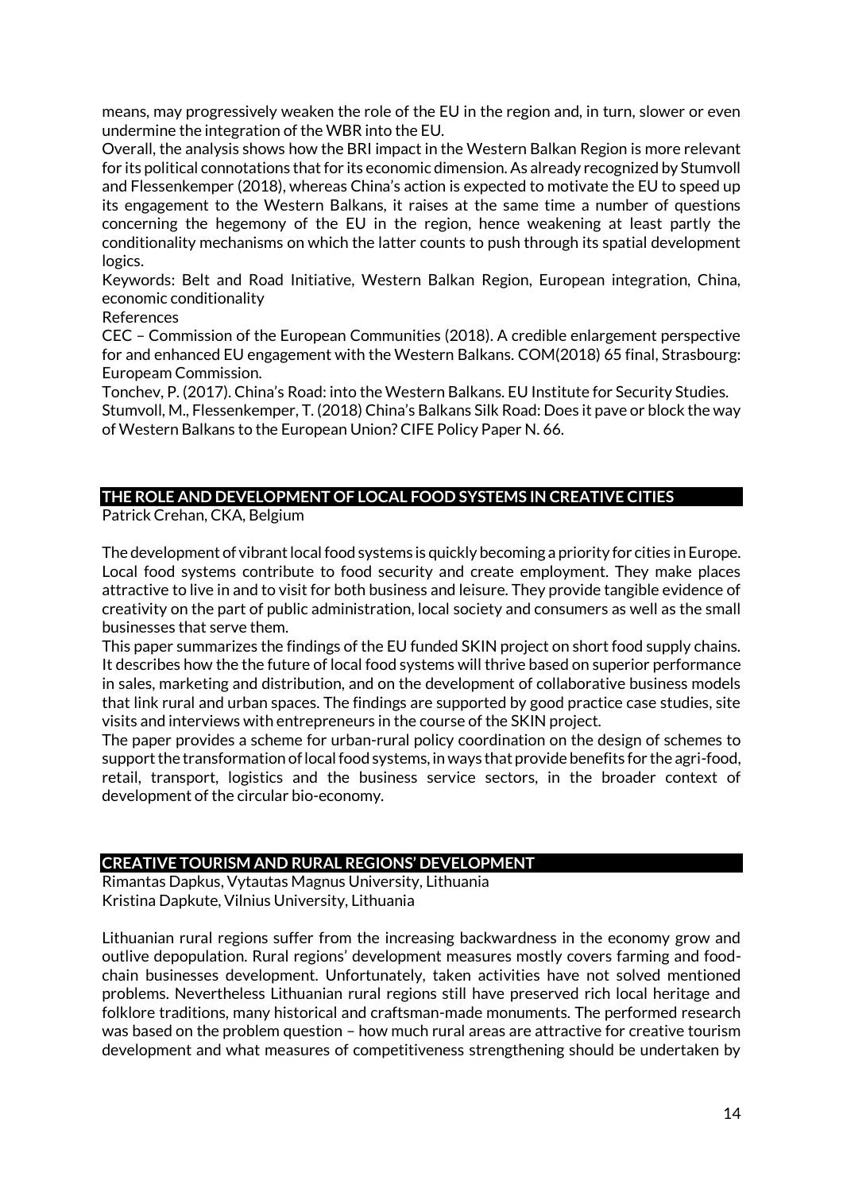means, may progressively weaken the role of the EU in the region and, in turn, slower or even undermine the integration of the WBR into the EU.

Overall, the analysis shows how the BRI impact in the Western Balkan Region is more relevant for its political connotations that for its economic dimension. As already recognized by Stumvoll and Flessenkemper (2018), whereas China's action is expected to motivate the EU to speed up its engagement to the Western Balkans, it raises at the same time a number of questions concerning the hegemony of the EU in the region, hence weakening at least partly the conditionality mechanisms on which the latter counts to push through its spatial development logics.

Keywords: Belt and Road Initiative, Western Balkan Region, European integration, China, economic conditionality

References

CEC – Commission of the European Communities (2018). A credible enlargement perspective for and enhanced EU engagement with the Western Balkans. COM(2018) 65 final, Strasbourg: Europeam Commission.

Tonchev, P. (2017). China's Road: into the Western Balkans. EU Institute for Security Studies.

Stumvoll, M., Flessenkemper, T. (2018) China's Balkans Silk Road: Does it pave or block the way of Western Balkans to the European Union? CIFE Policy Paper N. 66.

## THE ROLE AND DEVELOPMENT OF LOCAL FOOD SYSTEMS IN CREATIVE CITIES

Patrick Crehan, CKA, Belgium

The development of vibrant local food systems is quickly becoming a priority for cities in Europe. Local food systems contribute to food security and create employment. They make places attractive to live in and to visit for both business and leisure. They provide tangible evidence of creativity on the part of public administration, local society and consumers as well as the small businesses that serve them.

This paper summarizes the findings of the EU funded SKIN project on short food supply chains. It describes how the the future of local food systems will thrive based on superior performance in sales, marketing and distribution, and on the development of collaborative business models that link rural and urban spaces. The findings are supported by good practice case studies, site visits and interviews with entrepreneurs in the course of the SKIN project.

The paper provides a scheme for urban-rural policy coordination on the design of schemes to support the transformation of local food systems, in ways that provide benefits for the agri-food, retail, transport, logistics and the business service sectors, in the broader context of development of the circular bio-economy.

## CREATIVE TOURISM AND RURAL REGIONS' DEVELOPMENT

Rimantas Dapkus, Vytautas Magnus University, Lithuania
Kristina Dapkute, Vilnius University, Lithuania

Lithuanian rural regions suffer from the increasing backwardness in the economy grow and outlive depopulation. Rural regions' development measures mostly covers farming and food-chain businesses development. Unfortunately, taken activities have not solved mentioned problems. Nevertheless Lithuanian rural regions still have preserved rich local heritage and folklore traditions, many historical and craftsman-made monuments. The performed research was based on the problem question – how much rural areas are attractive for creative tourism development and what measures of competitiveness strengthening should be undertaken by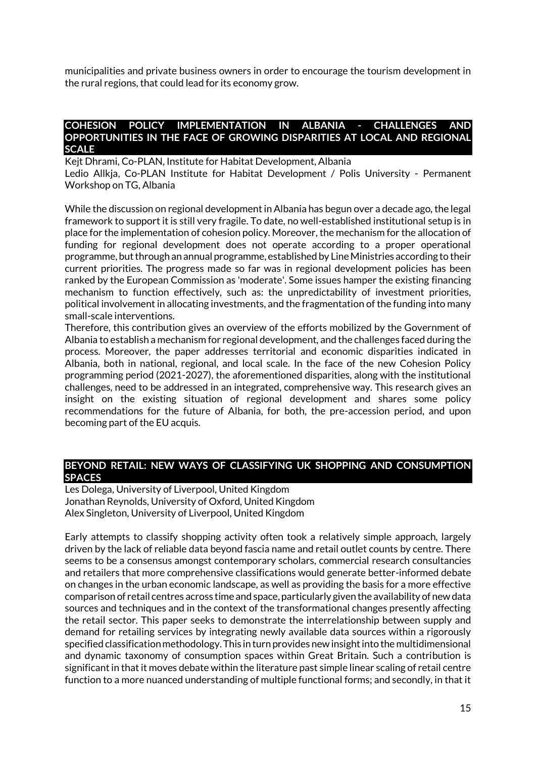municipalities and private business owners in order to encourage the tourism development in the rural regions, that could lead for its economy grow.

## COHESION POLICY IMPLEMENTATION IN ALBANIA - CHALLENGES AND OPPORTUNITIES IN THE FACE OF GROWING DISPARITIES AT LOCAL AND REGIONAL SCALE

Kejt Dhrami, Co-PLAN, Institute for Habitat Development, Albania
Ledio Allkja, Co-PLAN Institute for Habitat Development / Polis University - Permanent Workshop on TG, Albania

While the discussion on regional development in Albania has begun over a decade ago, the legal framework to support it is still very fragile. To date, no well-established institutional setup is in place for the implementation of cohesion policy. Moreover, the mechanism for the allocation of funding for regional development does not operate according to a proper operational programme, but through an annual programme, established by Line Ministries according to their current priorities. The progress made so far was in regional development policies has been ranked by the European Commission as 'moderate'. Some issues hamper the existing financing mechanism to function effectively, such as: the unpredictability of investment priorities, political involvement in allocating investments, and the fragmentation of the funding into many small-scale interventions.
Therefore, this contribution gives an overview of the efforts mobilized by the Government of Albania to establish a mechanism for regional development, and the challenges faced during the process. Moreover, the paper addresses territorial and economic disparities indicated in Albania, both in national, regional, and local scale. In the face of the new Cohesion Policy programming period (2021-2027), the aforementioned disparities, along with the institutional challenges, need to be addressed in an integrated, comprehensive way. This research gives an insight on the existing situation of regional development and shares some policy recommendations for the future of Albania, for both, the pre-accession period, and upon becoming part of the EU acquis.

## BEYOND RETAIL: NEW WAYS OF CLASSIFYING UK SHOPPING AND CONSUMPTION SPACES

Les Dolega, University of Liverpool, United Kingdom
Jonathan Reynolds, University of Oxford, United Kingdom
Alex Singleton, University of Liverpool, United Kingdom

Early attempts to classify shopping activity often took a relatively simple approach, largely driven by the lack of reliable data beyond fascia name and retail outlet counts by centre. There seems to be a consensus amongst contemporary scholars, commercial research consultancies and retailers that more comprehensive classifications would generate better-informed debate on changes in the urban economic landscape, as well as providing the basis for a more effective comparison of retail centres across time and space, particularly given the availability of new data sources and techniques and in the context of the transformational changes presently affecting the retail sector. This paper seeks to demonstrate the interrelationship between supply and demand for retailing services by integrating newly available data sources within a rigorously specified classification methodology. This in turn provides new insight into the multidimensional and dynamic taxonomy of consumption spaces within Great Britain. Such a contribution is significant in that it moves debate within the literature past simple linear scaling of retail centre function to a more nuanced understanding of multiple functional forms; and secondly, in that it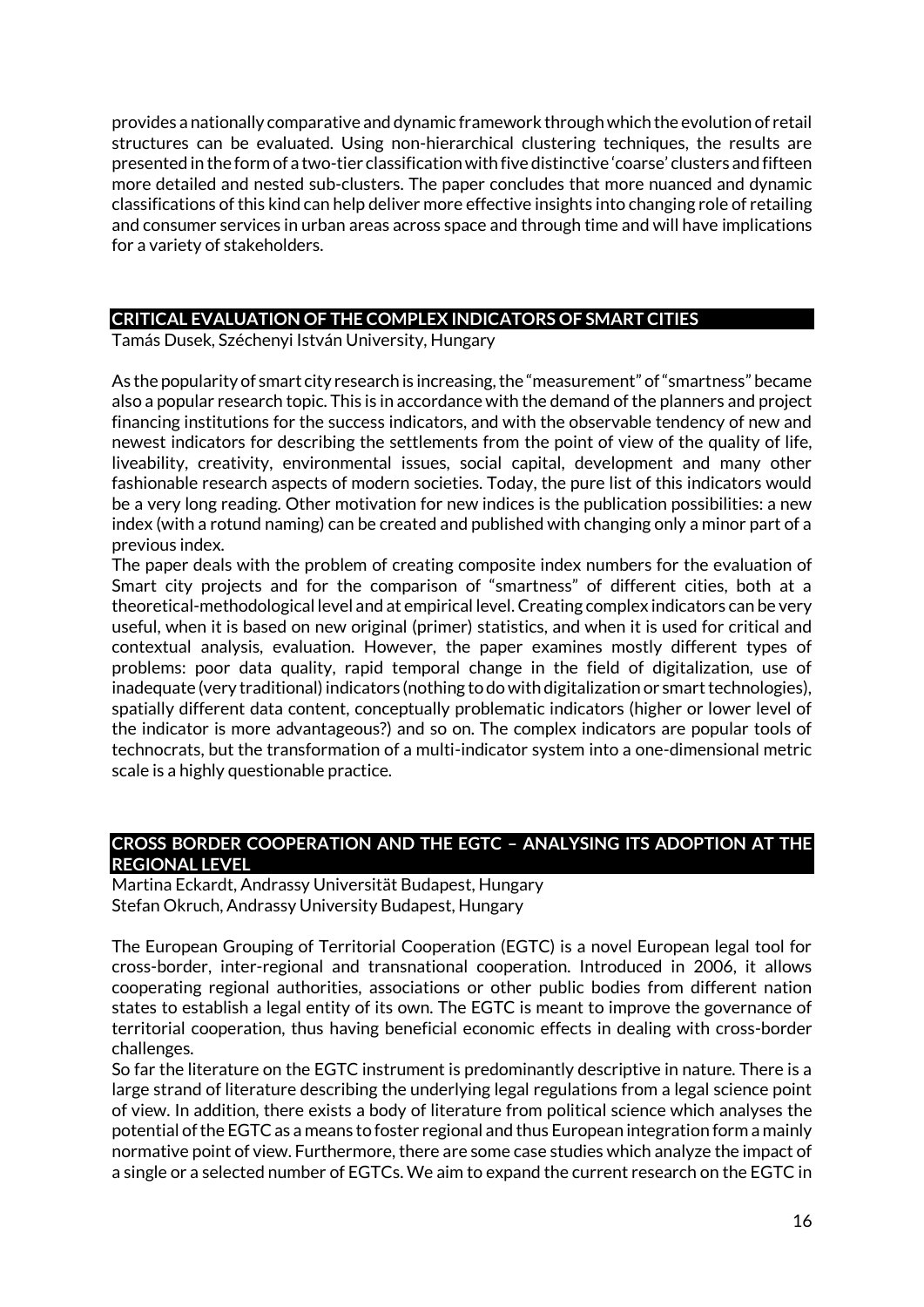provides a nationally comparative and dynamic framework through which the evolution of retail structures can be evaluated. Using non-hierarchical clustering techniques, the results are presented in the form of a two-tier classification with five distinctive 'coarse' clusters and fifteen more detailed and nested sub-clusters. The paper concludes that more nuanced and dynamic classifications of this kind can help deliver more effective insights into changing role of retailing and consumer services in urban areas across space and through time and will have implications for a variety of stakeholders.

## CRITICAL EVALUATION OF THE COMPLEX INDICATORS OF SMART CITIES

Tamás Dusek, Széchenyi István University, Hungary

As the popularity of smart city research is increasing, the "measurement" of "smartness" became also a popular research topic. This is in accordance with the demand of the planners and project financing institutions for the success indicators, and with the observable tendency of new and newest indicators for describing the settlements from the point of view of the quality of life, liveability, creativity, environmental issues, social capital, development and many other fashionable research aspects of modern societies. Today, the pure list of this indicators would be a very long reading. Other motivation for new indices is the publication possibilities: a new index (with a rotund naming) can be created and published with changing only a minor part of a previous index.

The paper deals with the problem of creating composite index numbers for the evaluation of Smart city projects and for the comparison of "smartness" of different cities, both at a theoretical-methodological level and at empirical level. Creating complex indicators can be very useful, when it is based on new original (primer) statistics, and when it is used for critical and contextual analysis, evaluation. However, the paper examines mostly different types of problems: poor data quality, rapid temporal change in the field of digitalization, use of inadequate (very traditional) indicators (nothing to do with digitalization or smart technologies), spatially different data content, conceptually problematic indicators (higher or lower level of the indicator is more advantageous?) and so on. The complex indicators are popular tools of technocrats, but the transformation of a multi-indicator system into a one-dimensional metric scale is a highly questionable practice.

## CROSS BORDER COOPERATION AND THE EGTC – ANALYSING ITS ADOPTION AT THE REGIONAL LEVEL

Martina Eckardt, Andrassy Universität Budapest, Hungary
Stefan Okruch, Andrassy University Budapest, Hungary

The European Grouping of Territorial Cooperation (EGTC) is a novel European legal tool for cross-border, inter-regional and transnational cooperation. Introduced in 2006, it allows cooperating regional authorities, associations or other public bodies from different nation states to establish a legal entity of its own. The EGTC is meant to improve the governance of territorial cooperation, thus having beneficial economic effects in dealing with cross-border challenges.

So far the literature on the EGTC instrument is predominantly descriptive in nature. There is a large strand of literature describing the underlying legal regulations from a legal science point of view. In addition, there exists a body of literature from political science which analyses the potential of the EGTC as a means to foster regional and thus European integration form a mainly normative point of view. Furthermore, there are some case studies which analyze the impact of a single or a selected number of EGTCs. We aim to expand the current research on the EGTC in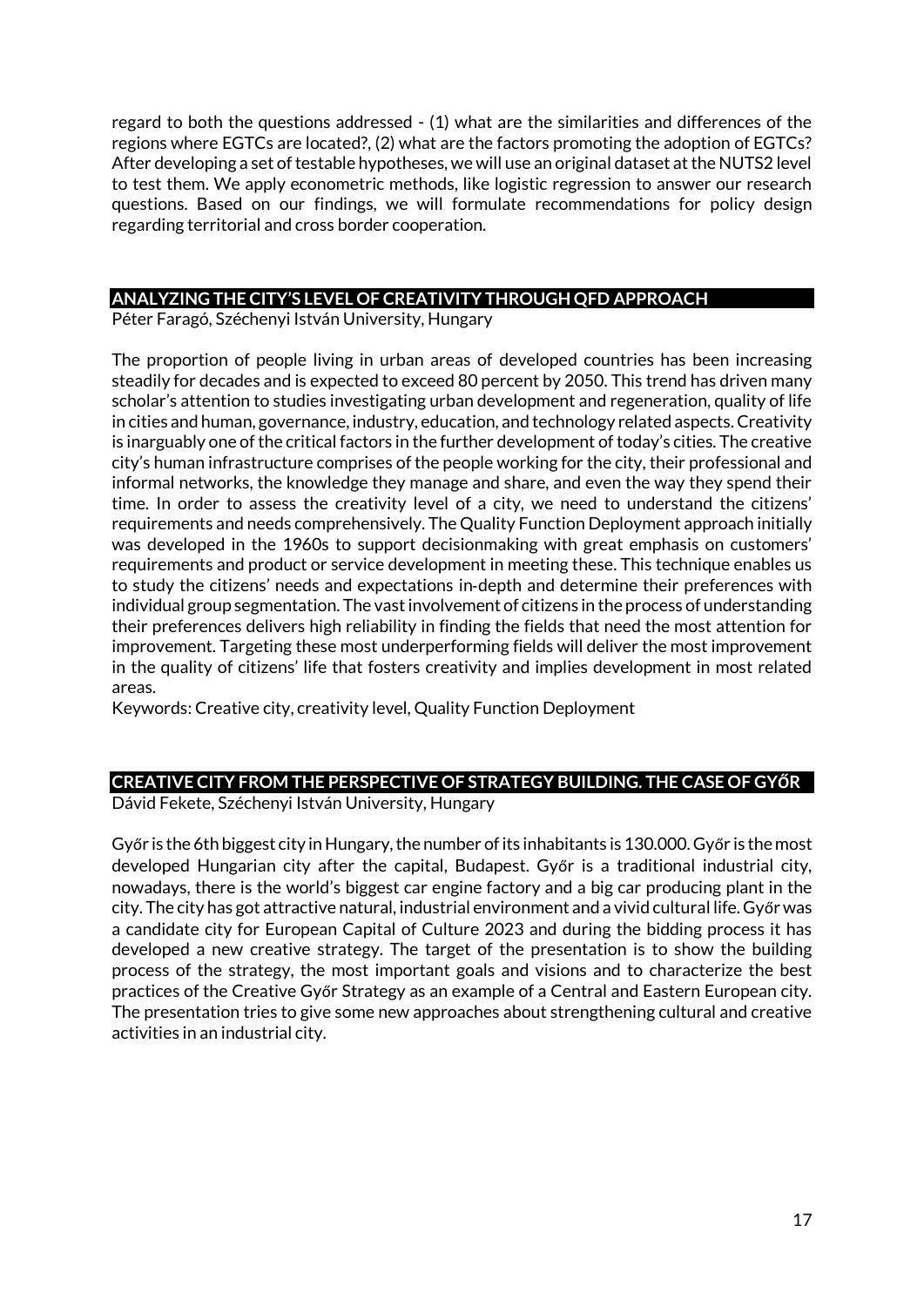regard to both the questions addressed - (1) what are the similarities and differences of the regions where EGTCs are located?, (2) what are the factors promoting the adoption of EGTCs? After developing a set of testable hypotheses, we will use an original dataset at the NUTS2 level to test them. We apply econometric methods, like logistic regression to answer our research questions. Based on our findings, we will formulate recommendations for policy design regarding territorial and cross border cooperation.

## ANALYZING THE CITY'S LEVEL OF CREATIVITY THROUGH QFD APPROACH

Péter Faragó, Széchenyi István University, Hungary

The proportion of people living in urban areas of developed countries has been increasing steadily for decades and is expected to exceed 80 percent by 2050. This trend has driven many scholar's attention to studies investigating urban development and regeneration, quality of life in cities and human, governance, industry, education, and technology related aspects. Creativity is inarguably one of the critical factors in the further development of today's cities. The creative city's human infrastructure comprises of the people working for the city, their professional and informal networks, the knowledge they manage and share, and even the way they spend their time. In order to assess the creativity level of a city, we need to understand the citizens' requirements and needs comprehensively. The Quality Function Deployment approach initially was developed in the 1960s to support decisionmaking with great emphasis on customers' requirements and product or service development in meeting these. This technique enables us to study the citizens' needs and expectations in-depth and determine their preferences with individual group segmentation. The vast involvement of citizens in the process of understanding their preferences delivers high reliability in finding the fields that need the most attention for improvement. Targeting these most underperforming fields will deliver the most improvement in the quality of citizens' life that fosters creativity and implies development in most related areas.

Keywords: Creative city, creativity level, Quality Function Deployment

## CREATIVE CITY FROM THE PERSPECTIVE OF STRATEGY BUILDING. THE CASE OF GYŐR

Dávid Fekete, Széchenyi István University, Hungary

Győr is the 6th biggest city in Hungary, the number of its inhabitants is 130.000. Győr is the most developed Hungarian city after the capital, Budapest. Győr is a traditional industrial city, nowadays, there is the world's biggest car engine factory and a big car producing plant in the city. The city has got attractive natural, industrial environment and a vivid cultural life. Győr was a candidate city for European Capital of Culture 2023 and during the bidding process it has developed a new creative strategy. The target of the presentation is to show the building process of the strategy, the most important goals and visions and to characterize the best practices of the Creative Győr Strategy as an example of a Central and Eastern European city. The presentation tries to give some new approaches about strengthening cultural and creative activities in an industrial city.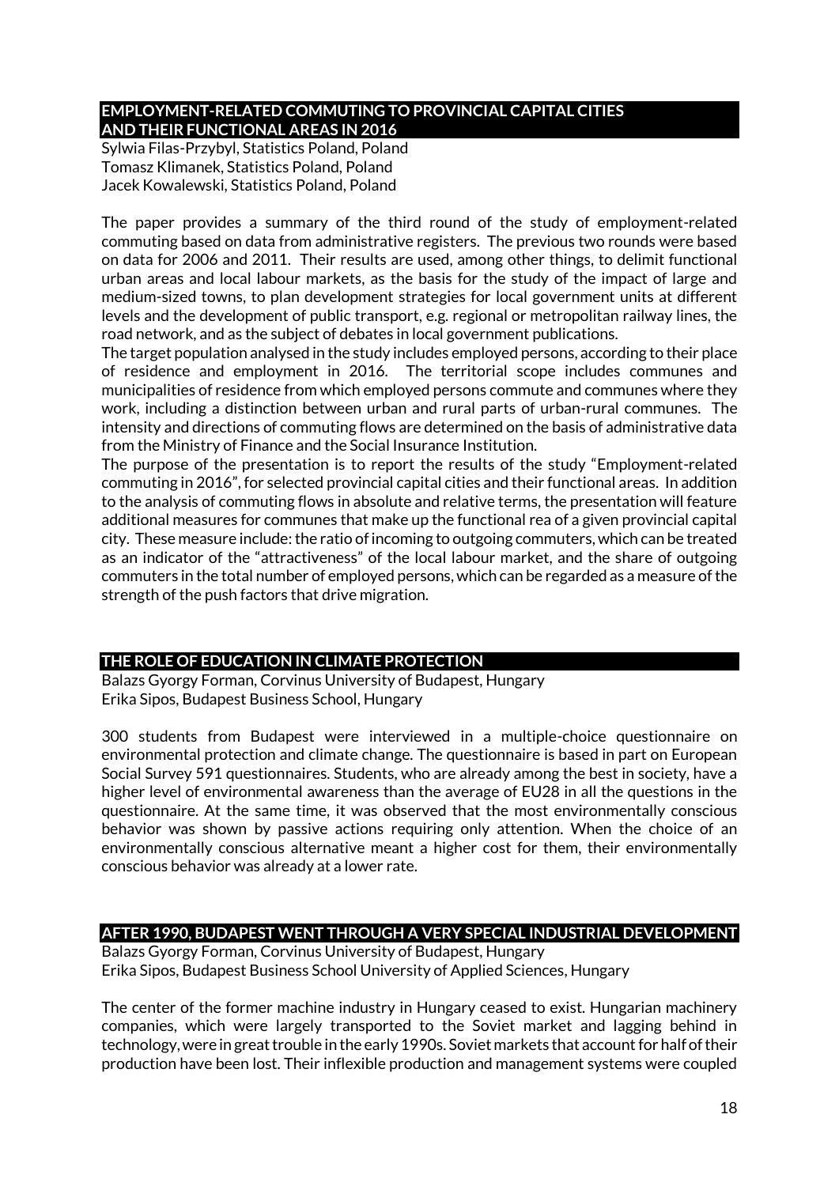## EMPLOYMENT-RELATED COMMUTING TO PROVINCIAL CAPITAL CITIES AND THEIR FUNCTIONAL AREAS IN 2016

Sylwia Filas-Przybyl, Statistics Poland, Poland
Tomasz Klimanek, Statistics Poland, Poland
Jacek Kowalewski, Statistics Poland, Poland

The paper provides a summary of the third round of the study of employment-related commuting based on data from administrative registers. The previous two rounds were based on data for 2006 and 2011. Their results are used, among other things, to delimit functional urban areas and local labour markets, as the basis for the study of the impact of large and medium-sized towns, to plan development strategies for local government units at different levels and the development of public transport, e.g. regional or metropolitan railway lines, the road network, and as the subject of debates in local government publications.
The target population analysed in the study includes employed persons, according to their place of residence and employment in 2016. The territorial scope includes communes and municipalities of residence from which employed persons commute and communes where they work, including a distinction between urban and rural parts of urban-rural communes. The intensity and directions of commuting flows are determined on the basis of administrative data from the Ministry of Finance and the Social Insurance Institution.
The purpose of the presentation is to report the results of the study "Employment-related commuting in 2016", for selected provincial capital cities and their functional areas. In addition to the analysis of commuting flows in absolute and relative terms, the presentation will feature additional measures for communes that make up the functional rea of a given provincial capital city. These measure include: the ratio of incoming to outgoing commuters, which can be treated as an indicator of the "attractiveness" of the local labour market, and the share of outgoing commuters in the total number of employed persons, which can be regarded as a measure of the strength of the push factors that drive migration.

## THE ROLE OF EDUCATION IN CLIMATE PROTECTION

Balazs Gyorgy Forman, Corvinus University of Budapest, Hungary
Erika Sipos, Budapest Business School, Hungary

300 students from Budapest were interviewed in a multiple-choice questionnaire on environmental protection and climate change. The questionnaire is based in part on European Social Survey 591 questionnaires. Students, who are already among the best in society, have a higher level of environmental awareness than the average of EU28 in all the questions in the questionnaire. At the same time, it was observed that the most environmentally conscious behavior was shown by passive actions requiring only attention. When the choice of an environmentally conscious alternative meant a higher cost for them, their environmentally conscious behavior was already at a lower rate.

## AFTER 1990, BUDAPEST WENT THROUGH A VERY SPECIAL INDUSTRIAL DEVELOPMENT

Balazs Gyorgy Forman, Corvinus University of Budapest, Hungary
Erika Sipos, Budapest Business School University of Applied Sciences, Hungary

The center of the former machine industry in Hungary ceased to exist. Hungarian machinery companies, which were largely transported to the Soviet market and lagging behind in technology, were in great trouble in the early 1990s. Soviet markets that account for half of their production have been lost. Their inflexible production and management systems were coupled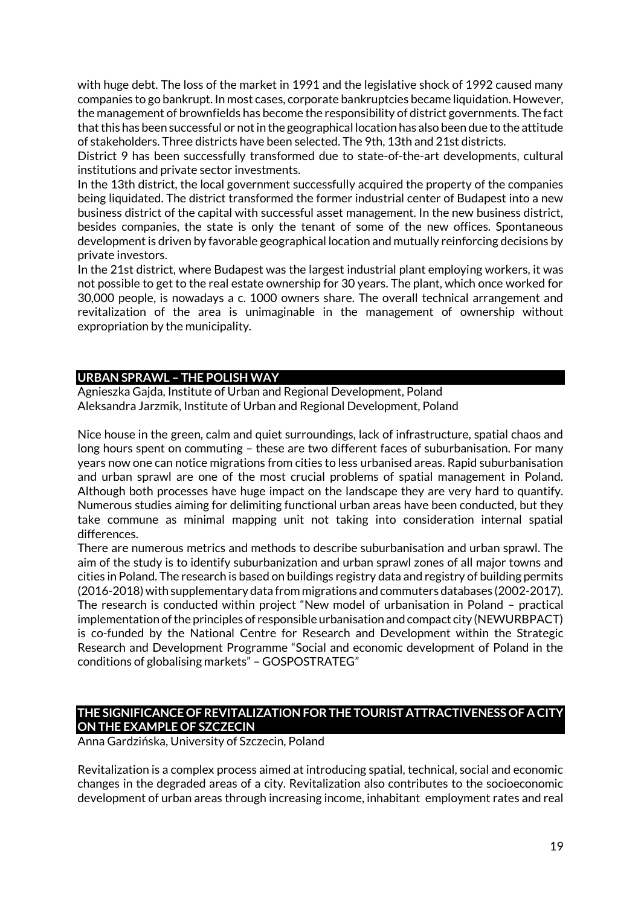with huge debt. The loss of the market in 1991 and the legislative shock of 1992 caused many companies to go bankrupt. In most cases, corporate bankruptcies became liquidation. However, the management of brownfields has become the responsibility of district governments. The fact that this has been successful or not in the geographical location has also been due to the attitude of stakeholders. Three districts have been selected. The 9th, 13th and 21st districts.

District 9 has been successfully transformed due to state-of-the-art developments, cultural institutions and private sector investments.

In the 13th district, the local government successfully acquired the property of the companies being liquidated. The district transformed the former industrial center of Budapest into a new business district of the capital with successful asset management. In the new business district, besides companies, the state is only the tenant of some of the new offices. Spontaneous development is driven by favorable geographical location and mutually reinforcing decisions by private investors.

In the 21st district, where Budapest was the largest industrial plant employing workers, it was not possible to get to the real estate ownership for 30 years. The plant, which once worked for 30,000 people, is nowadays a c. 1000 owners share. The overall technical arrangement and revitalization of the area is unimaginable in the management of ownership without expropriation by the municipality.

## URBAN SPRAWL – THE POLISH WAY

Agnieszka Gajda, Institute of Urban and Regional Development, Poland
Aleksandra Jarzmik, Institute of Urban and Regional Development, Poland

Nice house in the green, calm and quiet surroundings, lack of infrastructure, spatial chaos and long hours spent on commuting – these are two different faces of suburbanisation. For many years now one can notice migrations from cities to less urbanised areas. Rapid suburbanisation and urban sprawl are one of the most crucial problems of spatial management in Poland. Although both processes have huge impact on the landscape they are very hard to quantify. Numerous studies aiming for delimiting functional urban areas have been conducted, but they take commune as minimal mapping unit not taking into consideration internal spatial differences.

There are numerous metrics and methods to describe suburbanisation and urban sprawl. The aim of the study is to identify suburbanization and urban sprawl zones of all major towns and cities in Poland. The research is based on buildings registry data and registry of building permits (2016-2018) with supplementary data from migrations and commuters databases (2002-2017). The research is conducted within project "New model of urbanisation in Poland – practical implementation of the principles of responsible urbanisation and compact city (NEWURBPACT) is co-funded by the National Centre for Research and Development within the Strategic Research and Development Programme "Social and economic development of Poland in the conditions of globalising markets" – GOSPOSTRATEG"

## THE SIGNIFICANCE OF REVITALIZATION FOR THE TOURIST ATTRACTIVENESS OF A CITY ON THE EXAMPLE OF SZCZECIN

Anna Gardzińska, University of Szczecin, Poland

Revitalization is a complex process aimed at introducing spatial, technical, social and economic changes in the degraded areas of a city. Revitalization also contributes to the socioeconomic development of urban areas through increasing income, inhabitant employment rates and real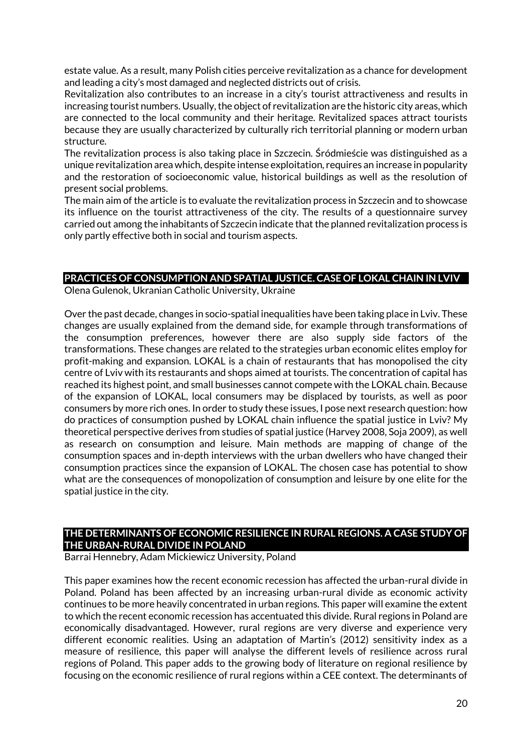estate value. As a result, many Polish cities perceive revitalization as a chance for development and leading a city's most damaged and neglected districts out of crisis.
Revitalization also contributes to an increase in a city's tourist attractiveness and results in increasing tourist numbers. Usually, the object of revitalization are the historic city areas, which are connected to the local community and their heritage. Revitalized spaces attract tourists because they are usually characterized by culturally rich territorial planning or modern urban structure.
The revitalization process is also taking place in Szczecin. Śródmieście was distinguished as a unique revitalization area which, despite intense exploitation, requires an increase in popularity and the restoration of socioeconomic value, historical buildings as well as the resolution of present social problems.
The main aim of the article is to evaluate the revitalization process in Szczecin and to showcase its influence on the tourist attractiveness of the city. The results of a questionnaire survey carried out among the inhabitants of Szczecin indicate that the planned revitalization process is only partly effective both in social and tourism aspects.

## PRACTICES OF CONSUMPTION AND SPATIAL JUSTICE. CASE OF LOKAL CHAIN IN LVIV

Olena Gulenok, Ukranian Catholic University, Ukraine

Over the past decade, changes in socio-spatial inequalities have been taking place in Lviv. These changes are usually explained from the demand side, for example through transformations of the consumption preferences, however there are also supply side factors of the transformations. These changes are related to the strategies urban economic elites employ for profit-making and expansion. LOKAL is a chain of restaurants that has monopolised the city centre of Lviv with its restaurants and shops aimed at tourists. The concentration of capital has reached its highest point, and small businesses cannot compete with the LOKAL chain. Because of the expansion of LOKAL, local consumers may be displaced by tourists, as well as poor consumers by more rich ones. In order to study these issues, I pose next research question: how do practices of consumption pushed by LOKAL chain influence the spatial justice in Lviv? My theoretical perspective derives from studies of spatial justice (Harvey 2008, Soja 2009), as well as research on consumption and leisure. Main methods are mapping of change of the consumption spaces and in-depth interviews with the urban dwellers who have changed their consumption practices since the expansion of LOKAL. The chosen case has potential to show what are the consequences of monopolization of consumption and leisure by one elite for the spatial justice in the city.

## THE DETERMINANTS OF ECONOMIC RESILIENCE IN RURAL REGIONS. A CASE STUDY OF THE URBAN-RURAL DIVIDE IN POLAND

Barrai Hennebry, Adam Mickiewicz University, Poland

This paper examines how the recent economic recession has affected the urban-rural divide in Poland. Poland has been affected by an increasing urban-rural divide as economic activity continues to be more heavily concentrated in urban regions. This paper will examine the extent to which the recent economic recession has accentuated this divide. Rural regions in Poland are economically disadvantaged. However, rural regions are very diverse and experience very different economic realities. Using an adaptation of Martin's (2012) sensitivity index as a measure of resilience, this paper will analyse the different levels of resilience across rural regions of Poland. This paper adds to the growing body of literature on regional resilience by focusing on the economic resilience of rural regions within a CEE context. The determinants of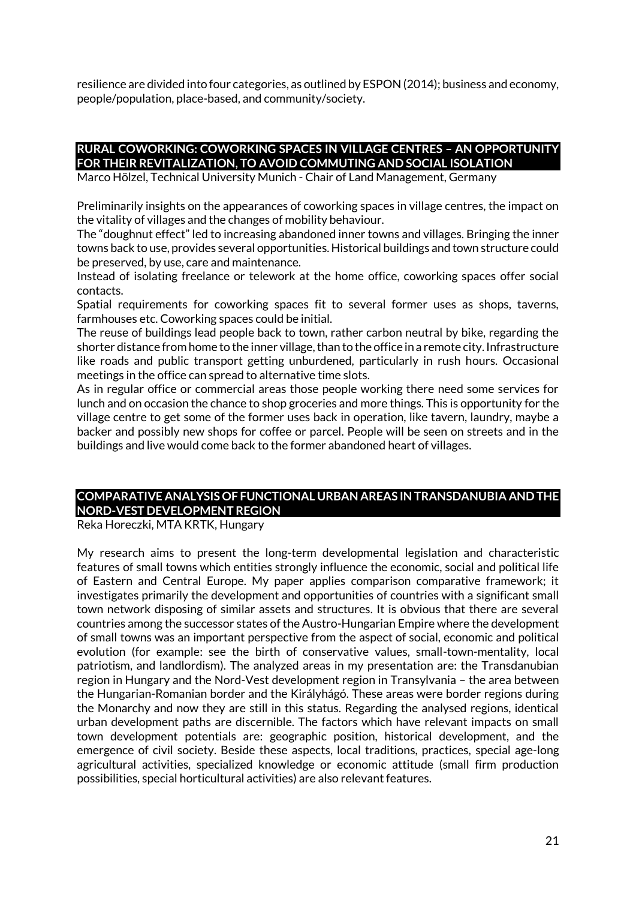resilience are divided into four categories, as outlined by ESPON (2014); business and economy, people/population, place-based, and community/society.

## RURAL COWORKING: COWORKING SPACES IN VILLAGE CENTRES – AN OPPORTUNITY FOR THEIR REVITALIZATION, TO AVOID COMMUTING AND SOCIAL ISOLATION

Marco Hölzel, Technical University Munich - Chair of Land Management, Germany

Preliminarily insights on the appearances of coworking spaces in village centres, the impact on the vitality of villages and the changes of mobility behaviour.

The "doughnut effect" led to increasing abandoned inner towns and villages. Bringing the inner towns back to use, provides several opportunities. Historical buildings and town structure could be preserved, by use, care and maintenance.

Instead of isolating freelance or telework at the home office, coworking spaces offer social contacts.

Spatial requirements for coworking spaces fit to several former uses as shops, taverns, farmhouses etc. Coworking spaces could be initial.

The reuse of buildings lead people back to town, rather carbon neutral by bike, regarding the shorter distance from home to the inner village, than to the office in a remote city. Infrastructure like roads and public transport getting unburdened, particularly in rush hours. Occasional meetings in the office can spread to alternative time slots.

As in regular office or commercial areas those people working there need some services for lunch and on occasion the chance to shop groceries and more things. This is opportunity for the village centre to get some of the former uses back in operation, like tavern, laundry, maybe a backer and possibly new shops for coffee or parcel. People will be seen on streets and in the buildings and live would come back to the former abandoned heart of villages.

## COMPARATIVE ANALYSIS OF FUNCTIONAL URBAN AREAS IN TRANSDANUBIA AND THE NORD-VEST DEVELOPMENT REGION

Reka Horeczki, MTA KRTK, Hungary

My research aims to present the long-term developmental legislation and characteristic features of small towns which entities strongly influence the economic, social and political life of Eastern and Central Europe. My paper applies comparison comparative framework; it investigates primarily the development and opportunities of countries with a significant small town network disposing of similar assets and structures. It is obvious that there are several countries among the successor states of the Austro-Hungarian Empire where the development of small towns was an important perspective from the aspect of social, economic and political evolution (for example: see the birth of conservative values, small-town-mentality, local patriotism, and landlordism). The analyzed areas in my presentation are: the Transdanubian region in Hungary and the Nord-Vest development region in Transylvania – the area between the Hungarian-Romanian border and the Királyhágó. These areas were border regions during the Monarchy and now they are still in this status. Regarding the analysed regions, identical urban development paths are discernible. The factors which have relevant impacts on small town development potentials are: geographic position, historical development, and the emergence of civil society. Beside these aspects, local traditions, practices, special age-long agricultural activities, specialized knowledge or economic attitude (small firm production possibilities, special horticultural activities) are also relevant features.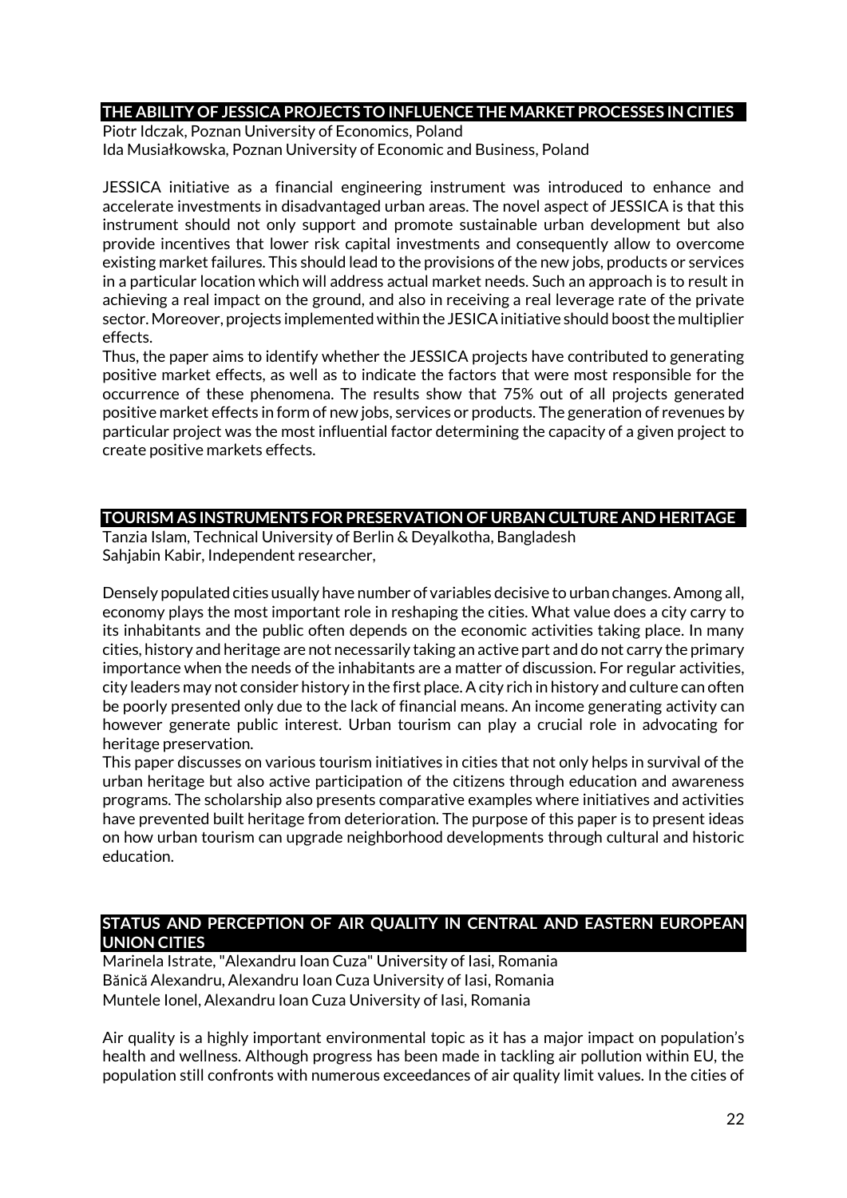## THE ABILITY OF JESSICA PROJECTS TO INFLUENCE THE MARKET PROCESSES IN CITIES

Piotr Idczak, Poznan University of Economics, Poland
Ida Musiałkowska, Poznan University of Economic and Business, Poland

JESSICA initiative as a financial engineering instrument was introduced to enhance and accelerate investments in disadvantaged urban areas. The novel aspect of JESSICA is that this instrument should not only support and promote sustainable urban development but also provide incentives that lower risk capital investments and consequently allow to overcome existing market failures. This should lead to the provisions of the new jobs, products or services in a particular location which will address actual market needs. Such an approach is to result in achieving a real impact on the ground, and also in receiving a real leverage rate of the private sector. Moreover, projects implemented within the JESICA initiative should boost the multiplier effects.

Thus, the paper aims to identify whether the JESSICA projects have contributed to generating positive market effects, as well as to indicate the factors that were most responsible for the occurrence of these phenomena. The results show that 75% out of all projects generated positive market effects in form of new jobs, services or products. The generation of revenues by particular project was the most influential factor determining the capacity of a given project to create positive markets effects.

## TOURISM AS INSTRUMENTS FOR PRESERVATION OF URBAN CULTURE AND HERITAGE

Tanzia Islam, Technical University of Berlin & Deyalkotha, Bangladesh
Sahjabin Kabir, Independent researcher,

Densely populated cities usually have number of variables decisive to urban changes. Among all, economy plays the most important role in reshaping the cities. What value does a city carry to its inhabitants and the public often depends on the economic activities taking place. In many cities, history and heritage are not necessarily taking an active part and do not carry the primary importance when the needs of the inhabitants are a matter of discussion. For regular activities, city leaders may not consider history in the first place. A city rich in history and culture can often be poorly presented only due to the lack of financial means. An income generating activity can however generate public interest. Urban tourism can play a crucial role in advocating for heritage preservation.

This paper discusses on various tourism initiatives in cities that not only helps in survival of the urban heritage but also active participation of the citizens through education and awareness programs. The scholarship also presents comparative examples where initiatives and activities have prevented built heritage from deterioration. The purpose of this paper is to present ideas on how urban tourism can upgrade neighborhood developments through cultural and historic education.

## STATUS AND PERCEPTION OF AIR QUALITY IN CENTRAL AND EASTERN EUROPEAN UNION CITIES

Marinela Istrate, "Alexandru Ioan Cuza" University of Iasi, Romania
Bănică Alexandru, Alexandru Ioan Cuza University of Iasi, Romania
Muntele Ionel, Alexandru Ioan Cuza University of Iasi, Romania

Air quality is a highly important environmental topic as it has a major impact on population's health and wellness. Although progress has been made in tackling air pollution within EU, the population still confronts with numerous exceedances of air quality limit values. In the cities of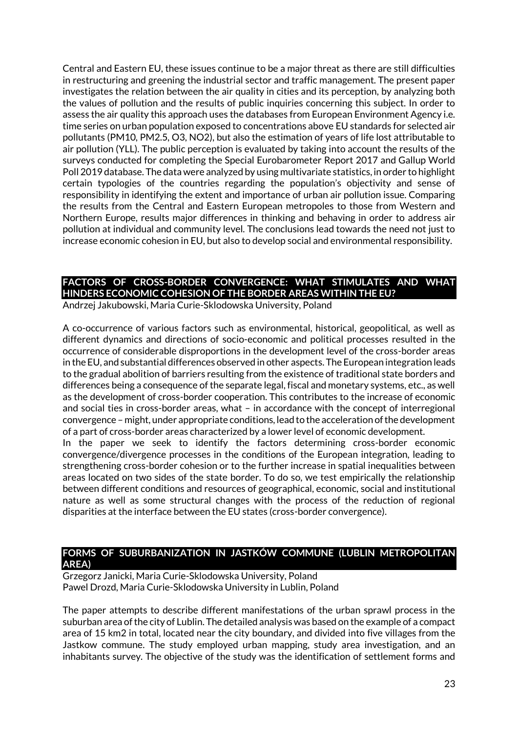Central and Eastern EU, these issues continue to be a major threat as there are still difficulties in restructuring and greening the industrial sector and traffic management. The present paper investigates the relation between the air quality in cities and its perception, by analyzing both the values of pollution and the results of public inquiries concerning this subject. In order to assess the air quality this approach uses the databases from European Environment Agency i.e. time series on urban population exposed to concentrations above EU standards for selected air pollutants (PM10, PM2.5, O3, NO2), but also the estimation of years of life lost attributable to air pollution (YLL). The public perception is evaluated by taking into account the results of the surveys conducted for completing the Special Eurobarometer Report 2017 and Gallup World Poll 2019 database. The data were analyzed by using multivariate statistics, in order to highlight certain typologies of the countries regarding the population's objectivity and sense of responsibility in identifying the extent and importance of urban air pollution issue. Comparing the results from the Central and Eastern European metropoles to those from Western and Northern Europe, results major differences in thinking and behaving in order to address air pollution at individual and community level. The conclusions lead towards the need not just to increase economic cohesion in EU, but also to develop social and environmental responsibility.

## FACTORS OF CROSS-BORDER CONVERGENCE: WHAT STIMULATES AND WHAT HINDERS ECONOMIC COHESION OF THE BORDER AREAS WITHIN THE EU?

Andrzej Jakubowski, Maria Curie-Sklodowska University, Poland

A co-occurrence of various factors such as environmental, historical, geopolitical, as well as different dynamics and directions of socio-economic and political processes resulted in the occurrence of considerable disproportions in the development level of the cross-border areas in the EU, and substantial differences observed in other aspects. The European integration leads to the gradual abolition of barriers resulting from the existence of traditional state borders and differences being a consequence of the separate legal, fiscal and monetary systems, etc., as well as the development of cross-border cooperation. This contributes to the increase of economic and social ties in cross-border areas, what – in accordance with the concept of interregional convergence – might, under appropriate conditions, lead to the acceleration of the development of a part of cross-border areas characterized by a lower level of economic development.
In the paper we seek to identify the factors determining cross-border economic convergence/divergence processes in the conditions of the European integration, leading to strengthening cross-border cohesion or to the further increase in spatial inequalities between areas located on two sides of the state border. To do so, we test empirically the relationship between different conditions and resources of geographical, economic, social and institutional nature as well as some structural changes with the process of the reduction of regional disparities at the interface between the EU states (cross-border convergence).

## FORMS OF SUBURBANIZATION IN JASTKÓW COMMUNE (LUBLIN METROPOLITAN AREA)

Grzegorz Janicki, Maria Curie-Sklodowska University, Poland
Pawel Drozd, Maria Curie-Sklodowska University in Lublin, Poland

The paper attempts to describe different manifestations of the urban sprawl process in the suburban area of the city of Lublin. The detailed analysis was based on the example of a compact area of 15 km2 in total, located near the city boundary, and divided into five villages from the Jastkow commune. The study employed urban mapping, study area investigation, and an inhabitants survey. The objective of the study was the identification of settlement forms and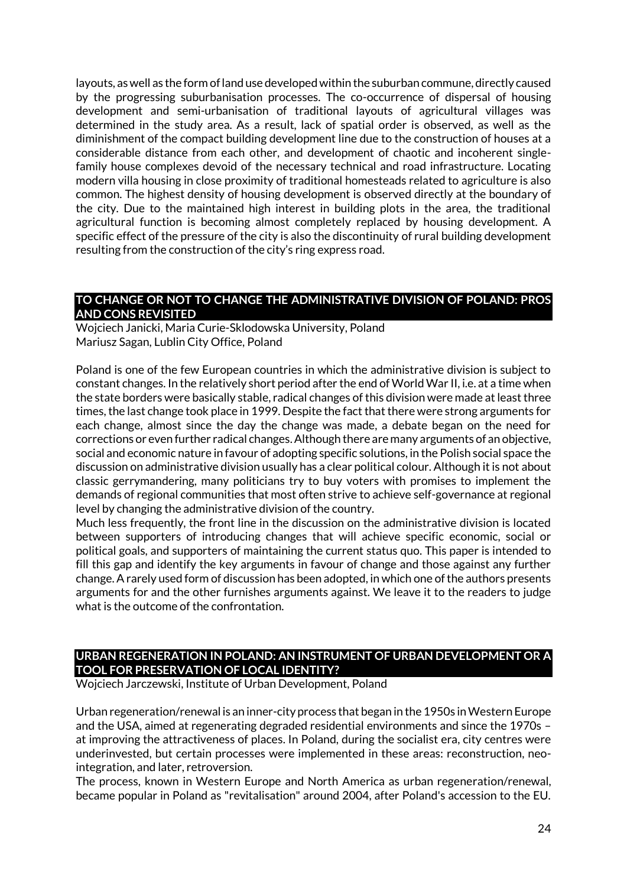layouts, as well as the form of land use developed within the suburban commune, directly caused by the progressing suburbanisation processes. The co-occurrence of dispersal of housing development and semi-urbanisation of traditional layouts of agricultural villages was determined in the study area. As a result, lack of spatial order is observed, as well as the diminishment of the compact building development line due to the construction of houses at a considerable distance from each other, and development of chaotic and incoherent single-family house complexes devoid of the necessary technical and road infrastructure. Locating modern villa housing in close proximity of traditional homesteads related to agriculture is also common. The highest density of housing development is observed directly at the boundary of the city. Due to the maintained high interest in building plots in the area, the traditional agricultural function is becoming almost completely replaced by housing development. A specific effect of the pressure of the city is also the discontinuity of rural building development resulting from the construction of the city's ring express road.

## TO CHANGE OR NOT TO CHANGE THE ADMINISTRATIVE DIVISION OF POLAND: PROS AND CONS REVISITED

Wojciech Janicki, Maria Curie-Sklodowska University, Poland
Mariusz Sagan, Lublin City Office, Poland

Poland is one of the few European countries in which the administrative division is subject to constant changes. In the relatively short period after the end of World War II, i.e. at a time when the state borders were basically stable, radical changes of this division were made at least three times, the last change took place in 1999. Despite the fact that there were strong arguments for each change, almost since the day the change was made, a debate began on the need for corrections or even further radical changes. Although there are many arguments of an objective, social and economic nature in favour of adopting specific solutions, in the Polish social space the discussion on administrative division usually has a clear political colour. Although it is not about classic gerrymandering, many politicians try to buy voters with promises to implement the demands of regional communities that most often strive to achieve self-governance at regional level by changing the administrative division of the country.
Much less frequently, the front line in the discussion on the administrative division is located between supporters of introducing changes that will achieve specific economic, social or political goals, and supporters of maintaining the current status quo. This paper is intended to fill this gap and identify the key arguments in favour of change and those against any further change. A rarely used form of discussion has been adopted, in which one of the authors presents arguments for and the other furnishes arguments against. We leave it to the readers to judge what is the outcome of the confrontation.

## URBAN REGENERATION IN POLAND: AN INSTRUMENT OF URBAN DEVELOPMENT OR A TOOL FOR PRESERVATION OF LOCAL IDENTITY?

Wojciech Jarczewski, Institute of Urban Development, Poland

Urban regeneration/renewal is an inner-city process that began in the 1950s in Western Europe and the USA, aimed at regenerating degraded residential environments and since the 1970s – at improving the attractiveness of places. In Poland, during the socialist era, city centres were underinvested, but certain processes were implemented in these areas: reconstruction, neo-integration, and later, retroversion.
The process, known in Western Europe and North America as urban regeneration/renewal, became popular in Poland as "revitalisation" around 2004, after Poland's accession to the EU.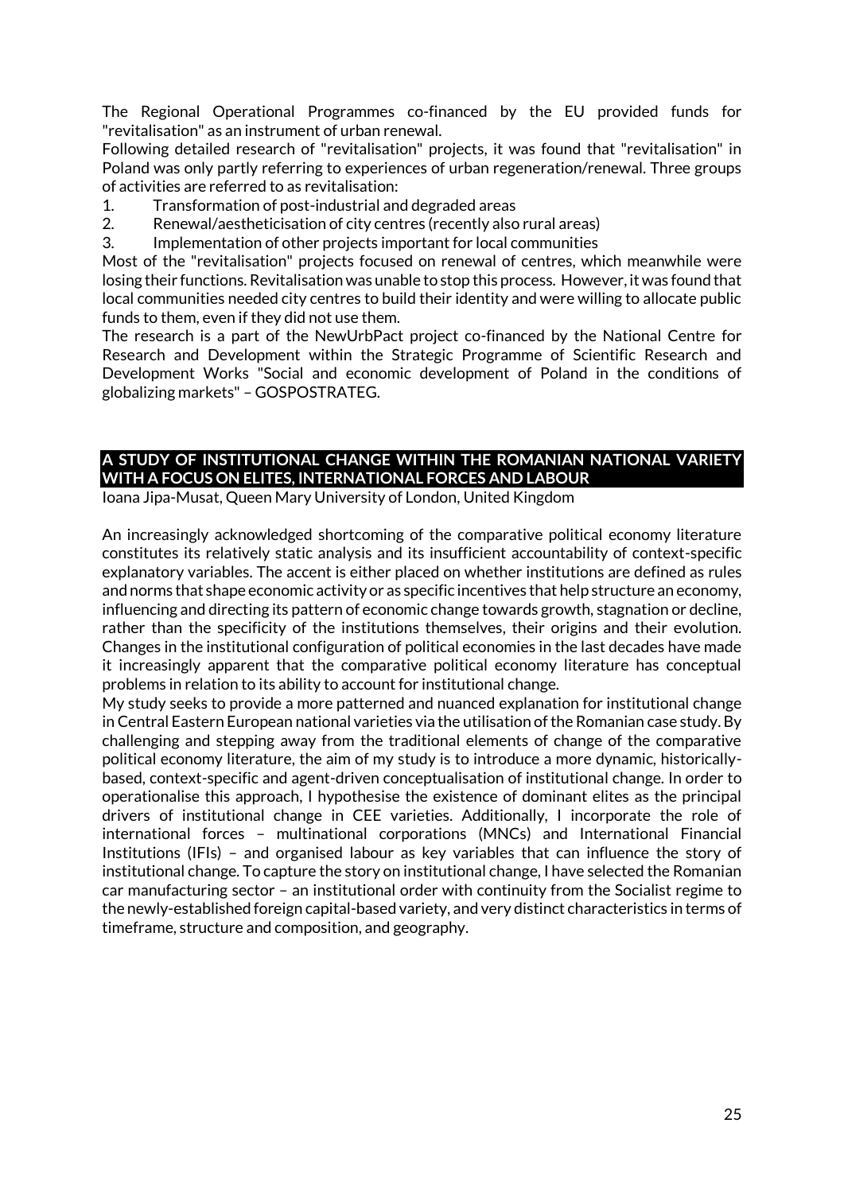The Regional Operational Programmes co-financed by the EU provided funds for "revitalisation" as an instrument of urban renewal.
Following detailed research of "revitalisation" projects, it was found that "revitalisation" in Poland was only partly referring to experiences of urban regeneration/renewal. Three groups of activities are referred to as revitalisation:

1. Transformation of post-industrial and degraded areas
2. Renewal/aestheticisation of city centres (recently also rural areas)
3. Implementation of other projects important for local communities

Most of the "revitalisation" projects focused on renewal of centres, which meanwhile were losing their functions. Revitalisation was unable to stop this process. However, it was found that local communities needed city centres to build their identity and were willing to allocate public funds to them, even if they did not use them.
The research is a part of the NewUrbPact project co-financed by the National Centre for Research and Development within the Strategic Programme of Scientific Research and Development Works "Social and economic development of Poland in the conditions of globalizing markets" – GOSPOSTRATEG.

## A STUDY OF INSTITUTIONAL CHANGE WITHIN THE ROMANIAN NATIONAL VARIETY WITH A FOCUS ON ELITES, INTERNATIONAL FORCES AND LABOUR

Ioana Jipa-Musat, Queen Mary University of London, United Kingdom

An increasingly acknowledged shortcoming of the comparative political economy literature constitutes its relatively static analysis and its insufficient accountability of context-specific explanatory variables. The accent is either placed on whether institutions are defined as rules and norms that shape economic activity or as specific incentives that help structure an economy, influencing and directing its pattern of economic change towards growth, stagnation or decline, rather than the specificity of the institutions themselves, their origins and their evolution. Changes in the institutional configuration of political economies in the last decades have made it increasingly apparent that the comparative political economy literature has conceptual problems in relation to its ability to account for institutional change.
My study seeks to provide a more patterned and nuanced explanation for institutional change in Central Eastern European national varieties via the utilisation of the Romanian case study. By challenging and stepping away from the traditional elements of change of the comparative political economy literature, the aim of my study is to introduce a more dynamic, historically-based, context-specific and agent-driven conceptualisation of institutional change. In order to operationalise this approach, I hypothesise the existence of dominant elites as the principal drivers of institutional change in CEE varieties. Additionally, I incorporate the role of international forces – multinational corporations (MNCs) and International Financial Institutions (IFIs) – and organised labour as key variables that can influence the story of institutional change. To capture the story on institutional change, I have selected the Romanian car manufacturing sector – an institutional order with continuity from the Socialist regime to the newly-established foreign capital-based variety, and very distinct characteristics in terms of timeframe, structure and composition, and geography.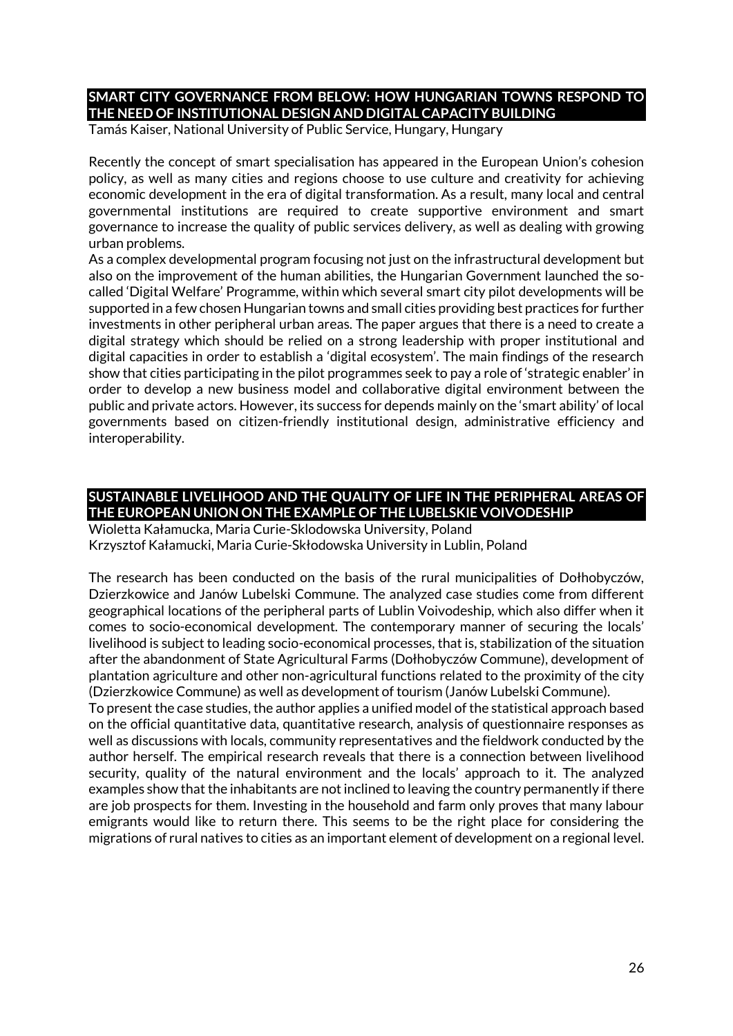## SMART CITY GOVERNANCE FROM BELOW: HOW HUNGARIAN TOWNS RESPOND TO THE NEED OF INSTITUTIONAL DESIGN AND DIGITAL CAPACITY BUILDING

Tamás Kaiser, National University of Public Service, Hungary, Hungary

Recently the concept of smart specialisation has appeared in the European Union's cohesion policy, as well as many cities and regions choose to use culture and creativity for achieving economic development in the era of digital transformation. As a result, many local and central governmental institutions are required to create supportive environment and smart governance to increase the quality of public services delivery, as well as dealing with growing urban problems.

As a complex developmental program focusing not just on the infrastructural development but also on the improvement of the human abilities, the Hungarian Government launched the so-called 'Digital Welfare' Programme, within which several smart city pilot developments will be supported in a few chosen Hungarian towns and small cities providing best practices for further investments in other peripheral urban areas. The paper argues that there is a need to create a digital strategy which should be relied on a strong leadership with proper institutional and digital capacities in order to establish a 'digital ecosystem'. The main findings of the research show that cities participating in the pilot programmes seek to pay a role of 'strategic enabler' in order to develop a new business model and collaborative digital environment between the public and private actors. However, its success for depends mainly on the 'smart ability' of local governments based on citizen-friendly institutional design, administrative efficiency and interoperability.

## SUSTAINABLE LIVELIHOOD AND THE QUALITY OF LIFE IN THE PERIPHERAL AREAS OF THE EUROPEAN UNION ON THE EXAMPLE OF THE LUBELSKIE VOIVODESHIP

Wioletta Kałamucka, Maria Curie-Sklodowska University, Poland
Krzysztof Kałamucki, Maria Curie-Skłodowska University in Lublin, Poland

The research has been conducted on the basis of the rural municipalities of Dołhobyczów, Dzierzkowice and Janów Lubelski Commune. The analyzed case studies come from different geographical locations of the peripheral parts of Lublin Voivodeship, which also differ when it comes to socio-economical development. The contemporary manner of securing the locals' livelihood is subject to leading socio-economical processes, that is, stabilization of the situation after the abandonment of State Agricultural Farms (Dołhobyczów Commune), development of plantation agriculture and other non-agricultural functions related to the proximity of the city (Dzierzkowice Commune) as well as development of tourism (Janów Lubelski Commune).

To present the case studies, the author applies a unified model of the statistical approach based on the official quantitative data, quantitative research, analysis of questionnaire responses as well as discussions with locals, community representatives and the fieldwork conducted by the author herself. The empirical research reveals that there is a connection between livelihood security, quality of the natural environment and the locals' approach to it. The analyzed examples show that the inhabitants are not inclined to leaving the country permanently if there are job prospects for them. Investing in the household and farm only proves that many labour emigrants would like to return there. This seems to be the right place for considering the migrations of rural natives to cities as an important element of development on a regional level.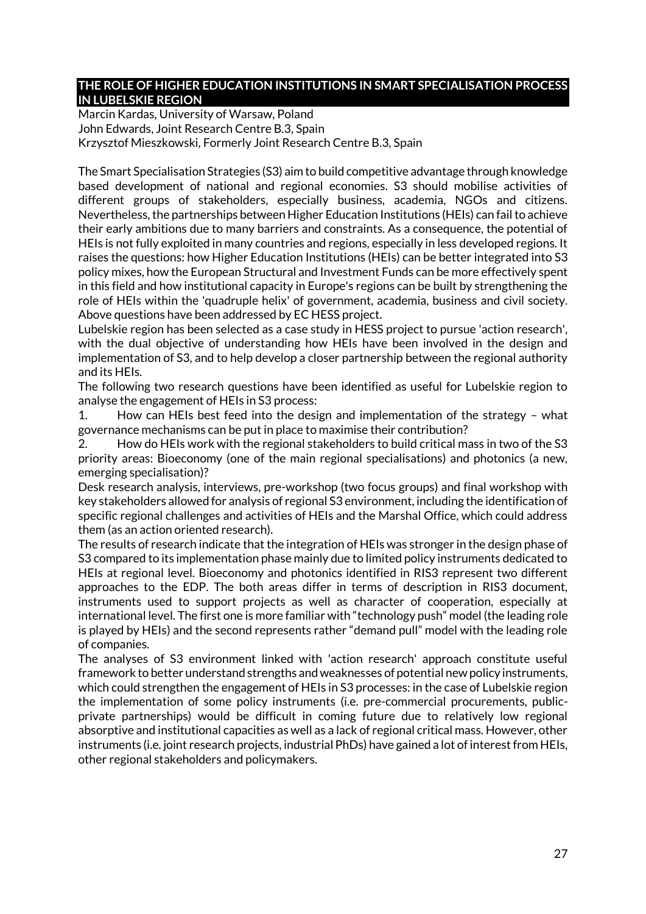## THE ROLE OF HIGHER EDUCATION INSTITUTIONS IN SMART SPECIALISATION PROCESS IN LUBELSKIE REGION

Marcin Kardas, University of Warsaw, Poland
John Edwards, Joint Research Centre B.3, Spain
Krzysztof Mieszkowski, Formerly Joint Research Centre B.3, Spain

The Smart Specialisation Strategies (S3) aim to build competitive advantage through knowledge based development of national and regional economies. S3 should mobilise activities of different groups of stakeholders, especially business, academia, NGOs and citizens. Nevertheless, the partnerships between Higher Education Institutions (HEIs) can fail to achieve their early ambitions due to many barriers and constraints. As a consequence, the potential of HEIs is not fully exploited in many countries and regions, especially in less developed regions. It raises the questions: how Higher Education Institutions (HEIs) can be better integrated into S3 policy mixes, how the European Structural and Investment Funds can be more effectively spent in this field and how institutional capacity in Europe's regions can be built by strengthening the role of HEIs within the 'quadruple helix' of government, academia, business and civil society. Above questions have been addressed by EC HESS project.

Lubelskie region has been selected as a case study in HESS project to pursue 'action research', with the dual objective of understanding how HEIs have been involved in the design and implementation of S3, and to help develop a closer partnership between the regional authority and its HEIs.

The following two research questions have been identified as useful for Lubelskie region to analyse the engagement of HEIs in S3 process:

1. How can HEIs best feed into the design and implementation of the strategy – what governance mechanisms can be put in place to maximise their contribution?
2. How do HEIs work with the regional stakeholders to build critical mass in two of the S3 priority areas: Bioeconomy (one of the main regional specialisations) and photonics (a new, emerging specialisation)?

Desk research analysis, interviews, pre-workshop (two focus groups) and final workshop with key stakeholders allowed for analysis of regional S3 environment, including the identification of specific regional challenges and activities of HEIs and the Marshal Office, which could address them (as an action oriented research).

The results of research indicate that the integration of HEIs was stronger in the design phase of S3 compared to its implementation phase mainly due to limited policy instruments dedicated to HEIs at regional level. Bioeconomy and photonics identified in RIS3 represent two different approaches to the EDP. The both areas differ in terms of description in RIS3 document, instruments used to support projects as well as character of cooperation, especially at international level. The first one is more familiar with "technology push" model (the leading role is played by HEIs) and the second represents rather "demand pull" model with the leading role of companies.

The analyses of S3 environment linked with 'action research' approach constitute useful framework to better understand strengths and weaknesses of potential new policy instruments, which could strengthen the engagement of HEIs in S3 processes: in the case of Lubelskie region the implementation of some policy instruments (i.e. pre-commercial procurements, public-private partnerships) would be difficult in coming future due to relatively low regional absorptive and institutional capacities as well as a lack of regional critical mass. However, other instruments (i.e. joint research projects, industrial PhDs) have gained a lot of interest from HEIs, other regional stakeholders and policymakers.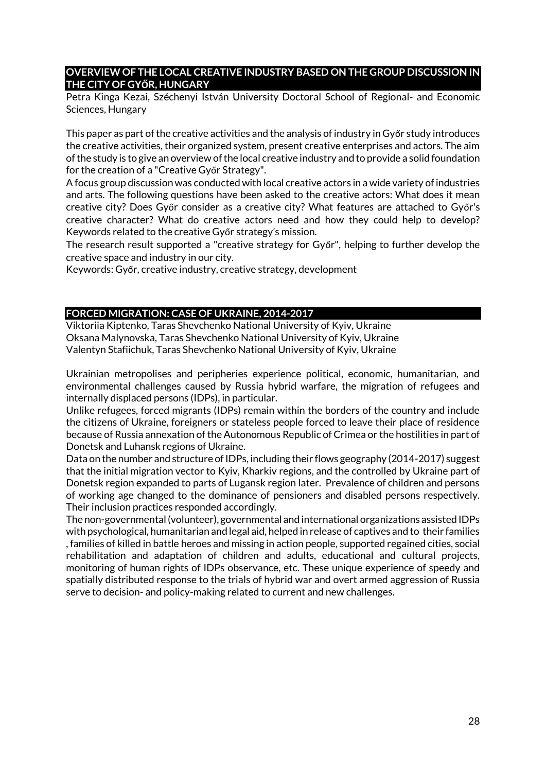## OVERVIEW OF THE LOCAL CREATIVE INDUSTRY BASED ON THE GROUP DISCUSSION IN THE CITY OF GYŐR, HUNGARY

Petra Kinga Kezai, Széchenyi István University Doctoral School of Regional- and Economic Sciences, Hungary

This paper as part of the creative activities and the analysis of industry in Győr study introduces the creative activities, their organized system, present creative enterprises and actors. The aim of the study is to give an overview of the local creative industry and to provide a solid foundation for the creation of a "Creative Győr Strategy".

A focus group discussion was conducted with local creative actors in a wide variety of industries and arts. The following questions have been asked to the creative actors: What does it mean creative city? Does Győr consider as a creative city? What features are attached to Győr's creative character? What do creative actors need and how they could help to develop? Keywords related to the creative Győr strategy's mission.

The research result supported a "creative strategy for Győr", helping to further develop the creative space and industry in our city.

Keywords: Győr, creative industry, creative strategy, development

## FORCED MIGRATION: CASE OF UKRAINE, 2014-2017

Viktoriia Kiptenko, Taras Shevchenko National University of Kyiv, Ukraine
Oksana Malynovska, Taras Shevchenko National University of Kyiv, Ukraine
Valentyn Stafiichuk, Taras Shevchenko National University of Kyiv, Ukraine

Ukrainian metropolises and peripheries experience political, economic, humanitarian, and environmental challenges caused by Russia hybrid warfare, the migration of refugees and internally displaced persons (IDPs), in particular.

Unlike refugees, forced migrants (IDPs) remain within the borders of the country and include the citizens of Ukraine, foreigners or stateless people forced to leave their place of residence because of Russia annexation of the Autonomous Republic of Crimea or the hostilities in part of Donetsk and Luhansk regions of Ukraine.

Data on the number and structure of IDPs, including their flows geography (2014-2017) suggest that the initial migration vector to Kyiv, Kharkiv regions, and the controlled by Ukraine part of Donetsk region expanded to parts of Lugansk region later. Prevalence of children and persons of working age changed to the dominance of pensioners and disabled persons respectively. Their inclusion practices responded accordingly.

The non-governmental (volunteer), governmental and international organizations assisted IDPs with psychological, humanitarian and legal aid, helped in release of captives and to their families , families of killed in battle heroes and missing in action people, supported regained cities, social rehabilitation and adaptation of children and adults, educational and cultural projects, monitoring of human rights of IDPs observance, etc. These unique experience of speedy and spatially distributed response to the trials of hybrid war and overt armed aggression of Russia serve to decision- and policy-making related to current and new challenges.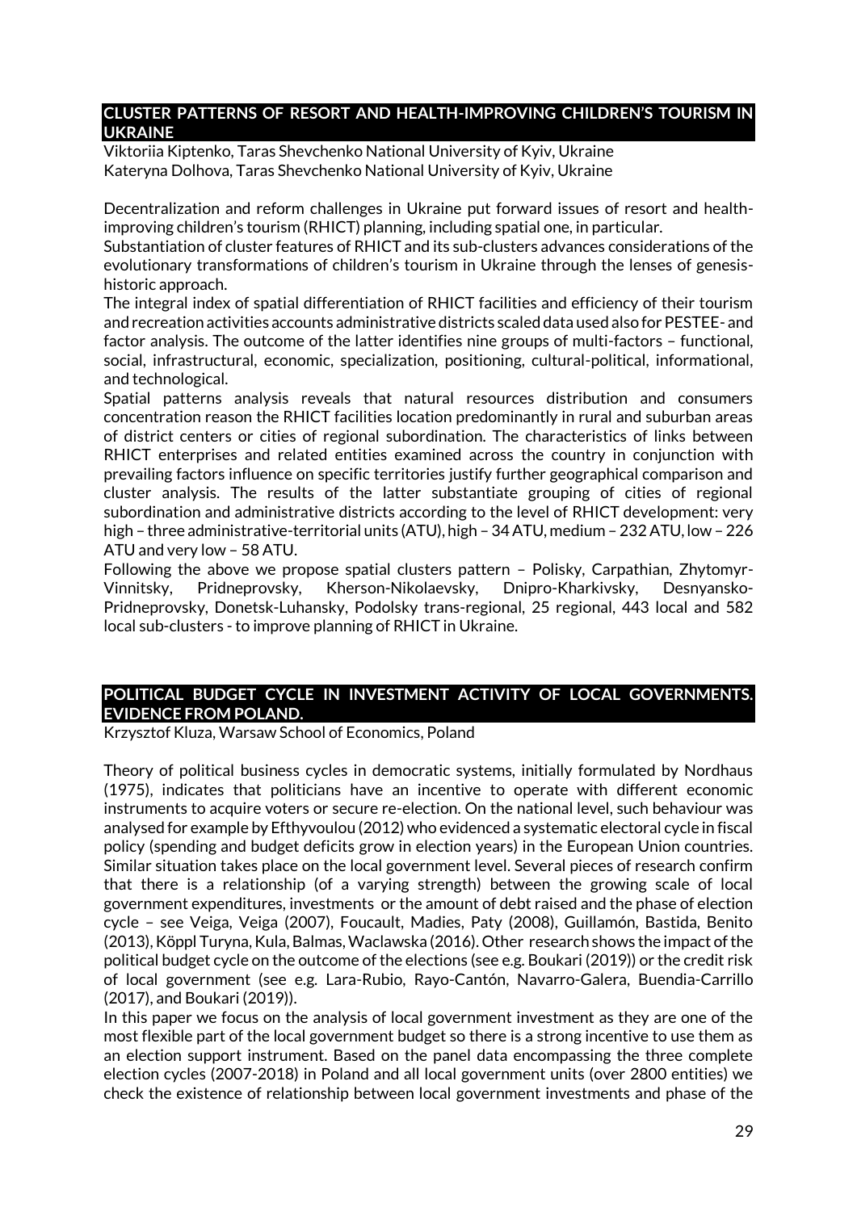## CLUSTER PATTERNS OF RESORT AND HEALTH-IMPROVING CHILDREN'S TOURISM IN UKRAINE

Viktoriia Kiptenko, Taras Shevchenko National University of Kyiv, Ukraine
Kateryna Dolhova, Taras Shevchenko National University of Kyiv, Ukraine

Decentralization and reform challenges in Ukraine put forward issues of resort and health-improving children's tourism (RHICT) planning, including spatial one, in particular.

Substantiation of cluster features of RHICT and its sub-clusters advances considerations of the evolutionary transformations of children's tourism in Ukraine through the lenses of genesis-historic approach.

The integral index of spatial differentiation of RHICT facilities and efficiency of their tourism and recreation activities accounts administrative districts scaled data used also for PESTEE- and factor analysis. The outcome of the latter identifies nine groups of multi-factors – functional, social, infrastructural, economic, specialization, positioning, cultural-political, informational, and technological.

Spatial patterns analysis reveals that natural resources distribution and consumers concentration reason the RHICT facilities location predominantly in rural and suburban areas of district centers or cities of regional subordination. The characteristics of links between RHICT enterprises and related entities examined across the country in conjunction with prevailing factors influence on specific territories justify further geographical comparison and cluster analysis. The results of the latter substantiate grouping of cities of regional subordination and administrative districts according to the level of RHICT development: very high – three administrative-territorial units (ATU), high – 34 ATU, medium – 232 ATU, low – 226 ATU and very low – 58 ATU.

Following the above we propose spatial clusters pattern – Polisky, Carpathian, Zhytomyr-Vinnitsky, Pridneprovsky, Kherson-Nikolaevsky, Dnipro-Kharkivsky, Desnyansko-Pridneprovsky, Donetsk-Luhansky, Podolsky trans-regional, 25 regional, 443 local and 582 local sub-clusters - to improve planning of RHICT in Ukraine.

## POLITICAL BUDGET CYCLE IN INVESTMENT ACTIVITY OF LOCAL GOVERNMENTS. EVIDENCE FROM POLAND.

Krzysztof Kluza, Warsaw School of Economics, Poland

Theory of political business cycles in democratic systems, initially formulated by Nordhaus (1975), indicates that politicians have an incentive to operate with different economic instruments to acquire voters or secure re-election. On the national level, such behaviour was analysed for example by Efthyvoulou (2012) who evidenced a systematic electoral cycle in fiscal policy (spending and budget deficits grow in election years) in the European Union countries. Similar situation takes place on the local government level. Several pieces of research confirm that there is a relationship (of a varying strength) between the growing scale of local government expenditures, investments or the amount of debt raised and the phase of election cycle – see Veiga, Veiga (2007), Foucault, Madies, Paty (2008), Guillamón, Bastida, Benito (2013), Köppl Turyna, Kula, Balmas, Waclawska (2016). Other research shows the impact of the political budget cycle on the outcome of the elections (see e.g. Boukari (2019)) or the credit risk of local government (see e.g. Lara-Rubio, Rayo-Cantón, Navarro-Galera, Buendia-Carrillo (2017), and Boukari (2019)).

In this paper we focus on the analysis of local government investment as they are one of the most flexible part of the local government budget so there is a strong incentive to use them as an election support instrument. Based on the panel data encompassing the three complete election cycles (2007-2018) in Poland and all local government units (over 2800 entities) we check the existence of relationship between local government investments and phase of the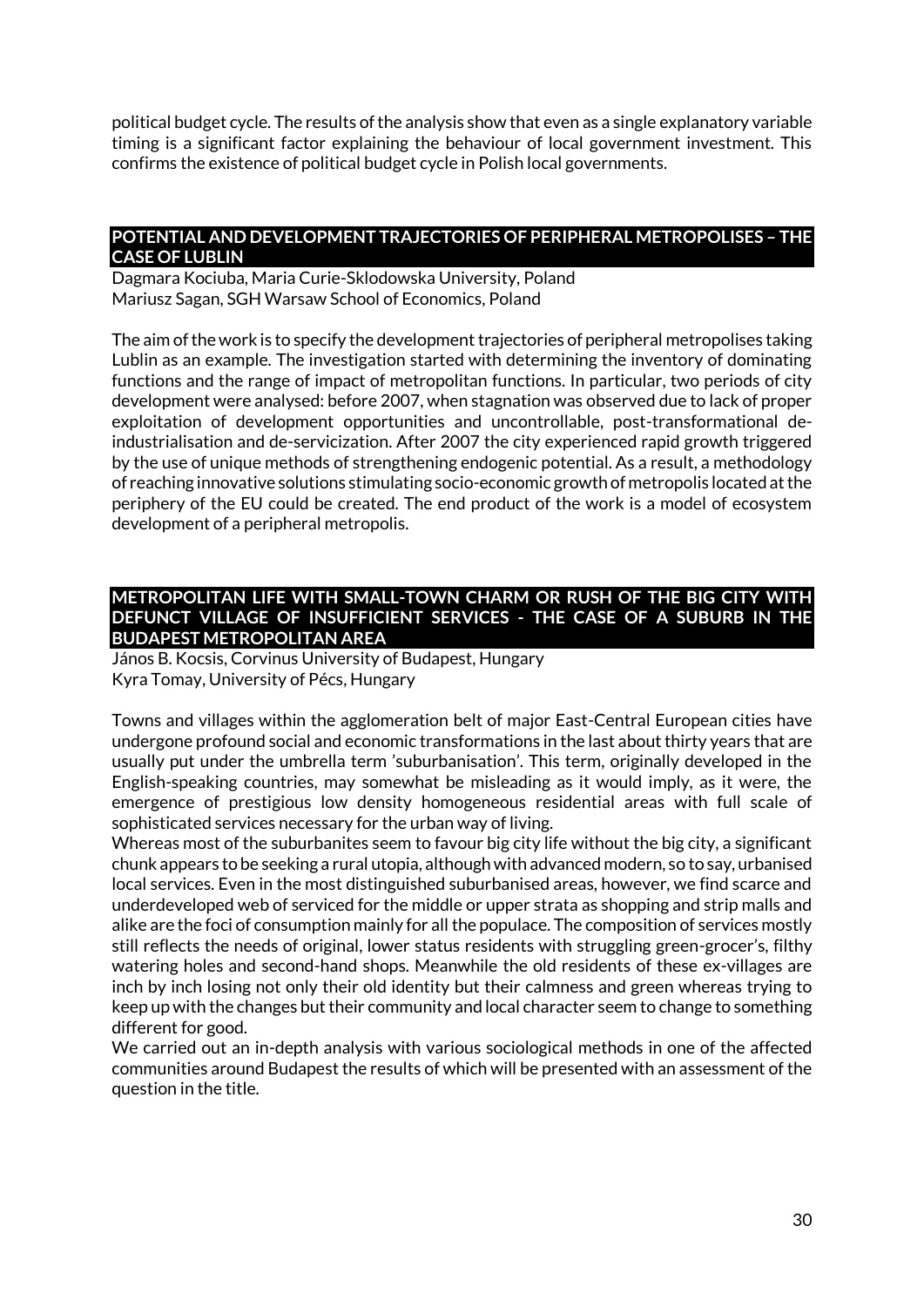political budget cycle. The results of the analysis show that even as a single explanatory variable timing is a significant factor explaining the behaviour of local government investment. This confirms the existence of political budget cycle in Polish local governments.

## POTENTIAL AND DEVELOPMENT TRAJECTORIES OF PERIPHERAL METROPOLISES – THE CASE OF LUBLIN

Dagmara Kociuba, Maria Curie-Sklodowska University, Poland
Mariusz Sagan, SGH Warsaw School of Economics, Poland

The aim of the work is to specify the development trajectories of peripheral metropolises taking Lublin as an example. The investigation started with determining the inventory of dominating functions and the range of impact of metropolitan functions. In particular, two periods of city development were analysed: before 2007, when stagnation was observed due to lack of proper exploitation of development opportunities and uncontrollable, post-transformational de-industrialisation and de-servicization. After 2007 the city experienced rapid growth triggered by the use of unique methods of strengthening endogenic potential. As a result, a methodology of reaching innovative solutions stimulating socio-economic growth of metropolis located at the periphery of the EU could be created. The end product of the work is a model of ecosystem development of a peripheral metropolis.

## METROPOLITAN LIFE WITH SMALL-TOWN CHARM OR RUSH OF THE BIG CITY WITH DEFUNCT VILLAGE OF INSUFFICIENT SERVICES - THE CASE OF A SUBURB IN THE BUDAPEST METROPOLITAN AREA

János B. Kocsis, Corvinus University of Budapest, Hungary
Kyra Tomay, University of Pécs, Hungary

Towns and villages within the agglomeration belt of major East-Central European cities have undergone profound social and economic transformations in the last about thirty years that are usually put under the umbrella term 'suburbanisation'. This term, originally developed in the English-speaking countries, may somewhat be misleading as it would imply, as it were, the emergence of prestigious low density homogeneous residential areas with full scale of sophisticated services necessary for the urban way of living.
Whereas most of the suburbanites seem to favour big city life without the big city, a significant chunk appears to be seeking a rural utopia, although with advanced modern, so to say, urbanised local services. Even in the most distinguished suburbanised areas, however, we find scarce and underdeveloped web of serviced for the middle or upper strata as shopping and strip malls and alike are the foci of consumption mainly for all the populace. The composition of services mostly still reflects the needs of original, lower status residents with struggling green-grocer's, filthy watering holes and second-hand shops. Meanwhile the old residents of these ex-villages are inch by inch losing not only their old identity but their calmness and green whereas trying to keep up with the changes but their community and local character seem to change to something different for good.
We carried out an in-depth analysis with various sociological methods in one of the affected communities around Budapest the results of which will be presented with an assessment of the question in the title.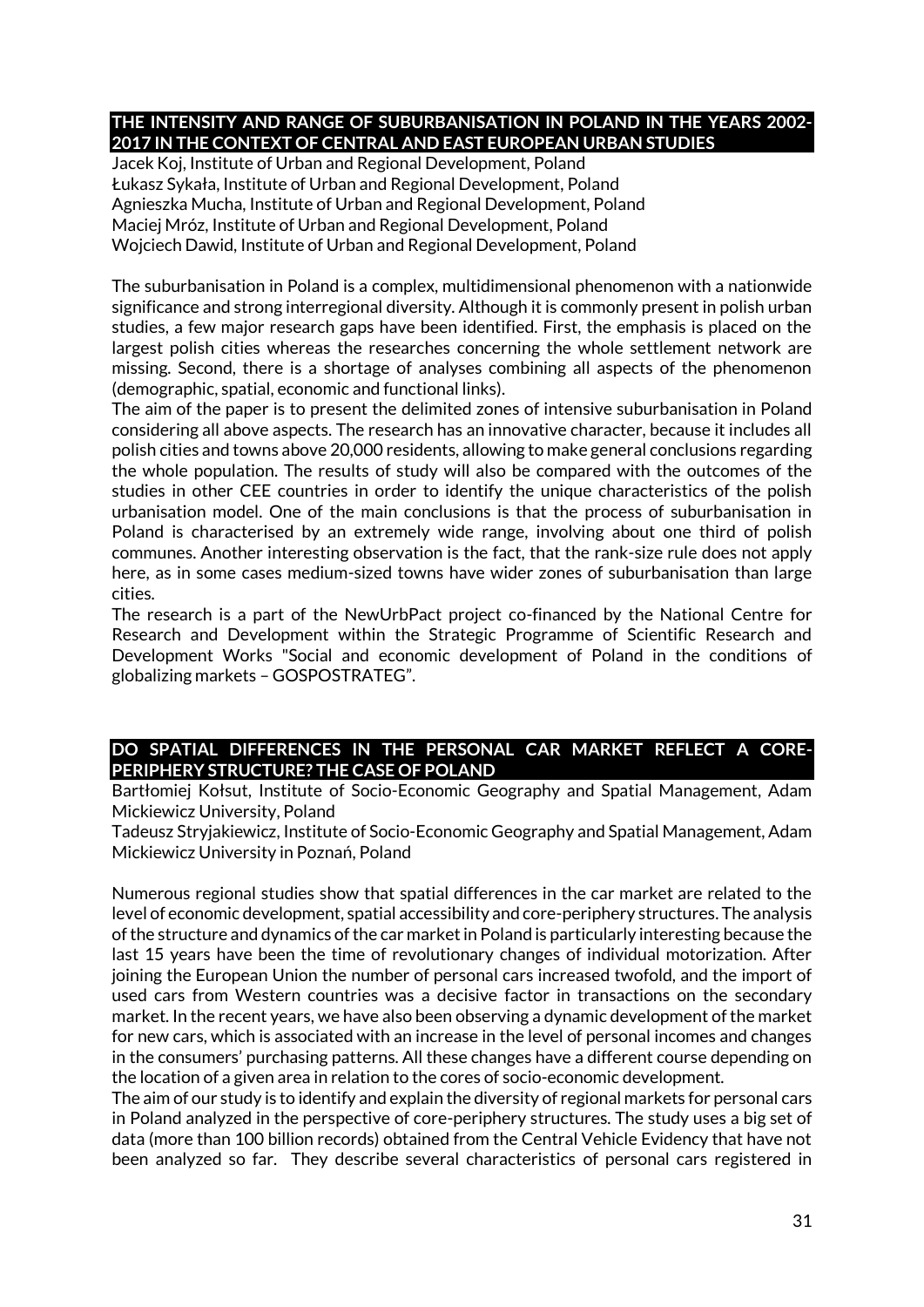## THE INTENSITY AND RANGE OF SUBURBANISATION IN POLAND IN THE YEARS 2002-2017 IN THE CONTEXT OF CENTRAL AND EAST EUROPEAN URBAN STUDIES

Jacek Koj, Institute of Urban and Regional Development, Poland
Łukasz Sykała, Institute of Urban and Regional Development, Poland
Agnieszka Mucha, Institute of Urban and Regional Development, Poland
Maciej Mróz, Institute of Urban and Regional Development, Poland
Wojciech Dawid, Institute of Urban and Regional Development, Poland

The suburbanisation in Poland is a complex, multidimensional phenomenon with a nationwide significance and strong interregional diversity. Although it is commonly present in polish urban studies, a few major research gaps have been identified. First, the emphasis is placed on the largest polish cities whereas the researches concerning the whole settlement network are missing. Second, there is a shortage of analyses combining all aspects of the phenomenon (demographic, spatial, economic and functional links).

The aim of the paper is to present the delimited zones of intensive suburbanisation in Poland considering all above aspects. The research has an innovative character, because it includes all polish cities and towns above 20,000 residents, allowing to make general conclusions regarding the whole population. The results of study will also be compared with the outcomes of the studies in other CEE countries in order to identify the unique characteristics of the polish urbanisation model. One of the main conclusions is that the process of suburbanisation in Poland is characterised by an extremely wide range, involving about one third of polish communes. Another interesting observation is the fact, that the rank-size rule does not apply here, as in some cases medium-sized towns have wider zones of suburbanisation than large cities.

The research is a part of the NewUrbPact project co-financed by the National Centre for Research and Development within the Strategic Programme of Scientific Research and Development Works "Social and economic development of Poland in the conditions of globalizing markets – GOSPOSTRATEG".

## DO SPATIAL DIFFERENCES IN THE PERSONAL CAR MARKET REFLECT A CORE-PERIPHERY STRUCTURE? THE CASE OF POLAND

Bartłomiej Kołsut, Institute of Socio-Economic Geography and Spatial Management, Adam Mickiewicz University, Poland
Tadeusz Stryjakiewicz, Institute of Socio-Economic Geography and Spatial Management, Adam Mickiewicz University in Poznań, Poland

Numerous regional studies show that spatial differences in the car market are related to the level of economic development, spatial accessibility and core-periphery structures. The analysis of the structure and dynamics of the car market in Poland is particularly interesting because the last 15 years have been the time of revolutionary changes of individual motorization. After joining the European Union the number of personal cars increased twofold, and the import of used cars from Western countries was a decisive factor in transactions on the secondary market. In the recent years, we have also been observing a dynamic development of the market for new cars, which is associated with an increase in the level of personal incomes and changes in the consumers' purchasing patterns. All these changes have a different course depending on the location of a given area in relation to the cores of socio-economic development.

The aim of our study is to identify and explain the diversity of regional markets for personal cars in Poland analyzed in the perspective of core-periphery structures. The study uses a big set of data (more than 100 billion records) obtained from the Central Vehicle Evidency that have not been analyzed so far. They describe several characteristics of personal cars registered in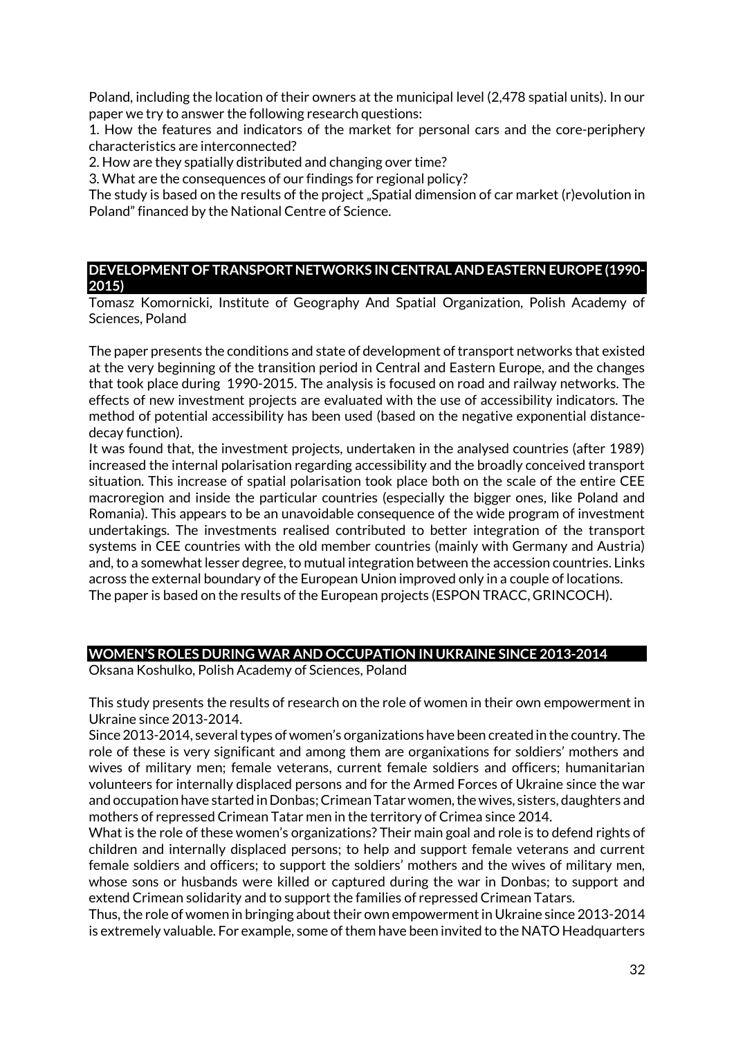Poland, including the location of their owners at the municipal level (2,478 spatial units). In our paper we try to answer the following research questions:

1. How the features and indicators of the market for personal cars and the core-periphery characteristics are interconnected?
2. How are they spatially distributed and changing over time?
3. What are the consequences of our findings for regional policy?

The study is based on the results of the project „Spatial dimension of car market (r)evolution in Poland" financed by the National Centre of Science.

## DEVELOPMENT OF TRANSPORT NETWORKS IN CENTRAL AND EASTERN EUROPE (1990-2015)

Tomasz Komornicki, Institute of Geography And Spatial Organization, Polish Academy of Sciences, Poland

The paper presents the conditions and state of development of transport networks that existed at the very beginning of the transition period in Central and Eastern Europe, and the changes that took place during 1990-2015. The analysis is focused on road and railway networks. The effects of new investment projects are evaluated with the use of accessibility indicators. The method of potential accessibility has been used (based on the negative exponential distance-decay function).

It was found that, the investment projects, undertaken in the analysed countries (after 1989) increased the internal polarisation regarding accessibility and the broadly conceived transport situation. This increase of spatial polarisation took place both on the scale of the entire CEE macroregion and inside the particular countries (especially the bigger ones, like Poland and Romania). This appears to be an unavoidable consequence of the wide program of investment undertakings. The investments realised contributed to better integration of the transport systems in CEE countries with the old member countries (mainly with Germany and Austria) and, to a somewhat lesser degree, to mutual integration between the accession countries. Links across the external boundary of the European Union improved only in a couple of locations.

The paper is based on the results of the European projects (ESPON TRACC, GRINCOCH).

## WOMEN'S ROLES DURING WAR AND OCCUPATION IN UKRAINE SINCE 2013-2014

Oksana Koshulko, Polish Academy of Sciences, Poland

This study presents the results of research on the role of women in their own empowerment in Ukraine since 2013-2014.

Since 2013-2014, several types of women's organizations have been created in the country. The role of these is very significant and among them are organixations for soldiers' mothers and wives of military men; female veterans, current female soldiers and officers; humanitarian volunteers for internally displaced persons and for the Armed Forces of Ukraine since the war and occupation have started in Donbas; Crimean Tatar women, the wives, sisters, daughters and mothers of repressed Crimean Tatar men in the territory of Crimea since 2014.

What is the role of these women's organizations? Their main goal and role is to defend rights of children and internally displaced persons; to help and support female veterans and current female soldiers and officers; to support the soldiers' mothers and the wives of military men, whose sons or husbands were killed or captured during the war in Donbas; to support and extend Crimean solidarity and to support the families of repressed Crimean Tatars.

Thus, the role of women in bringing about their own empowerment in Ukraine since 2013-2014 is extremely valuable. For example, some of them have been invited to the NATO Headquarters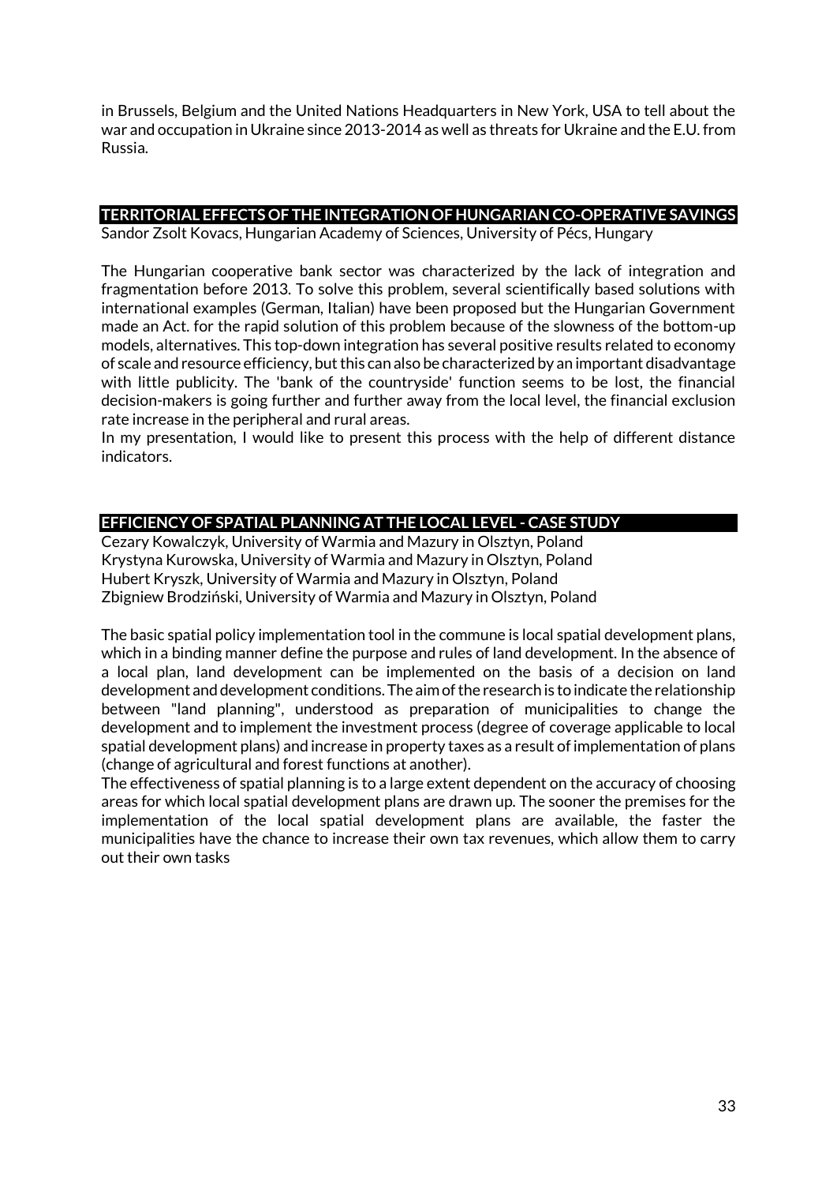in Brussels, Belgium and the United Nations Headquarters in New York, USA to tell about the war and occupation in Ukraine since 2013-2014 as well as threats for Ukraine and the E.U. from Russia.

## TERRITORIAL EFFECTS OF THE INTEGRATION OF HUNGARIAN CO-OPERATIVE SAVINGS

Sandor Zsolt Kovacs, Hungarian Academy of Sciences, University of Pécs, Hungary

The Hungarian cooperative bank sector was characterized by the lack of integration and fragmentation before 2013. To solve this problem, several scientifically based solutions with international examples (German, Italian) have been proposed but the Hungarian Government made an Act. for the rapid solution of this problem because of the slowness of the bottom-up models, alternatives. This top-down integration has several positive results related to economy of scale and resource efficiency, but this can also be characterized by an important disadvantage with little publicity. The 'bank of the countryside' function seems to be lost, the financial decision-makers is going further and further away from the local level, the financial exclusion rate increase in the peripheral and rural areas.
In my presentation, I would like to present this process with the help of different distance indicators.

## EFFICIENCY OF SPATIAL PLANNING AT THE LOCAL LEVEL - CASE STUDY

Cezary Kowalczyk, University of Warmia and Mazury in Olsztyn, Poland
Krystyna Kurowska, University of Warmia and Mazury in Olsztyn, Poland
Hubert Kryszk, University of Warmia and Mazury in Olsztyn, Poland
Zbigniew Brodziński, University of Warmia and Mazury in Olsztyn, Poland

The basic spatial policy implementation tool in the commune is local spatial development plans, which in a binding manner define the purpose and rules of land development. In the absence of a local plan, land development can be implemented on the basis of a decision on land development and development conditions. The aim of the research is to indicate the relationship between "land planning", understood as preparation of municipalities to change the development and to implement the investment process (degree of coverage applicable to local spatial development plans) and increase in property taxes as a result of implementation of plans (change of agricultural and forest functions at another).
The effectiveness of spatial planning is to a large extent dependent on the accuracy of choosing areas for which local spatial development plans are drawn up. The sooner the premises for the implementation of the local spatial development plans are available, the faster the municipalities have the chance to increase their own tax revenues, which allow them to carry out their own tasks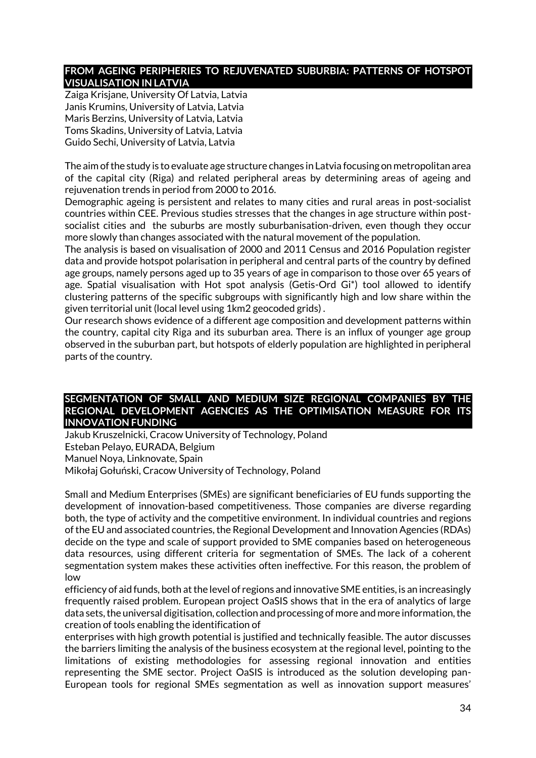## FROM AGEING PERIPHERIES TO REJUVENATED SUBURBIA: PATTERNS OF HOTSPOT VISUALISATION IN LATVIA

Zaiga Krisjane, University Of Latvia, Latvia
Janis Krumins, University of Latvia, Latvia
Maris Berzins, University of Latvia, Latvia
Toms Skadins, University of Latvia, Latvia
Guido Sechi, University of Latvia, Latvia

The aim of the study is to evaluate age structure changes in Latvia focusing on metropolitan area of the capital city (Riga) and related peripheral areas by determining areas of ageing and rejuvenation trends in period from 2000 to 2016.

Demographic ageing is persistent and relates to many cities and rural areas in post-socialist countries within CEE. Previous studies stresses that the changes in age structure within post-socialist cities and the suburbs are mostly suburbanisation-driven, even though they occur more slowly than changes associated with the natural movement of the population.

The analysis is based on visualisation of 2000 and 2011 Census and 2016 Population register data and provide hotspot polarisation in peripheral and central parts of the country by defined age groups, namely persons aged up to 35 years of age in comparison to those over 65 years of age. Spatial visualisation with Hot spot analysis (Getis-Ord Gi*) tool allowed to identify clustering patterns of the specific subgroups with significantly high and low share within the given territorial unit (local level using 1km2 geocoded grids) .

Our research shows evidence of a different age composition and development patterns within the country, capital city Riga and its suburban area. There is an influx of younger age group observed in the suburban part, but hotspots of elderly population are highlighted in peripheral parts of the country.

## SEGMENTATION OF SMALL AND MEDIUM SIZE REGIONAL COMPANIES BY THE REGIONAL DEVELOPMENT AGENCIES AS THE OPTIMISATION MEASURE FOR ITS INNOVATION FUNDING

Jakub Kruszelnicki, Cracow University of Technology, Poland
Esteban Pelayo, EURADA, Belgium
Manuel Noya, Linknovate, Spain
Mikołaj Gołuński, Cracow University of Technology, Poland

Small and Medium Enterprises (SMEs) are significant beneficiaries of EU funds supporting the development of innovation-based competitiveness. Those companies are diverse regarding both, the type of activity and the competitive environment. In individual countries and regions of the EU and associated countries, the Regional Development and Innovation Agencies (RDAs) decide on the type and scale of support provided to SME companies based on heterogeneous data resources, using different criteria for segmentation of SMEs. The lack of a coherent segmentation system makes these activities often ineffective. For this reason, the problem of low

efficiency of aid funds, both at the level of regions and innovative SME entities, is an increasingly frequently raised problem. European project OaSIS shows that in the era of analytics of large data sets, the universal digitisation, collection and processing of more and more information, the creation of tools enabling the identification of

enterprises with high growth potential is justified and technically feasible. The autor discusses the barriers limiting the analysis of the business ecosystem at the regional level, pointing to the limitations of existing methodologies for assessing regional innovation and entities representing the SME sector. Project OaSIS is introduced as the solution developing pan-European tools for regional SMEs segmentation as well as innovation support measures'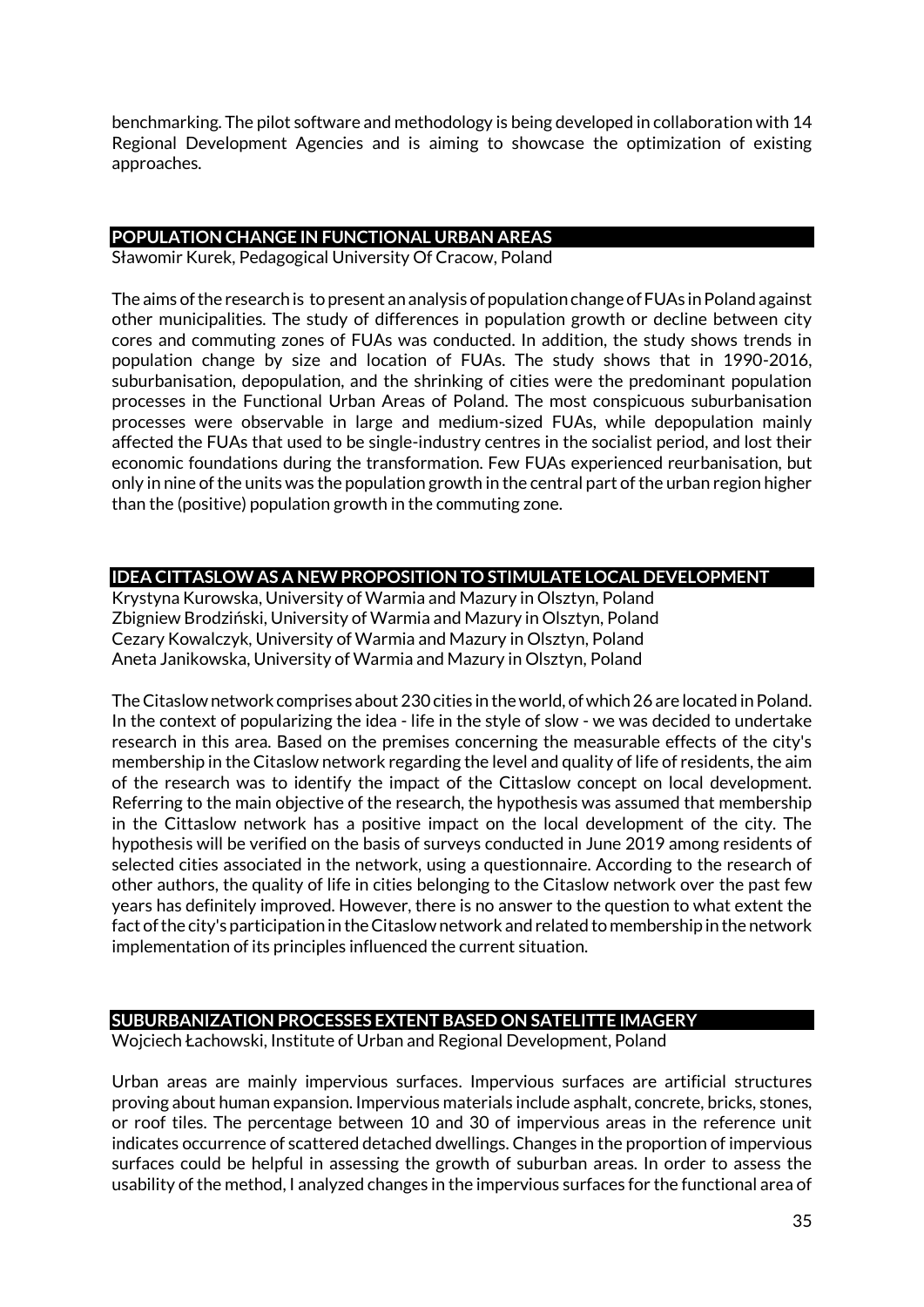benchmarking. The pilot software and methodology is being developed in collaboration with 14 Regional Development Agencies and is aiming to showcase the optimization of existing approaches.

## POPULATION CHANGE IN FUNCTIONAL URBAN AREAS

Sławomir Kurek, Pedagogical University Of Cracow, Poland

The aims of the research is to present an analysis of population change of FUAs in Poland against other municipalities. The study of differences in population growth or decline between city cores and commuting zones of FUAs was conducted. In addition, the study shows trends in population change by size and location of FUAs. The study shows that in 1990-2016, suburbanisation, depopulation, and the shrinking of cities were the predominant population processes in the Functional Urban Areas of Poland. The most conspicuous suburbanisation processes were observable in large and medium-sized FUAs, while depopulation mainly affected the FUAs that used to be single-industry centres in the socialist period, and lost their economic foundations during the transformation. Few FUAs experienced reurbanisation, but only in nine of the units was the population growth in the central part of the urban region higher than the (positive) population growth in the commuting zone.

## IDEA CITTASLOW AS A NEW PROPOSITION TO STIMULATE LOCAL DEVELOPMENT

Krystyna Kurowska, University of Warmia and Mazury in Olsztyn, Poland
Zbigniew Brodziński, University of Warmia and Mazury in Olsztyn, Poland
Cezary Kowalczyk, University of Warmia and Mazury in Olsztyn, Poland
Aneta Janikowska, University of Warmia and Mazury in Olsztyn, Poland

The Citaslow network comprises about 230 cities in the world, of which 26 are located in Poland. In the context of popularizing the idea - life in the style of slow - we was decided to undertake research in this area. Based on the premises concerning the measurable effects of the city's membership in the Citaslow network regarding the level and quality of life of residents, the aim of the research was to identify the impact of the Cittaslow concept on local development. Referring to the main objective of the research, the hypothesis was assumed that membership in the Cittaslow network has a positive impact on the local development of the city. The hypothesis will be verified on the basis of surveys conducted in June 2019 among residents of selected cities associated in the network, using a questionnaire. According to the research of other authors, the quality of life in cities belonging to the Citaslow network over the past few years has definitely improved. However, there is no answer to the question to what extent the fact of the city's participation in the Citaslow network and related to membership in the network implementation of its principles influenced the current situation.

## SUBURBANIZATION PROCESSES EXTENT BASED ON SATELITTE IMAGERY

Wojciech Łachowski, Institute of Urban and Regional Development, Poland

Urban areas are mainly impervious surfaces. Impervious surfaces are artificial structures proving about human expansion. Impervious materials include asphalt, concrete, bricks, stones, or roof tiles. The percentage between 10 and 30 of impervious areas in the reference unit indicates occurrence of scattered detached dwellings. Changes in the proportion of impervious surfaces could be helpful in assessing the growth of suburban areas. In order to assess the usability of the method, I analyzed changes in the impervious surfaces for the functional area of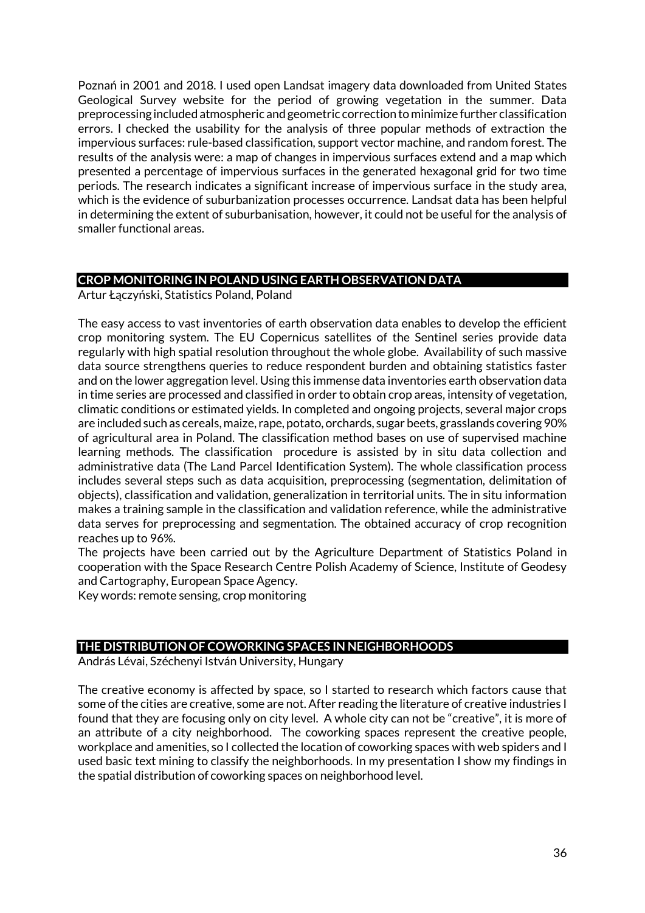Poznań in 2001 and 2018. I used open Landsat imagery data downloaded from United States Geological Survey website for the period of growing vegetation in the summer. Data preprocessing included atmospheric and geometric correction to minimize further classification errors. I checked the usability for the analysis of three popular methods of extraction the impervious surfaces: rule-based classification, support vector machine, and random forest. The results of the analysis were: a map of changes in impervious surfaces extend and a map which presented a percentage of impervious surfaces in the generated hexagonal grid for two time periods. The research indicates a significant increase of impervious surface in the study area, which is the evidence of suburbanization processes occurrence. Landsat data has been helpful in determining the extent of suburbanisation, however, it could not be useful for the analysis of smaller functional areas.

## CROP MONITORING IN POLAND USING EARTH OBSERVATION DATA

Artur Łączyński, Statistics Poland, Poland

The easy access to vast inventories of earth observation data enables to develop the efficient crop monitoring system. The EU Copernicus satellites of the Sentinel series provide data regularly with high spatial resolution throughout the whole globe. Availability of such massive data source strengthens queries to reduce respondent burden and obtaining statistics faster and on the lower aggregation level. Using this immense data inventories earth observation data in time series are processed and classified in order to obtain crop areas, intensity of vegetation, climatic conditions or estimated yields. In completed and ongoing projects, several major crops are included such as cereals, maize, rape, potato, orchards, sugar beets, grasslands covering 90% of agricultural area in Poland. The classification method bases on use of supervised machine learning methods. The classification procedure is assisted by in situ data collection and administrative data (The Land Parcel Identification System). The whole classification process includes several steps such as data acquisition, preprocessing (segmentation, delimitation of objects), classification and validation, generalization in territorial units. The in situ information makes a training sample in the classification and validation reference, while the administrative data serves for preprocessing and segmentation. The obtained accuracy of crop recognition reaches up to 96%.

The projects have been carried out by the Agriculture Department of Statistics Poland in cooperation with the Space Research Centre Polish Academy of Science, Institute of Geodesy and Cartography, European Space Agency.

Key words: remote sensing, crop monitoring

## THE DISTRIBUTION OF COWORKING SPACES IN NEIGHBORHOODS

András Lévai, Széchenyi István University, Hungary

The creative economy is affected by space, so I started to research which factors cause that some of the cities are creative, some are not. After reading the literature of creative industries I found that they are focusing only on city level. A whole city can not be "creative", it is more of an attribute of a city neighborhood. The coworking spaces represent the creative people, workplace and amenities, so I collected the location of coworking spaces with web spiders and I used basic text mining to classify the neighborhoods. In my presentation I show my findings in the spatial distribution of coworking spaces on neighborhood level.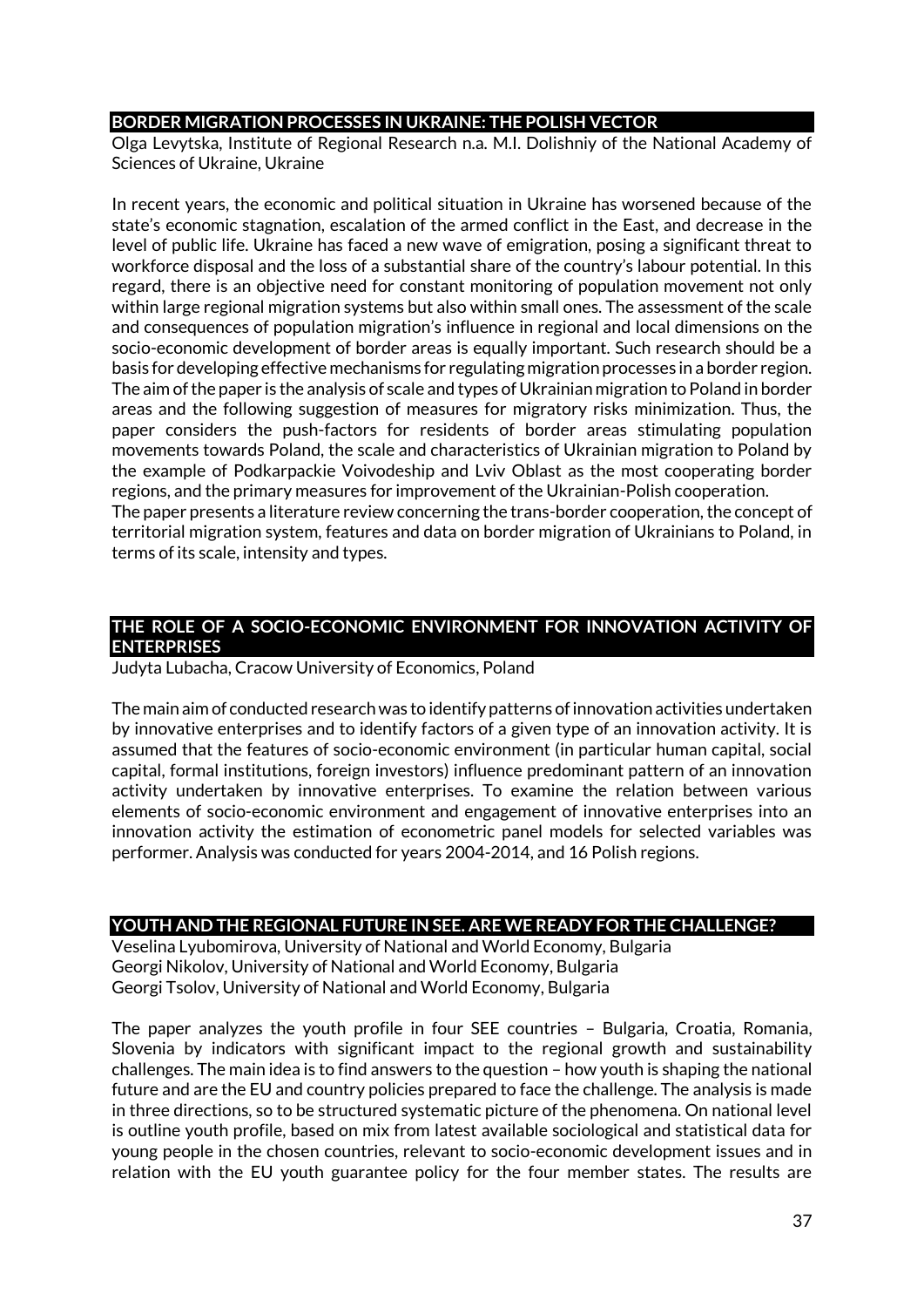## BORDER MIGRATION PROCESSES IN UKRAINE: THE POLISH VECTOR

Olga Levytska, Institute of Regional Research n.a. M.I. Dolishniy of the National Academy of Sciences of Ukraine, Ukraine

In recent years, the economic and political situation in Ukraine has worsened because of the state's economic stagnation, escalation of the armed conflict in the East, and decrease in the level of public life. Ukraine has faced a new wave of emigration, posing a significant threat to workforce disposal and the loss of a substantial share of the country's labour potential. In this regard, there is an objective need for constant monitoring of population movement not only within large regional migration systems but also within small ones. The assessment of the scale and consequences of population migration's influence in regional and local dimensions on the socio-economic development of border areas is equally important. Such research should be a basis for developing effective mechanisms for regulating migration processes in a border region. The aim of the paper is the analysis of scale and types of Ukrainian migration to Poland in border areas and the following suggestion of measures for migratory risks minimization. Thus, the paper considers the push-factors for residents of border areas stimulating population movements towards Poland, the scale and characteristics of Ukrainian migration to Poland by the example of Podkarpackie Voivodeship and Lviv Oblast as the most cooperating border regions, and the primary measures for improvement of the Ukrainian-Polish cooperation.
The paper presents a literature review concerning the trans-border cooperation, the concept of territorial migration system, features and data on border migration of Ukrainians to Poland, in terms of its scale, intensity and types.

## THE ROLE OF A SOCIO-ECONOMIC ENVIRONMENT FOR INNOVATION ACTIVITY OF ENTERPRISES

Judyta Lubacha, Cracow University of Economics, Poland

The main aim of conducted research was to identify patterns of innovation activities undertaken by innovative enterprises and to identify factors of a given type of an innovation activity. It is assumed that the features of socio-economic environment (in particular human capital, social capital, formal institutions, foreign investors) influence predominant pattern of an innovation activity undertaken by innovative enterprises. To examine the relation between various elements of socio-economic environment and engagement of innovative enterprises into an innovation activity the estimation of econometric panel models for selected variables was performer. Analysis was conducted for years 2004-2014, and 16 Polish regions.

## YOUTH AND THE REGIONAL FUTURE IN SEE. ARE WE READY FOR THE CHALLENGE?

Veselina Lyubomirova, University of National and World Economy, Bulgaria
Georgi Nikolov, University of National and World Economy, Bulgaria
Georgi Tsolov, University of National and World Economy, Bulgaria

The paper analyzes the youth profile in four SEE countries – Bulgaria, Croatia, Romania, Slovenia by indicators with significant impact to the regional growth and sustainability challenges. The main idea is to find answers to the question – how youth is shaping the national future and are the EU and country policies prepared to face the challenge. The analysis is made in three directions, so to be structured systematic picture of the phenomena. On national level is outline youth profile, based on mix from latest available sociological and statistical data for young people in the chosen countries, relevant to socio-economic development issues and in relation with the EU youth guarantee policy for the four member states. The results are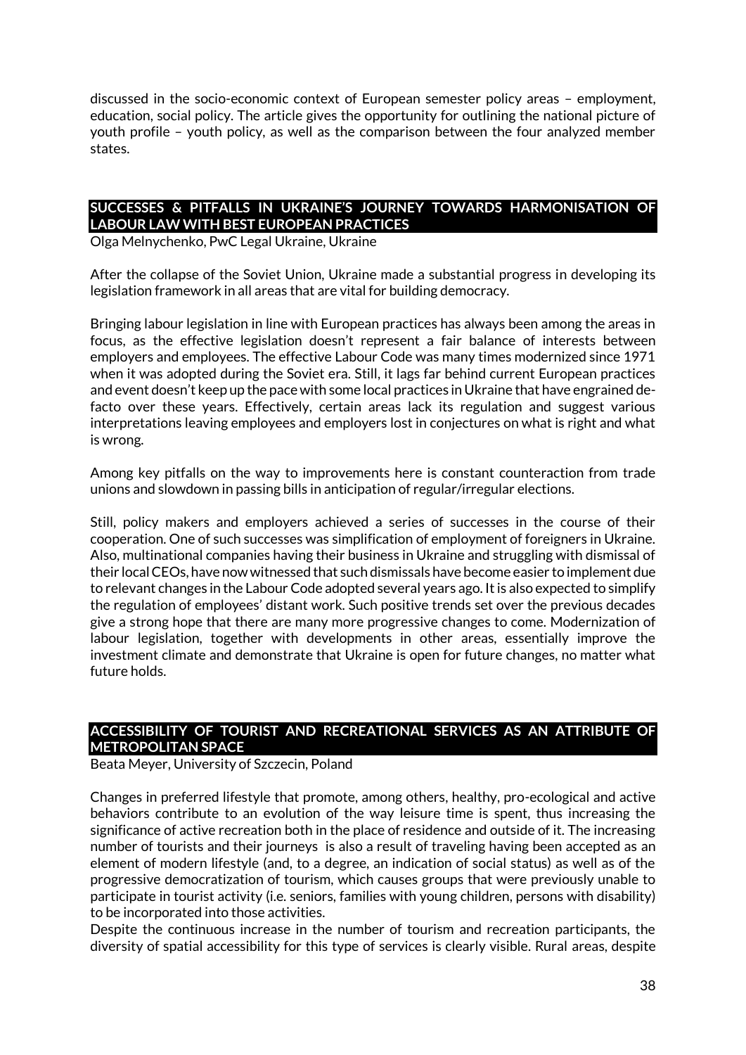discussed in the socio-economic context of European semester policy areas – employment, education, social policy. The article gives the opportunity for outlining the national picture of youth profile – youth policy, as well as the comparison between the four analyzed member states.

## SUCCESSES & PITFALLS IN UKRAINE'S JOURNEY TOWARDS HARMONISATION OF LABOUR LAW WITH BEST EUROPEAN PRACTICES

Olga Melnychenko, PwC Legal Ukraine, Ukraine

After the collapse of the Soviet Union, Ukraine made a substantial progress in developing its legislation framework in all areas that are vital for building democracy.

Bringing labour legislation in line with European practices has always been among the areas in focus, as the effective legislation doesn't represent a fair balance of interests between employers and employees. The effective Labour Code was many times modernized since 1971 when it was adopted during the Soviet era. Still, it lags far behind current European practices and event doesn't keep up the pace with some local practices in Ukraine that have engrained de-facto over these years. Effectively, certain areas lack its regulation and suggest various interpretations leaving employees and employers lost in conjectures on what is right and what is wrong.

Among key pitfalls on the way to improvements here is constant counteraction from trade unions and slowdown in passing bills in anticipation of regular/irregular elections.

Still, policy makers and employers achieved a series of successes in the course of their cooperation. One of such successes was simplification of employment of foreigners in Ukraine. Also, multinational companies having their business in Ukraine and struggling with dismissal of their local CEOs, have now witnessed that such dismissals have become easier to implement due to relevant changes in the Labour Code adopted several years ago. It is also expected to simplify the regulation of employees' distant work. Such positive trends set over the previous decades give a strong hope that there are many more progressive changes to come. Modernization of labour legislation, together with developments in other areas, essentially improve the investment climate and demonstrate that Ukraine is open for future changes, no matter what future holds.

## ACCESSIBILITY OF TOURIST AND RECREATIONAL SERVICES AS AN ATTRIBUTE OF METROPOLITAN SPACE

Beata Meyer, University of Szczecin, Poland

Changes in preferred lifestyle that promote, among others, healthy, pro-ecological and active behaviors contribute to an evolution of the way leisure time is spent, thus increasing the significance of active recreation both in the place of residence and outside of it. The increasing number of tourists and their journeys is also a result of traveling having been accepted as an element of modern lifestyle (and, to a degree, an indication of social status) as well as of the progressive democratization of tourism, which causes groups that were previously unable to participate in tourist activity (i.e. seniors, families with young children, persons with disability) to be incorporated into those activities.
Despite the continuous increase in the number of tourism and recreation participants, the diversity of spatial accessibility for this type of services is clearly visible. Rural areas, despite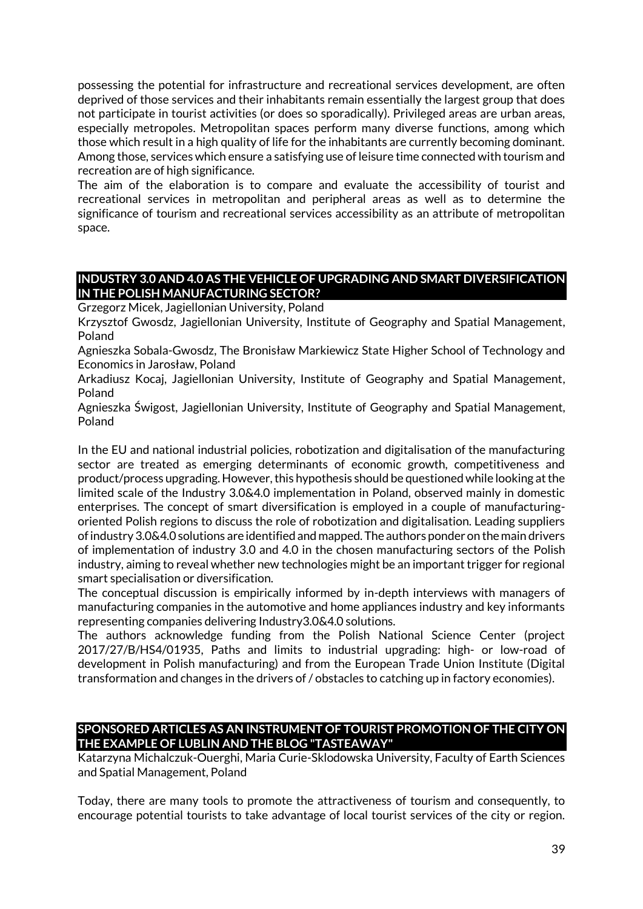possessing the potential for infrastructure and recreational services development, are often deprived of those services and their inhabitants remain essentially the largest group that does not participate in tourist activities (or does so sporadically). Privileged areas are urban areas, especially metropoles. Metropolitan spaces perform many diverse functions, among which those which result in a high quality of life for the inhabitants are currently becoming dominant. Among those, services which ensure a satisfying use of leisure time connected with tourism and recreation are of high significance.
The aim of the elaboration is to compare and evaluate the accessibility of tourist and recreational services in metropolitan and peripheral areas as well as to determine the significance of tourism and recreational services accessibility as an attribute of metropolitan space.

## INDUSTRY 3.0 AND 4.0 AS THE VEHICLE OF UPGRADING AND SMART DIVERSIFICATION IN THE POLISH MANUFACTURING SECTOR?

Grzegorz Micek, Jagiellonian University, Poland
Krzysztof Gwosdz, Jagiellonian University, Institute of Geography and Spatial Management, Poland
Agnieszka Sobala-Gwosdz, The Bronisław Markiewicz State Higher School of Technology and Economics in Jarosław, Poland
Arkadiusz Kocaj, Jagiellonian University, Institute of Geography and Spatial Management, Poland
Agnieszka Świgost, Jagiellonian University, Institute of Geography and Spatial Management, Poland

In the EU and national industrial policies, robotization and digitalisation of the manufacturing sector are treated as emerging determinants of economic growth, competitiveness and product/process upgrading. However, this hypothesis should be questioned while looking at the limited scale of the Industry 3.0&4.0 implementation in Poland, observed mainly in domestic enterprises. The concept of smart diversification is employed in a couple of manufacturing-oriented Polish regions to discuss the role of robotization and digitalisation. Leading suppliers of industry 3.0&4.0 solutions are identified and mapped. The authors ponder on the main drivers of implementation of industry 3.0 and 4.0 in the chosen manufacturing sectors of the Polish industry, aiming to reveal whether new technologies might be an important trigger for regional smart specialisation or diversification.
The conceptual discussion is empirically informed by in-depth interviews with managers of manufacturing companies in the automotive and home appliances industry and key informants representing companies delivering Industry3.0&4.0 solutions.
The authors acknowledge funding from the Polish National Science Center (project 2017/27/B/HS4/01935, Paths and limits to industrial upgrading: high- or low-road of development in Polish manufacturing) and from the European Trade Union Institute (Digital transformation and changes in the drivers of / obstacles to catching up in factory economies).

## SPONSORED ARTICLES AS AN INSTRUMENT OF TOURIST PROMOTION OF THE CITY ON THE EXAMPLE OF LUBLIN AND THE BLOG "TASTEAWAY"

Katarzyna Michalczuk-Ouerghi, Maria Curie-Sklodowska University, Faculty of Earth Sciences and Spatial Management, Poland

Today, there are many tools to promote the attractiveness of tourism and consequently, to encourage potential tourists to take advantage of local tourist services of the city or region.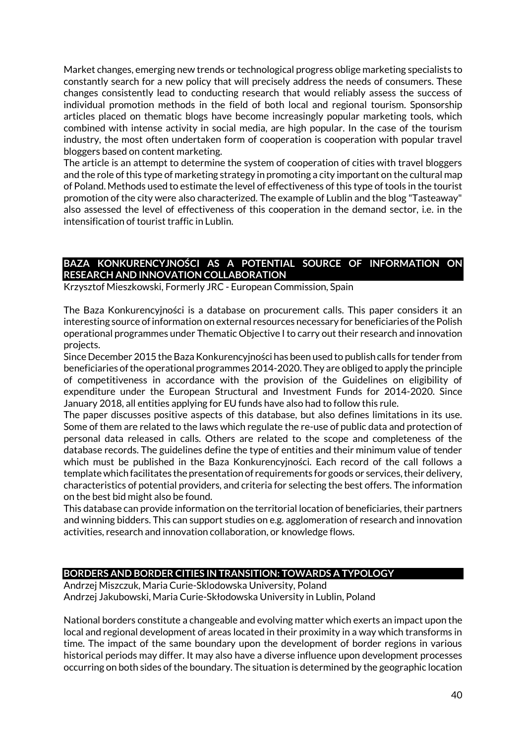Market changes, emerging new trends or technological progress oblige marketing specialists to constantly search for a new policy that will precisely address the needs of consumers. These changes consistently lead to conducting research that would reliably assess the success of individual promotion methods in the field of both local and regional tourism. Sponsorship articles placed on thematic blogs have become increasingly popular marketing tools, which combined with intense activity in social media, are high popular. In the case of the tourism industry, the most often undertaken form of cooperation is cooperation with popular travel bloggers based on content marketing.
The article is an attempt to determine the system of cooperation of cities with travel bloggers and the role of this type of marketing strategy in promoting a city important on the cultural map of Poland. Methods used to estimate the level of effectiveness of this type of tools in the tourist promotion of the city were also characterized. The example of Lublin and the blog "Tasteaway" also assessed the level of effectiveness of this cooperation in the demand sector, i.e. in the intensification of tourist traffic in Lublin.

## BAZA KONKURENCYJNOŚCI AS A POTENTIAL SOURCE OF INFORMATION ON RESEARCH AND INNOVATION COLLABORATION

Krzysztof Mieszkowski, Formerly JRC - European Commission, Spain

The Baza Konkurencyjności is a database on procurement calls. This paper considers it an interesting source of information on external resources necessary for beneficiaries of the Polish operational programmes under Thematic Objective I to carry out their research and innovation projects.
Since December 2015 the Baza Konkurencyjności has been used to publish calls for tender from beneficiaries of the operational programmes 2014-2020. They are obliged to apply the principle of competitiveness in accordance with the provision of the Guidelines on eligibility of expenditure under the European Structural and Investment Funds for 2014-2020. Since January 2018, all entities applying for EU funds have also had to follow this rule.
The paper discusses positive aspects of this database, but also defines limitations in its use. Some of them are related to the laws which regulate the re-use of public data and protection of personal data released in calls. Others are related to the scope and completeness of the database records. The guidelines define the type of entities and their minimum value of tender which must be published in the Baza Konkurencyjności. Each record of the call follows a template which facilitates the presentation of requirements for goods or services, their delivery, characteristics of potential providers, and criteria for selecting the best offers. The information on the best bid might also be found.
This database can provide information on the territorial location of beneficiaries, their partners and winning bidders. This can support studies on e.g. agglomeration of research and innovation activities, research and innovation collaboration, or knowledge flows.

## BORDERS AND BORDER CITIES IN TRANSITION: TOWARDS A TYPOLOGY

Andrzej Miszczuk, Maria Curie-Sklodowska University, Poland
Andrzej Jakubowski, Maria Curie-Skłodowska University in Lublin, Poland

National borders constitute a changeable and evolving matter which exerts an impact upon the local and regional development of areas located in their proximity in a way which transforms in time. The impact of the same boundary upon the development of border regions in various historical periods may differ. It may also have a diverse influence upon development processes occurring on both sides of the boundary. The situation is determined by the geographic location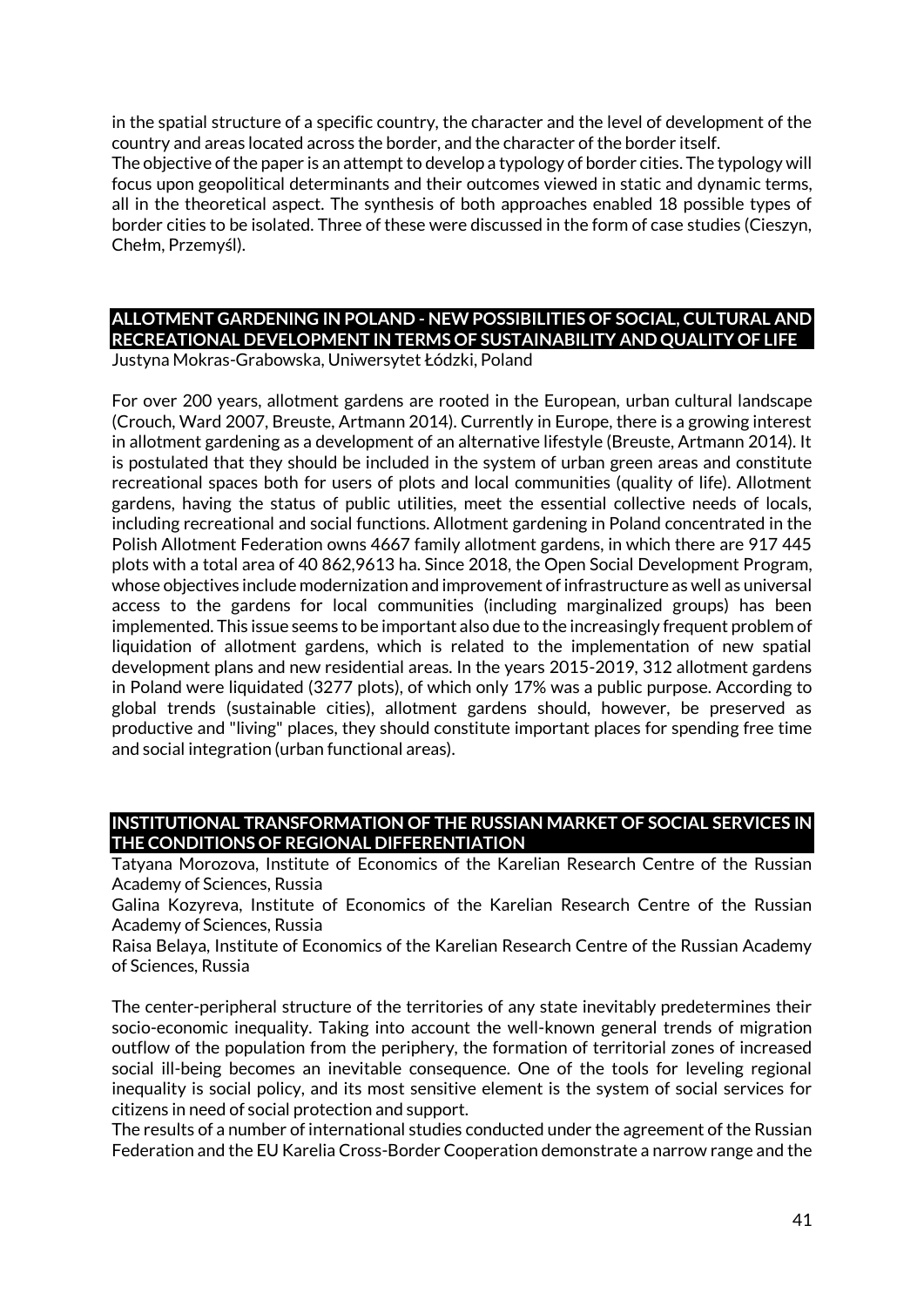in the spatial structure of a specific country, the character and the level of development of the country and areas located across the border, and the character of the border itself.
The objective of the paper is an attempt to develop a typology of border cities. The typology will focus upon geopolitical determinants and their outcomes viewed in static and dynamic terms, all in the theoretical aspect. The synthesis of both approaches enabled 18 possible types of border cities to be isolated. Three of these were discussed in the form of case studies (Cieszyn, Chełm, Przemyśl).

## ALLOTMENT GARDENING IN POLAND - NEW POSSIBILITIES OF SOCIAL, CULTURAL AND RECREATIONAL DEVELOPMENT IN TERMS OF SUSTAINABILITY AND QUALITY OF LIFE

Justyna Mokras-Grabowska, Uniwersytet Łódzki, Poland

For over 200 years, allotment gardens are rooted in the European, urban cultural landscape (Crouch, Ward 2007, Breuste, Artmann 2014). Currently in Europe, there is a growing interest in allotment gardening as a development of an alternative lifestyle (Breuste, Artmann 2014). It is postulated that they should be included in the system of urban green areas and constitute recreational spaces both for users of plots and local communities (quality of life). Allotment gardens, having the status of public utilities, meet the essential collective needs of locals, including recreational and social functions. Allotment gardening in Poland concentrated in the Polish Allotment Federation owns 4667 family allotment gardens, in which there are 917 445 plots with a total area of 40 862,9613 ha. Since 2018, the Open Social Development Program, whose objectives include modernization and improvement of infrastructure as well as universal access to the gardens for local communities (including marginalized groups) has been implemented. This issue seems to be important also due to the increasingly frequent problem of liquidation of allotment gardens, which is related to the implementation of new spatial development plans and new residential areas. In the years 2015-2019, 312 allotment gardens in Poland were liquidated (3277 plots), of which only 17% was a public purpose. According to global trends (sustainable cities), allotment gardens should, however, be preserved as productive and "living" places, they should constitute important places for spending free time and social integration (urban functional areas).

## INSTITUTIONAL TRANSFORMATION OF THE RUSSIAN MARKET OF SOCIAL SERVICES IN THE CONDITIONS OF REGIONAL DIFFERENTIATION

Tatyana Morozova, Institute of Economics of the Karelian Research Centre of the Russian Academy of Sciences, Russia
Galina Kozyreva, Institute of Economics of the Karelian Research Centre of the Russian Academy of Sciences, Russia
Raisa Belaya, Institute of Economics of the Karelian Research Centre of the Russian Academy of Sciences, Russia

The center-peripheral structure of the territories of any state inevitably predetermines their socio-economic inequality. Taking into account the well-known general trends of migration outflow of the population from the periphery, the formation of territorial zones of increased social ill-being becomes an inevitable consequence. One of the tools for leveling regional inequality is social policy, and its most sensitive element is the system of social services for citizens in need of social protection and support.
The results of a number of international studies conducted under the agreement of the Russian Federation and the EU Karelia Cross-Border Cooperation demonstrate a narrow range and the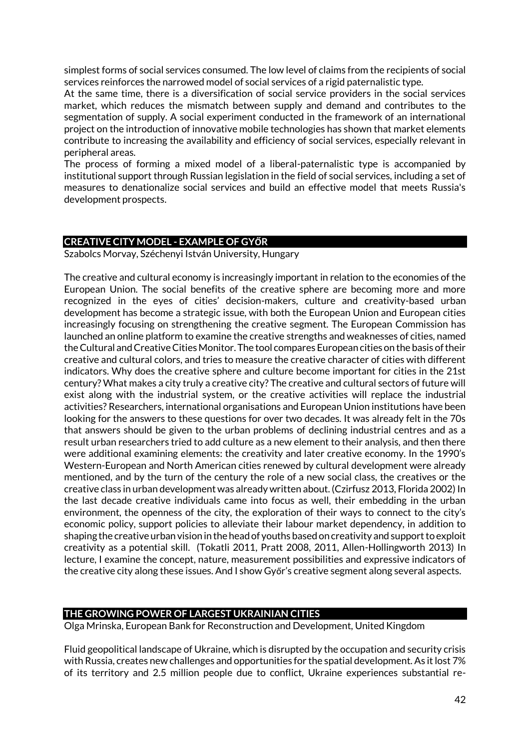simplest forms of social services consumed. The low level of claims from the recipients of social services reinforces the narrowed model of social services of a rigid paternalistic type.

At the same time, there is a diversification of social service providers in the social services market, which reduces the mismatch between supply and demand and contributes to the segmentation of supply. A social experiment conducted in the framework of an international project on the introduction of innovative mobile technologies has shown that market elements contribute to increasing the availability and efficiency of social services, especially relevant in peripheral areas.

The process of forming a mixed model of a liberal-paternalistic type is accompanied by institutional support through Russian legislation in the field of social services, including a set of measures to denationalize social services and build an effective model that meets Russia's development prospects.

## CREATIVE CITY MODEL - EXAMPLE OF GYŐR

Szabolcs Morvay, Széchenyi István University, Hungary

The creative and cultural economy is increasingly important in relation to the economies of the European Union. The social benefits of the creative sphere are becoming more and more recognized in the eyes of cities' decision-makers, culture and creativity-based urban development has become a strategic issue, with both the European Union and European cities increasingly focusing on strengthening the creative segment. The European Commission has launched an online platform to examine the creative strengths and weaknesses of cities, named the Cultural and Creative Cities Monitor. The tool compares European cities on the basis of their creative and cultural colors, and tries to measure the creative character of cities with different indicators. Why does the creative sphere and culture become important for cities in the 21st century? What makes a city truly a creative city? The creative and cultural sectors of future will exist along with the industrial system, or the creative activities will replace the industrial activities? Researchers, international organisations and European Union institutions have been looking for the answers to these questions for over two decades. It was already felt in the 70s that answers should be given to the urban problems of declining industrial centres and as a result urban researchers tried to add culture as a new element to their analysis, and then there were additional examining elements: the creativity and later creative economy. In the 1990's Western-European and North American cities renewed by cultural development were already mentioned, and by the turn of the century the role of a new social class, the creatives or the creative class in urban development was already written about. (Czirfusz 2013, Florida 2002) In the last decade creative individuals came into focus as well, their embedding in the urban environment, the openness of the city, the exploration of their ways to connect to the city's economic policy, support policies to alleviate their labour market dependency, in addition to shaping the creative urban vision in the head of youths based on creativity and support to exploit creativity as a potential skill. (Tokatli 2011, Pratt 2008, 2011, Allen-Hollingworth 2013) In lecture, I examine the concept, nature, measurement possibilities and expressive indicators of the creative city along these issues. And I show Győr's creative segment along several aspects.

## THE GROWING POWER OF LARGEST UKRAINIAN CITIES

Olga Mrinska, European Bank for Reconstruction and Development, United Kingdom

Fluid geopolitical landscape of Ukraine, which is disrupted by the occupation and security crisis with Russia, creates new challenges and opportunities for the spatial development. As it lost 7% of its territory and 2.5 million people due to conflict, Ukraine experiences substantial re-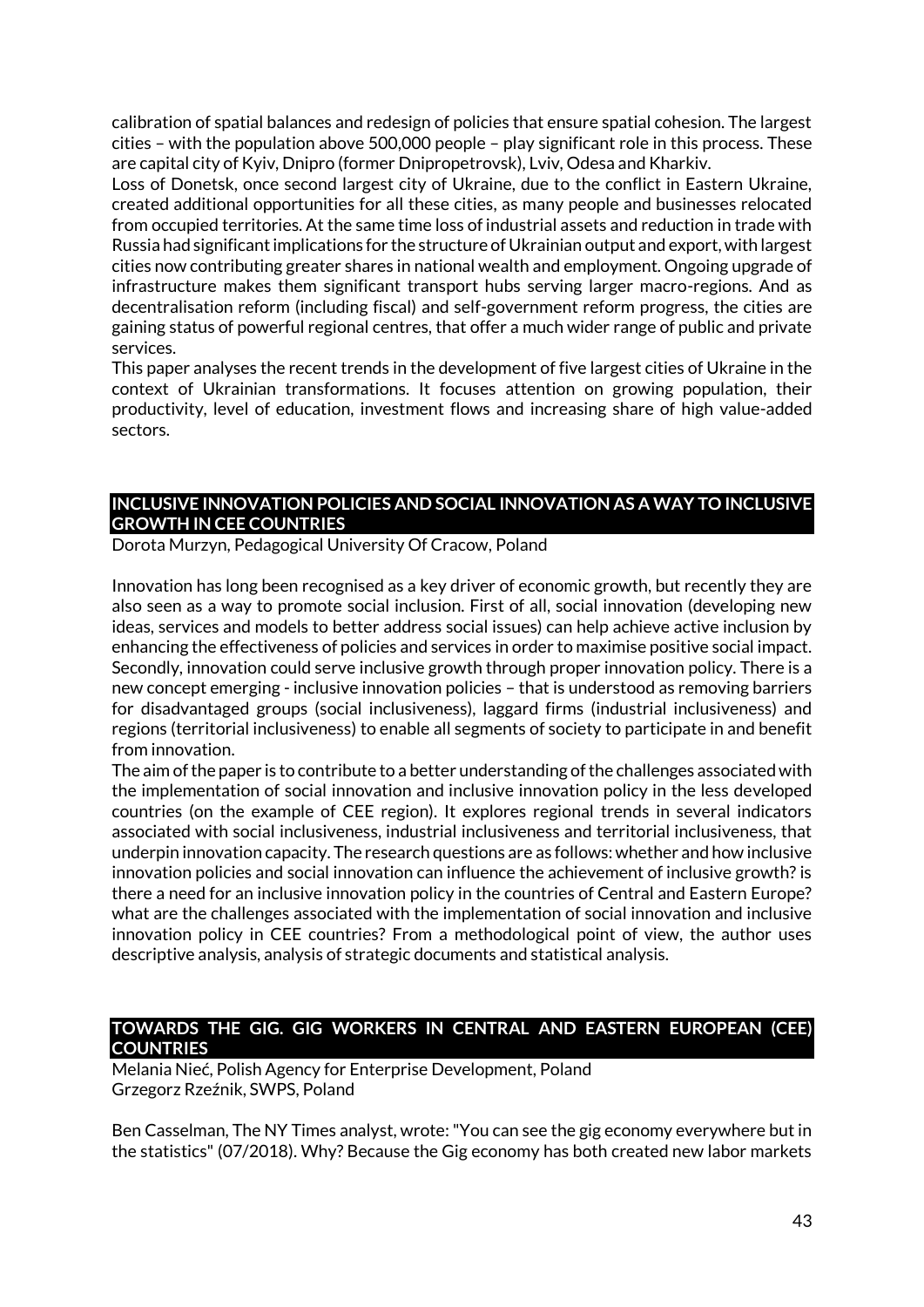calibration of spatial balances and redesign of policies that ensure spatial cohesion. The largest cities – with the population above 500,000 people – play significant role in this process. These are capital city of Kyiv, Dnipro (former Dnipropetrovsk), Lviv, Odesa and Kharkiv.

Loss of Donetsk, once second largest city of Ukraine, due to the conflict in Eastern Ukraine, created additional opportunities for all these cities, as many people and businesses relocated from occupied territories. At the same time loss of industrial assets and reduction in trade with Russia had significant implications for the structure of Ukrainian output and export, with largest cities now contributing greater shares in national wealth and employment. Ongoing upgrade of infrastructure makes them significant transport hubs serving larger macro-regions. And as decentralisation reform (including fiscal) and self-government reform progress, the cities are gaining status of powerful regional centres, that offer a much wider range of public and private services.

This paper analyses the recent trends in the development of five largest cities of Ukraine in the context of Ukrainian transformations. It focuses attention on growing population, their productivity, level of education, investment flows and increasing share of high value-added sectors.

## INCLUSIVE INNOVATION POLICIES AND SOCIAL INNOVATION AS A WAY TO INCLUSIVE GROWTH IN CEE COUNTRIES

Dorota Murzyn, Pedagogical University Of Cracow, Poland

Innovation has long been recognised as a key driver of economic growth, but recently they are also seen as a way to promote social inclusion. First of all, social innovation (developing new ideas, services and models to better address social issues) can help achieve active inclusion by enhancing the effectiveness of policies and services in order to maximise positive social impact. Secondly, innovation could serve inclusive growth through proper innovation policy. There is a new concept emerging - inclusive innovation policies – that is understood as removing barriers for disadvantaged groups (social inclusiveness), laggard firms (industrial inclusiveness) and regions (territorial inclusiveness) to enable all segments of society to participate in and benefit from innovation.

The aim of the paper is to contribute to a better understanding of the challenges associated with the implementation of social innovation and inclusive innovation policy in the less developed countries (on the example of CEE region). It explores regional trends in several indicators associated with social inclusiveness, industrial inclusiveness and territorial inclusiveness, that underpin innovation capacity. The research questions are as follows: whether and how inclusive innovation policies and social innovation can influence the achievement of inclusive growth? is there a need for an inclusive innovation policy in the countries of Central and Eastern Europe? what are the challenges associated with the implementation of social innovation and inclusive innovation policy in CEE countries? From a methodological point of view, the author uses descriptive analysis, analysis of strategic documents and statistical analysis.

## TOWARDS THE GIG. GIG WORKERS IN CENTRAL AND EASTERN EUROPEAN (CEE) COUNTRIES

Melania Nieć, Polish Agency for Enterprise Development, Poland
Grzegorz Rzeźnik, SWPS, Poland

Ben Casselman, The NY Times analyst, wrote: "You can see the gig economy everywhere but in the statistics" (07/2018). Why? Because the Gig economy has both created new labor markets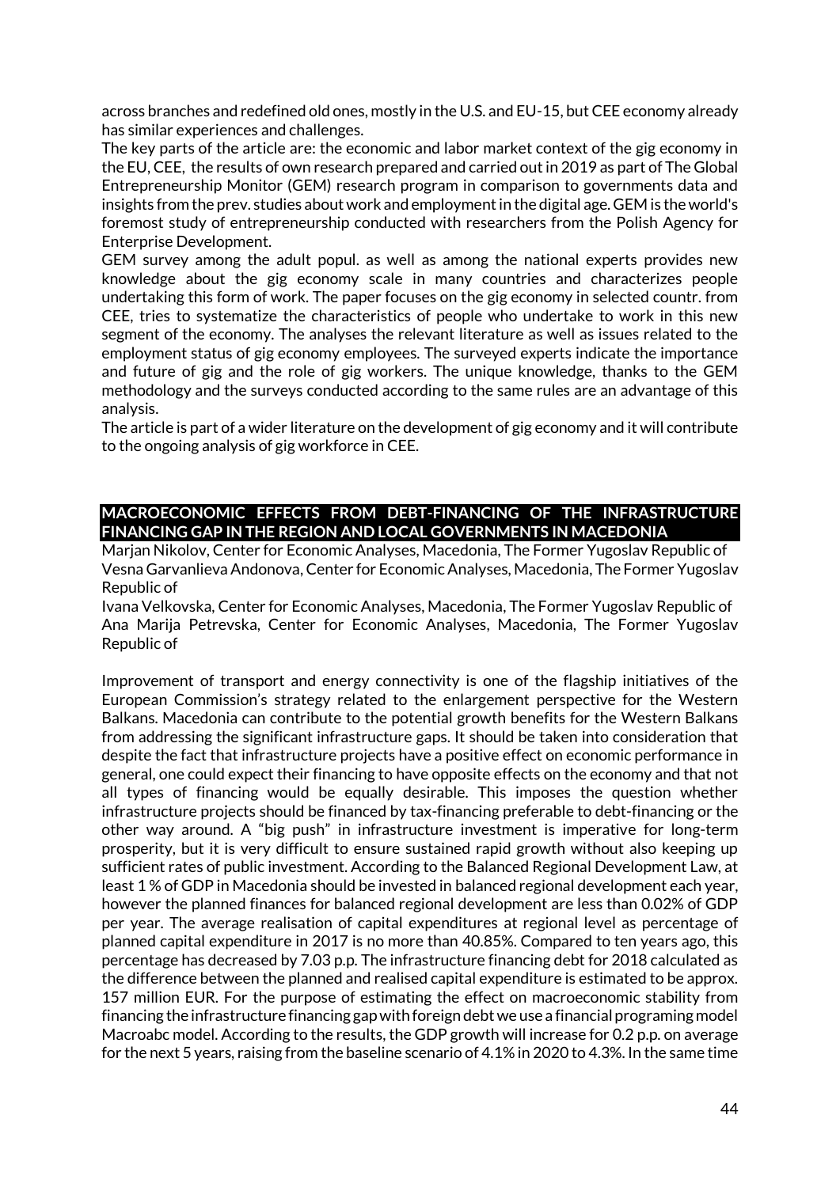across branches and redefined old ones, mostly in the U.S. and EU-15, but CEE economy already has similar experiences and challenges.

The key parts of the article are: the economic and labor market context of the gig economy in the EU, CEE, the results of own research prepared and carried out in 2019 as part of The Global Entrepreneurship Monitor (GEM) research program in comparison to governments data and insights from the prev. studies about work and employment in the digital age. GEM is the world's foremost study of entrepreneurship conducted with researchers from the Polish Agency for Enterprise Development.

GEM survey among the adult popul. as well as among the national experts provides new knowledge about the gig economy scale in many countries and characterizes people undertaking this form of work. The paper focuses on the gig economy in selected countr. from CEE, tries to systematize the characteristics of people who undertake to work in this new segment of the economy. The analyses the relevant literature as well as issues related to the employment status of gig economy employees. The surveyed experts indicate the importance and future of gig and the role of gig workers. The unique knowledge, thanks to the GEM methodology and the surveys conducted according to the same rules are an advantage of this analysis.

The article is part of a wider literature on the development of gig economy and it will contribute to the ongoing analysis of gig workforce in CEE.

## MACROECONOMIC EFFECTS FROM DEBT-FINANCING OF THE INFRASTRUCTURE FINANCING GAP IN THE REGION AND LOCAL GOVERNMENTS IN MACEDONIA

Marjan Nikolov, Center for Economic Analyses, Macedonia, The Former Yugoslav Republic of
Vesna Garvanlieva Andonova, Center for Economic Analyses, Macedonia, The Former Yugoslav Republic of
Ivana Velkovska, Center for Economic Analyses, Macedonia, The Former Yugoslav Republic of
Ana Marija Petrevska, Center for Economic Analyses, Macedonia, The Former Yugoslav Republic of

Improvement of transport and energy connectivity is one of the flagship initiatives of the European Commission's strategy related to the enlargement perspective for the Western Balkans. Macedonia can contribute to the potential growth benefits for the Western Balkans from addressing the significant infrastructure gaps. It should be taken into consideration that despite the fact that infrastructure projects have a positive effect on economic performance in general, one could expect their financing to have opposite effects on the economy and that not all types of financing would be equally desirable. This imposes the question whether infrastructure projects should be financed by tax-financing preferable to debt-financing or the other way around. A "big push" in infrastructure investment is imperative for long-term prosperity, but it is very difficult to ensure sustained rapid growth without also keeping up sufficient rates of public investment. According to the Balanced Regional Development Law, at least 1 % of GDP in Macedonia should be invested in balanced regional development each year, however the planned finances for balanced regional development are less than 0.02% of GDP per year. The average realisation of capital expenditures at regional level as percentage of planned capital expenditure in 2017 is no more than 40.85%. Compared to ten years ago, this percentage has decreased by 7.03 p.p. The infrastructure financing debt for 2018 calculated as the difference between the planned and realised capital expenditure is estimated to be approx. 157 million EUR. For the purpose of estimating the effect on macroeconomic stability from financing the infrastructure financing gap with foreign debt we use a financial programing model Macroabc model. According to the results, the GDP growth will increase for 0.2 p.p. on average for the next 5 years, raising from the baseline scenario of 4.1% in 2020 to 4.3%. In the same time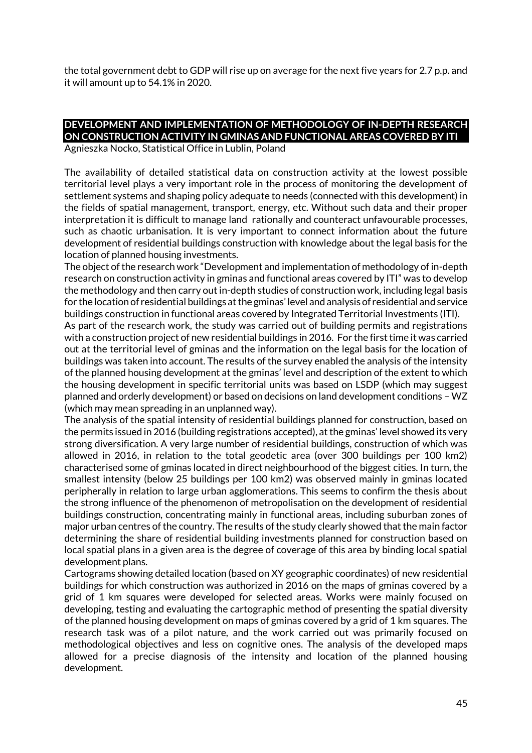the total government debt to GDP will rise up on average for the next five years for 2.7 p.p. and it will amount up to 54.1% in 2020.

## DEVELOPMENT AND IMPLEMENTATION OF METHODOLOGY OF IN-DEPTH RESEARCH ON CONSTRUCTION ACTIVITY IN GMINAS AND FUNCTIONAL AREAS COVERED BY ITI

Agnieszka Nocko, Statistical Office in Lublin, Poland

The availability of detailed statistical data on construction activity at the lowest possible territorial level plays a very important role in the process of monitoring the development of settlement systems and shaping policy adequate to needs (connected with this development) in the fields of spatial management, transport, energy, etc. Without such data and their proper interpretation it is difficult to manage land rationally and counteract unfavourable processes, such as chaotic urbanisation. It is very important to connect information about the future development of residential buildings construction with knowledge about the legal basis for the location of planned housing investments.

The object of the research work "Development and implementation of methodology of in-depth research on construction activity in gminas and functional areas covered by ITI" was to develop the methodology and then carry out in-depth studies of construction work, including legal basis for the location of residential buildings at the gminas' level and analysis of residential and service buildings construction in functional areas covered by Integrated Territorial Investments (ITI).

As part of the research work, the study was carried out of building permits and registrations with a construction project of new residential buildings in 2016. For the first time it was carried out at the territorial level of gminas and the information on the legal basis for the location of buildings was taken into account. The results of the survey enabled the analysis of the intensity of the planned housing development at the gminas' level and description of the extent to which the housing development in specific territorial units was based on LSDP (which may suggest planned and orderly development) or based on decisions on land development conditions – WZ (which may mean spreading in an unplanned way).

The analysis of the spatial intensity of residential buildings planned for construction, based on the permits issued in 2016 (building registrations accepted), at the gminas' level showed its very strong diversification. A very large number of residential buildings, construction of which was allowed in 2016, in relation to the total geodetic area (over 300 buildings per 100 km2) characterised some of gminas located in direct neighbourhood of the biggest cities. In turn, the smallest intensity (below 25 buildings per 100 km2) was observed mainly in gminas located peripherally in relation to large urban agglomerations. This seems to confirm the thesis about the strong influence of the phenomenon of metropolisation on the development of residential buildings construction, concentrating mainly in functional areas, including suburban zones of major urban centres of the country. The results of the study clearly showed that the main factor determining the share of residential building investments planned for construction based on local spatial plans in a given area is the degree of coverage of this area by binding local spatial development plans.

Cartograms showing detailed location (based on XY geographic coordinates) of new residential buildings for which construction was authorized in 2016 on the maps of gminas covered by a grid of 1 km squares were developed for selected areas. Works were mainly focused on developing, testing and evaluating the cartographic method of presenting the spatial diversity of the planned housing development on maps of gminas covered by a grid of 1 km squares. The research task was of a pilot nature, and the work carried out was primarily focused on methodological objectives and less on cognitive ones. The analysis of the developed maps allowed for a precise diagnosis of the intensity and location of the planned housing development.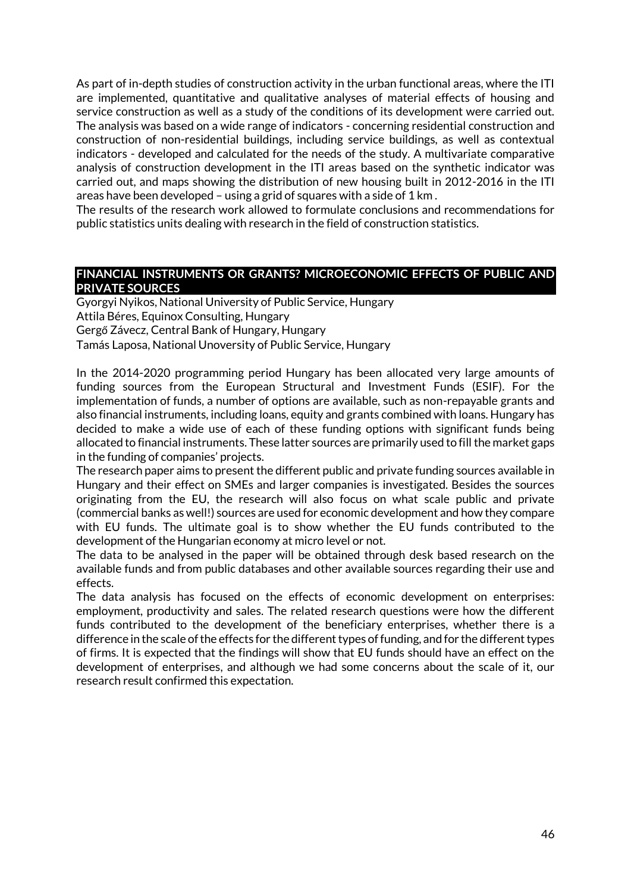As part of in-depth studies of construction activity in the urban functional areas, where the ITI are implemented, quantitative and qualitative analyses of material effects of housing and service construction as well as a study of the conditions of its development were carried out. The analysis was based on a wide range of indicators - concerning residential construction and construction of non-residential buildings, including service buildings, as well as contextual indicators - developed and calculated for the needs of the study. A multivariate comparative analysis of construction development in the ITI areas based on the synthetic indicator was carried out, and maps showing the distribution of new housing built in 2012-2016 in the ITI areas have been developed – using a grid of squares with a side of 1 km .

The results of the research work allowed to formulate conclusions and recommendations for public statistics units dealing with research in the field of construction statistics.

## FINANCIAL INSTRUMENTS OR GRANTS? MICROECONOMIC EFFECTS OF PUBLIC AND PRIVATE SOURCES

Gyorgyi Nyikos, National University of Public Service, Hungary
Attila Béres, Equinox Consulting, Hungary
Gergő Závecz, Central Bank of Hungary, Hungary
Tamás Laposa, National Unoversity of Public Service, Hungary

In the 2014-2020 programming period Hungary has been allocated very large amounts of funding sources from the European Structural and Investment Funds (ESIF). For the implementation of funds, a number of options are available, such as non-repayable grants and also financial instruments, including loans, equity and grants combined with loans. Hungary has decided to make a wide use of each of these funding options with significant funds being allocated to financial instruments. These latter sources are primarily used to fill the market gaps in the funding of companies' projects.

The research paper aims to present the different public and private funding sources available in Hungary and their effect on SMEs and larger companies is investigated. Besides the sources originating from the EU, the research will also focus on what scale public and private (commercial banks as well!) sources are used for economic development and how they compare with EU funds. The ultimate goal is to show whether the EU funds contributed to the development of the Hungarian economy at micro level or not.

The data to be analysed in the paper will be obtained through desk based research on the available funds and from public databases and other available sources regarding their use and effects.

The data analysis has focused on the effects of economic development on enterprises: employment, productivity and sales. The related research questions were how the different funds contributed to the development of the beneficiary enterprises, whether there is a difference in the scale of the effects for the different types of funding, and for the different types of firms. It is expected that the findings will show that EU funds should have an effect on the development of enterprises, and although we had some concerns about the scale of it, our research result confirmed this expectation.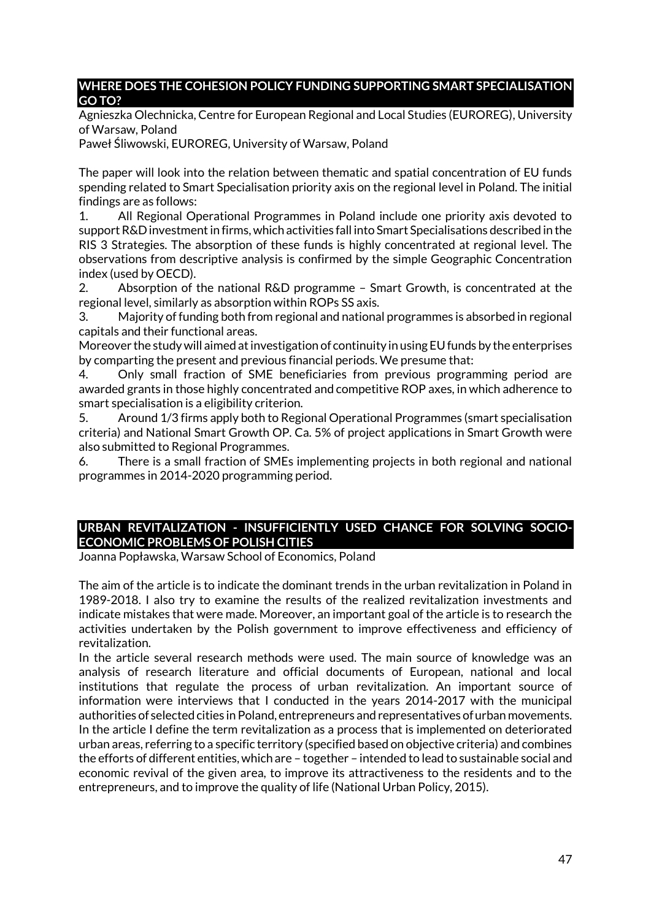## WHERE DOES THE COHESION POLICY FUNDING SUPPORTING SMART SPECIALISATION GO TO?

Agnieszka Olechnicka, Centre for European Regional and Local Studies (EUROREG), University of Warsaw, Poland

Paweł Śliwowski, EUROREG, University of Warsaw, Poland

The paper will look into the relation between thematic and spatial concentration of EU funds spending related to Smart Specialisation priority axis on the regional level in Poland. The initial findings are as follows:

1. All Regional Operational Programmes in Poland include one priority axis devoted to support R&D investment in firms, which activities fall into Smart Specialisations described in the RIS 3 Strategies. The absorption of these funds is highly concentrated at regional level. The observations from descriptive analysis is confirmed by the simple Geographic Concentration index (used by OECD).
2. Absorption of the national R&D programme – Smart Growth, is concentrated at the regional level, similarly as absorption within ROPs SS axis.
3. Majority of funding both from regional and national programmes is absorbed in regional capitals and their functional areas.

Moreover the study will aimed at investigation of continuity in using EU funds by the enterprises by comparting the present and previous financial periods. We presume that:

4. Only small fraction of SME beneficiaries from previous programming period are awarded grants in those highly concentrated and competitive ROP axes, in which adherence to smart specialisation is a eligibility criterion.
5. Around 1/3 firms apply both to Regional Operational Programmes (smart specialisation criteria) and National Smart Growth OP. Ca. 5% of project applications in Smart Growth were also submitted to Regional Programmes.
6. There is a small fraction of SMEs implementing projects in both regional and national programmes in 2014-2020 programming period.

## URBAN REVITALIZATION - INSUFFICIENTLY USED CHANCE FOR SOLVING SOCIO-ECONOMIC PROBLEMS OF POLISH CITIES

Joanna Popławska, Warsaw School of Economics, Poland

The aim of the article is to indicate the dominant trends in the urban revitalization in Poland in 1989-2018. I also try to examine the results of the realized revitalization investments and indicate mistakes that were made. Moreover, an important goal of the article is to research the activities undertaken by the Polish government to improve effectiveness and efficiency of revitalization.

In the article several research methods were used. The main source of knowledge was an analysis of research literature and official documents of European, national and local institutions that regulate the process of urban revitalization. An important source of information were interviews that I conducted in the years 2014-2017 with the municipal authorities of selected cities in Poland, entrepreneurs and representatives of urban movements. In the article I define the term revitalization as a process that is implemented on deteriorated urban areas, referring to a specific territory (specified based on objective criteria) and combines the efforts of different entities, which are – together – intended to lead to sustainable social and economic revival of the given area, to improve its attractiveness to the residents and to the entrepreneurs, and to improve the quality of life (National Urban Policy, 2015).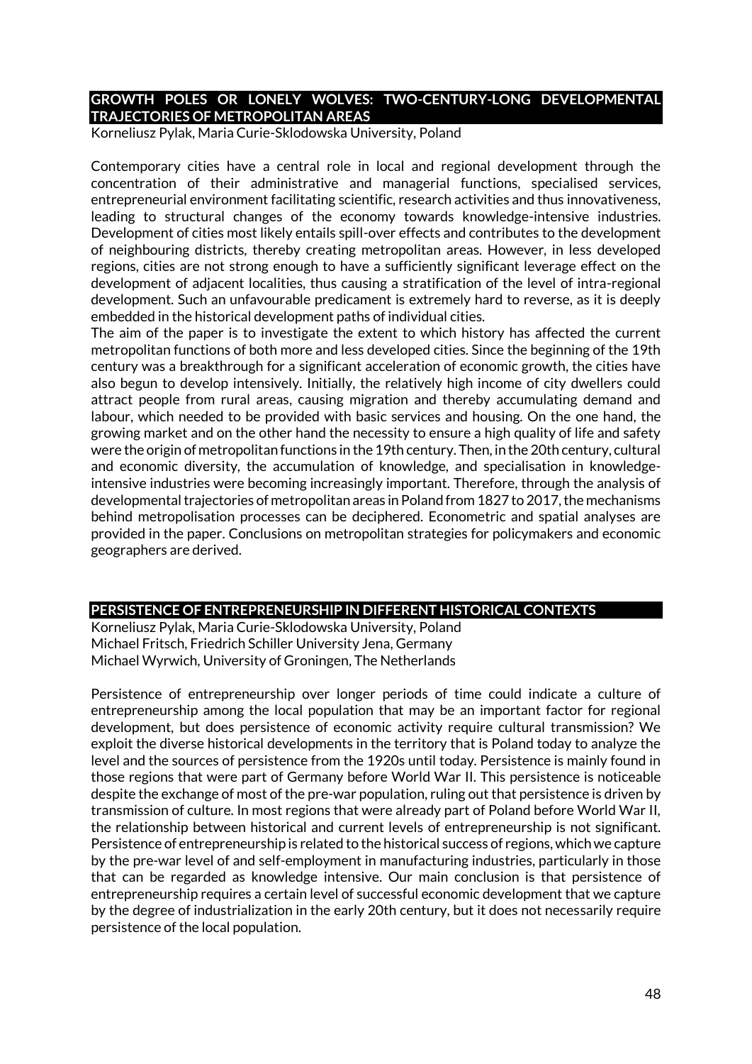## GROWTH POLES OR LONELY WOLVES: TWO-CENTURY-LONG DEVELOPMENTAL TRAJECTORIES OF METROPOLITAN AREAS

Korneliusz Pylak, Maria Curie-Sklodowska University, Poland

Contemporary cities have a central role in local and regional development through the concentration of their administrative and managerial functions, specialised services, entrepreneurial environment facilitating scientific, research activities and thus innovativeness, leading to structural changes of the economy towards knowledge-intensive industries. Development of cities most likely entails spill-over effects and contributes to the development of neighbouring districts, thereby creating metropolitan areas. However, in less developed regions, cities are not strong enough to have a sufficiently significant leverage effect on the development of adjacent localities, thus causing a stratification of the level of intra-regional development. Such an unfavourable predicament is extremely hard to reverse, as it is deeply embedded in the historical development paths of individual cities.

The aim of the paper is to investigate the extent to which history has affected the current metropolitan functions of both more and less developed cities. Since the beginning of the 19th century was a breakthrough for a significant acceleration of economic growth, the cities have also begun to develop intensively. Initially, the relatively high income of city dwellers could attract people from rural areas, causing migration and thereby accumulating demand and labour, which needed to be provided with basic services and housing. On the one hand, the growing market and on the other hand the necessity to ensure a high quality of life and safety were the origin of metropolitan functions in the 19th century. Then, in the 20th century, cultural and economic diversity, the accumulation of knowledge, and specialisation in knowledge-intensive industries were becoming increasingly important. Therefore, through the analysis of developmental trajectories of metropolitan areas in Poland from 1827 to 2017, the mechanisms behind metropolisation processes can be deciphered. Econometric and spatial analyses are provided in the paper. Conclusions on metropolitan strategies for policymakers and economic geographers are derived.

## PERSISTENCE OF ENTREPRENEURSHIP IN DIFFERENT HISTORICAL CONTEXTS

Korneliusz Pylak, Maria Curie-Sklodowska University, Poland
Michael Fritsch, Friedrich Schiller University Jena, Germany
Michael Wyrwich, University of Groningen, The Netherlands

Persistence of entrepreneurship over longer periods of time could indicate a culture of entrepreneurship among the local population that may be an important factor for regional development, but does persistence of economic activity require cultural transmission? We exploit the diverse historical developments in the territory that is Poland today to analyze the level and the sources of persistence from the 1920s until today. Persistence is mainly found in those regions that were part of Germany before World War II. This persistence is noticeable despite the exchange of most of the pre-war population, ruling out that persistence is driven by transmission of culture. In most regions that were already part of Poland before World War II, the relationship between historical and current levels of entrepreneurship is not significant. Persistence of entrepreneurship is related to the historical success of regions, which we capture by the pre-war level of and self-employment in manufacturing industries, particularly in those that can be regarded as knowledge intensive. Our main conclusion is that persistence of entrepreneurship requires a certain level of successful economic development that we capture by the degree of industrialization in the early 20th century, but it does not necessarily require persistence of the local population.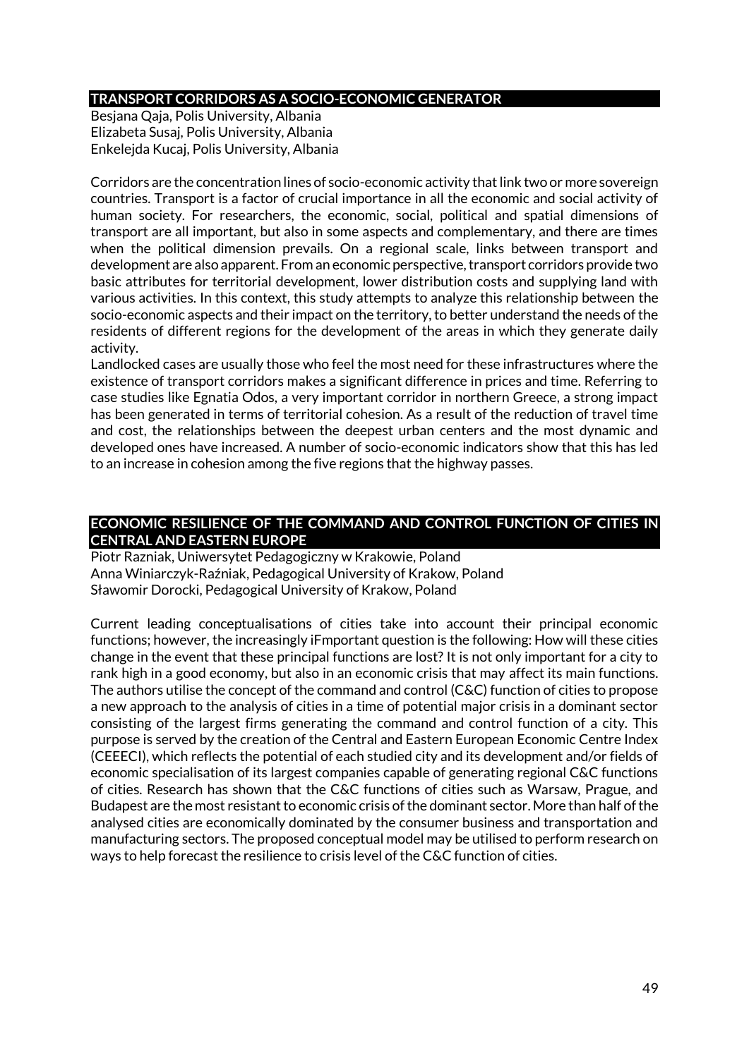## TRANSPORT CORRIDORS AS A SOCIO-ECONOMIC GENERATOR

Besjana Qaja, Polis University, Albania
Elizabeta Susaj, Polis University, Albania
Enkelejda Kucaj, Polis University, Albania

Corridors are the concentration lines of socio-economic activity that link two or more sovereign countries. Transport is a factor of crucial importance in all the economic and social activity of human society. For researchers, the economic, social, political and spatial dimensions of transport are all important, but also in some aspects and complementary, and there are times when the political dimension prevails. On a regional scale, links between transport and development are also apparent. From an economic perspective, transport corridors provide two basic attributes for territorial development, lower distribution costs and supplying land with various activities. In this context, this study attempts to analyze this relationship between the socio-economic aspects and their impact on the territory, to better understand the needs of the residents of different regions for the development of the areas in which they generate daily activity.

Landlocked cases are usually those who feel the most need for these infrastructures where the existence of transport corridors makes a significant difference in prices and time. Referring to case studies like Egnatia Odos, a very important corridor in northern Greece, a strong impact has been generated in terms of territorial cohesion. As a result of the reduction of travel time and cost, the relationships between the deepest urban centers and the most dynamic and developed ones have increased. A number of socio-economic indicators show that this has led to an increase in cohesion among the five regions that the highway passes.

## ECONOMIC RESILIENCE OF THE COMMAND AND CONTROL FUNCTION OF CITIES IN CENTRAL AND EASTERN EUROPE

Piotr Razniak, Uniwersytet Pedagogiczny w Krakowie, Poland
Anna Winiarczyk-Raźniak, Pedagogical University of Krakow, Poland
Sławomir Dorocki, Pedagogical University of Krakow, Poland

Current leading conceptualisations of cities take into account their principal economic functions; however, the increasingly iFmportant question is the following: How will these cities change in the event that these principal functions are lost? It is not only important for a city to rank high in a good economy, but also in an economic crisis that may affect its main functions. The authors utilise the concept of the command and control (C&C) function of cities to propose a new approach to the analysis of cities in a time of potential major crisis in a dominant sector consisting of the largest firms generating the command and control function of a city. This purpose is served by the creation of the Central and Eastern European Economic Centre Index (CEEECI), which reflects the potential of each studied city and its development and/or fields of economic specialisation of its largest companies capable of generating regional C&C functions of cities. Research has shown that the C&C functions of cities such as Warsaw, Prague, and Budapest are the most resistant to economic crisis of the dominant sector. More than half of the analysed cities are economically dominated by the consumer business and transportation and manufacturing sectors. The proposed conceptual model may be utilised to perform research on ways to help forecast the resilience to crisis level of the C&C function of cities.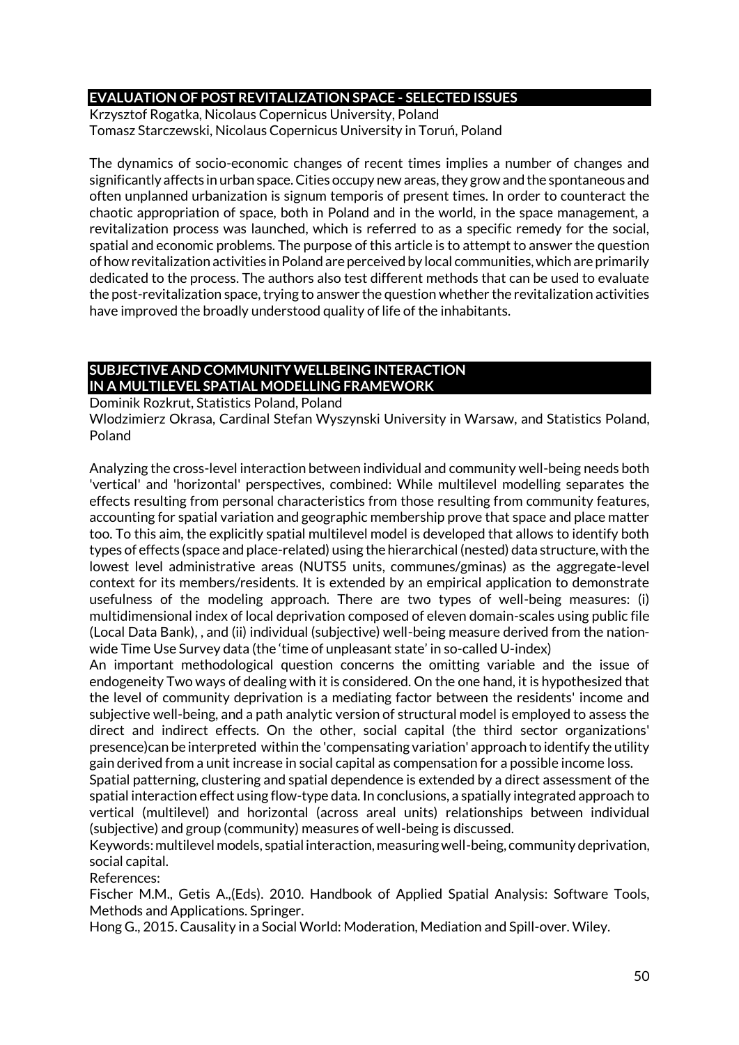## EVALUATION OF POST REVITALIZATION SPACE - SELECTED ISSUES

Krzysztof Rogatka, Nicolaus Copernicus University, Poland
Tomasz Starczewski, Nicolaus Copernicus University in Toruń, Poland

The dynamics of socio-economic changes of recent times implies a number of changes and significantly affects in urban space. Cities occupy new areas, they grow and the spontaneous and often unplanned urbanization is signum temporis of present times. In order to counteract the chaotic appropriation of space, both in Poland and in the world, in the space management, a revitalization process was launched, which is referred to as a specific remedy for the social, spatial and economic problems. The purpose of this article is to attempt to answer the question of how revitalization activities in Poland are perceived by local communities, which are primarily dedicated to the process. The authors also test different methods that can be used to evaluate the post-revitalization space, trying to answer the question whether the revitalization activities have improved the broadly understood quality of life of the inhabitants.

## SUBJECTIVE AND COMMUNITY WELLBEING INTERACTION IN A MULTILEVEL SPATIAL MODELLING FRAMEWORK

Dominik Rozkrut, Statistics Poland, Poland
Wlodzimierz Okrasa, Cardinal Stefan Wyszynski University in Warsaw, and Statistics Poland, Poland

Analyzing the cross-level interaction between individual and community well-being needs both 'vertical' and 'horizontal' perspectives, combined: While multilevel modelling separates the effects resulting from personal characteristics from those resulting from community features, accounting for spatial variation and geographic membership prove that space and place matter too. To this aim, the explicitly spatial multilevel model is developed that allows to identify both types of effects (space and place-related) using the hierarchical (nested) data structure, with the lowest level administrative areas (NUTS5 units, communes/gminas) as the aggregate-level context for its members/residents. It is extended by an empirical application to demonstrate usefulness of the modeling approach. There are two types of well-being measures: (i) multidimensional index of local deprivation composed of eleven domain-scales using public file (Local Data Bank), , and (ii) individual (subjective) well-being measure derived from the nation-wide Time Use Survey data (the 'time of unpleasant state' in so-called U-index)
An important methodological question concerns the omitting variable and the issue of endogeneity Two ways of dealing with it is considered. On the one hand, it is hypothesized that the level of community deprivation is a mediating factor between the residents' income and subjective well-being, and a path analytic version of structural model is employed to assess the direct and indirect effects. On the other, social capital (the third sector organizations' presence)can be interpreted within the 'compensating variation' approach to identify the utility gain derived from a unit increase in social capital as compensation for a possible income loss.
Spatial patterning, clustering and spatial dependence is extended by a direct assessment of the spatial interaction effect using flow-type data. In conclusions, a spatially integrated approach to vertical (multilevel) and horizontal (across areal units) relationships between individual (subjective) and group (community) measures of well-being is discussed.
Keywords: multilevel models, spatial interaction, measuring well-being, community deprivation, social capital.
References:
Fischer M.M., Getis A.,(Eds). 2010. Handbook of Applied Spatial Analysis: Software Tools, Methods and Applications. Springer.
Hong G., 2015. Causality in a Social World: Moderation, Mediation and Spill-over. Wiley.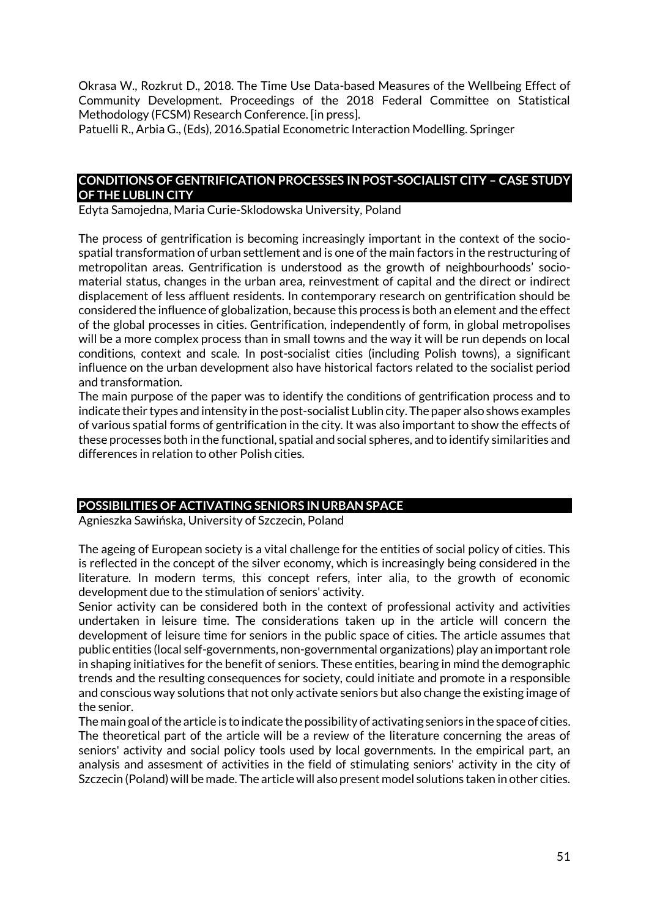Okrasa W., Rozkrut D., 2018. The Time Use Data-based Measures of the Wellbeing Effect of Community Development. Proceedings of the 2018 Federal Committee on Statistical Methodology (FCSM) Research Conference. [in press].
Patuelli R., Arbia G., (Eds), 2016.Spatial Econometric Interaction Modelling. Springer

## CONDITIONS OF GENTRIFICATION PROCESSES IN POST-SOCIALIST CITY – CASE STUDY OF THE LUBLIN CITY

Edyta Samojedna, Maria Curie-Sklodowska University, Poland

The process of gentrification is becoming increasingly important in the context of the socio-spatial transformation of urban settlement and is one of the main factors in the restructuring of metropolitan areas. Gentrification is understood as the growth of neighbourhoods' socio-material status, changes in the urban area, reinvestment of capital and the direct or indirect displacement of less affluent residents. In contemporary research on gentrification should be considered the influence of globalization, because this process is both an element and the effect of the global processes in cities. Gentrification, independently of form, in global metropolises will be a more complex process than in small towns and the way it will be run depends on local conditions, context and scale. In post-socialist cities (including Polish towns), a significant influence on the urban development also have historical factors related to the socialist period and transformation.
The main purpose of the paper was to identify the conditions of gentrification process and to indicate their types and intensity in the post-socialist Lublin city. The paper also shows examples of various spatial forms of gentrification in the city. It was also important to show the effects of these processes both in the functional, spatial and social spheres, and to identify similarities and differences in relation to other Polish cities.

## POSSIBILITIES OF ACTIVATING SENIORS IN URBAN SPACE

Agnieszka Sawińska, University of Szczecin, Poland

The ageing of European society is a vital challenge for the entities of social policy of cities. This is reflected in the concept of the silver economy, which is increasingly being considered in the literature. In modern terms, this concept refers, inter alia, to the growth of economic development due to the stimulation of seniors' activity.
Senior activity can be considered both in the context of professional activity and activities undertaken in leisure time. The considerations taken up in the article will concern the development of leisure time for seniors in the public space of cities. The article assumes that public entities (local self-governments, non-governmental organizations) play an important role in shaping initiatives for the benefit of seniors. These entities, bearing in mind the demographic trends and the resulting consequences for society, could initiate and promote in a responsible and conscious way solutions that not only activate seniors but also change the existing image of the senior.
The main goal of the article is to indicate the possibility of activating seniors in the space of cities. The theoretical part of the article will be a review of the literature concerning the areas of seniors' activity and social policy tools used by local governments. In the empirical part, an analysis and assesment of activities in the field of stimulating seniors' activity in the city of Szczecin (Poland) will be made. The article will also present model solutions taken in other cities.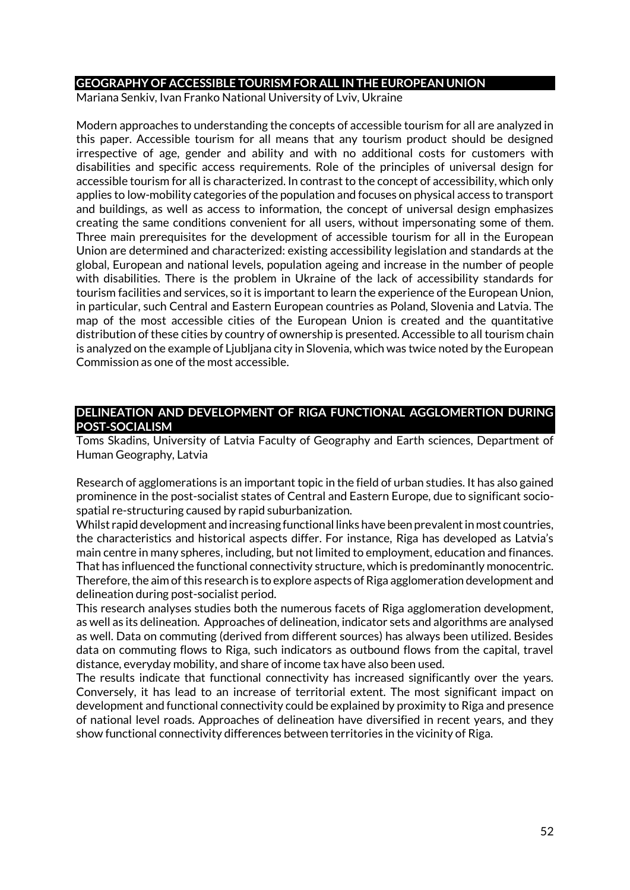## GEOGRAPHY OF ACCESSIBLE TOURISM FOR ALL IN THE EUROPEAN UNION

Mariana Senkiv, Ivan Franko National University of Lviv, Ukraine

Modern approaches to understanding the concepts of accessible tourism for all are analyzed in this paper. Accessible tourism for all means that any tourism product should be designed irrespective of age, gender and ability and with no additional costs for customers with disabilities and specific access requirements. Role of the principles of universal design for accessible tourism for all is characterized. In contrast to the concept of accessibility, which only applies to low-mobility categories of the population and focuses on physical access to transport and buildings, as well as access to information, the concept of universal design emphasizes creating the same conditions convenient for all users, without impersonating some of them. Three main prerequisites for the development of accessible tourism for all in the European Union are determined and characterized: existing accessibility legislation and standards at the global, European and national levels, population ageing and increase in the number of people with disabilities. There is the problem in Ukraine of the lack of accessibility standards for tourism facilities and services, so it is important to learn the experience of the European Union, in particular, such Central and Eastern European countries as Poland, Slovenia and Latvia. The map of the most accessible cities of the European Union is created and the quantitative distribution of these cities by country of ownership is presented. Accessible to all tourism chain is analyzed on the example of Ljubljana city in Slovenia, which was twice noted by the European Commission as one of the most accessible.

## DELINEATION AND DEVELOPMENT OF RIGA FUNCTIONAL AGGLOMERTION DURING POST-SOCIALISM

Toms Skadins, University of Latvia Faculty of Geography and Earth sciences, Department of Human Geography, Latvia

Research of agglomerations is an important topic in the field of urban studies. It has also gained prominence in the post-socialist states of Central and Eastern Europe, due to significant socio-spatial re-structuring caused by rapid suburbanization.

Whilst rapid development and increasing functional links have been prevalent in most countries, the characteristics and historical aspects differ. For instance, Riga has developed as Latvia's main centre in many spheres, including, but not limited to employment, education and finances. That has influenced the functional connectivity structure, which is predominantly monocentric. Therefore, the aim of this research is to explore aspects of Riga agglomeration development and delineation during post-socialist period.

This research analyses studies both the numerous facets of Riga agglomeration development, as well as its delineation. Approaches of delineation, indicator sets and algorithms are analysed as well. Data on commuting (derived from different sources) has always been utilized. Besides data on commuting flows to Riga, such indicators as outbound flows from the capital, travel distance, everyday mobility, and share of income tax have also been used.

The results indicate that functional connectivity has increased significantly over the years. Conversely, it has lead to an increase of territorial extent. The most significant impact on development and functional connectivity could be explained by proximity to Riga and presence of national level roads. Approaches of delineation have diversified in recent years, and they show functional connectivity differences between territories in the vicinity of Riga.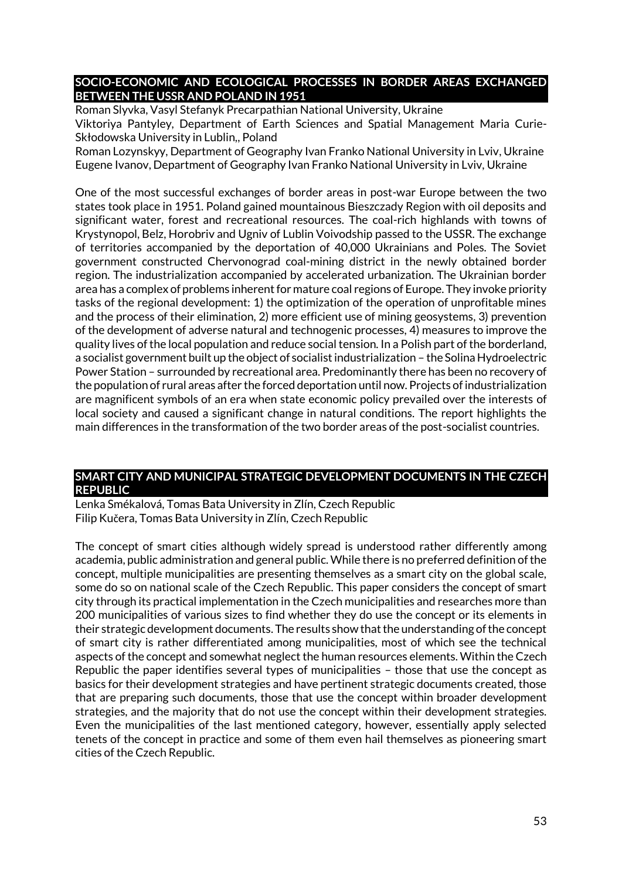## SOCIO-ECONOMIC AND ECOLOGICAL PROCESSES IN BORDER AREAS EXCHANGED BETWEEN THE USSR AND POLAND IN 1951

Roman Slyvka, Vasyl Stefanyk Precarpathian National University, Ukraine
Viktoriya Pantyley, Department of Earth Sciences and Spatial Management Maria Curie-Skłodowska University in Lublin,, Poland
Roman Lozynskyy, Department of Geography Ivan Franko National University in Lviv, Ukraine
Eugene Ivanov, Department of Geography Ivan Franko National University in Lviv, Ukraine

One of the most successful exchanges of border areas in post-war Europe between the two states took place in 1951. Poland gained mountainous Bieszczady Region with oil deposits and significant water, forest and recreational resources. The coal-rich highlands with towns of Krystynopol, Belz, Horobriv and Ugniv of Lublin Voivodship passed to the USSR. The exchange of territories accompanied by the deportation of 40,000 Ukrainians and Poles. The Soviet government constructed Chervonograd coal-mining district in the newly obtained border region. The industrialization accompanied by accelerated urbanization. The Ukrainian border area has a complex of problems inherent for mature coal regions of Europe. They invoke priority tasks of the regional development: 1) the optimization of the operation of unprofitable mines and the process of their elimination, 2) more efficient use of mining geosystems, 3) prevention of the development of adverse natural and technogenic processes, 4) measures to improve the quality lives of the local population and reduce social tension. In a Polish part of the borderland, a socialist government built up the object of socialist industrialization – the Solina Hydroelectric Power Station – surrounded by recreational area. Predominantly there has been no recovery of the population of rural areas after the forced deportation until now. Projects of industrialization are magnificent symbols of an era when state economic policy prevailed over the interests of local society and caused a significant change in natural conditions. The report highlights the main differences in the transformation of the two border areas of the post-socialist countries.

## SMART CITY AND MUNICIPAL STRATEGIC DEVELOPMENT DOCUMENTS IN THE CZECH REPUBLIC

Lenka Smékalová, Tomas Bata University in Zlín, Czech Republic
Filip Kučera, Tomas Bata University in Zlín, Czech Republic

The concept of smart cities although widely spread is understood rather differently among academia, public administration and general public. While there is no preferred definition of the concept, multiple municipalities are presenting themselves as a smart city on the global scale, some do so on national scale of the Czech Republic. This paper considers the concept of smart city through its practical implementation in the Czech municipalities and researches more than 200 municipalities of various sizes to find whether they do use the concept or its elements in their strategic development documents. The results show that the understanding of the concept of smart city is rather differentiated among municipalities, most of which see the technical aspects of the concept and somewhat neglect the human resources elements. Within the Czech Republic the paper identifies several types of municipalities – those that use the concept as basics for their development strategies and have pertinent strategic documents created, those that are preparing such documents, those that use the concept within broader development strategies, and the majority that do not use the concept within their development strategies. Even the municipalities of the last mentioned category, however, essentially apply selected tenets of the concept in practice and some of them even hail themselves as pioneering smart cities of the Czech Republic.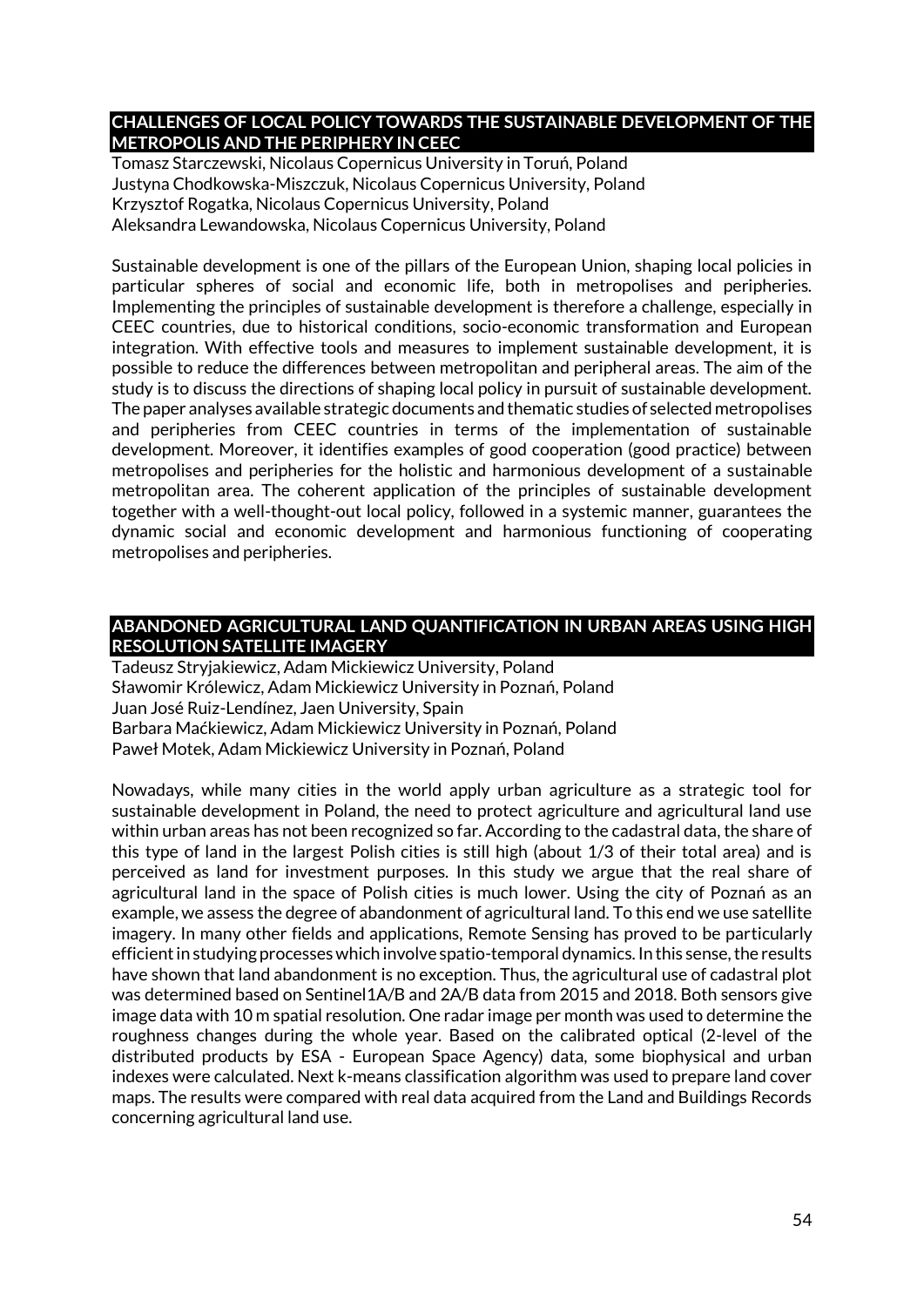## CHALLENGES OF LOCAL POLICY TOWARDS THE SUSTAINABLE DEVELOPMENT OF THE METROPOLIS AND THE PERIPHERY IN CEEC

Tomasz Starczewski, Nicolaus Copernicus University in Toruń, Poland
Justyna Chodkowska-Miszczuk, Nicolaus Copernicus University, Poland
Krzysztof Rogatka, Nicolaus Copernicus University, Poland
Aleksandra Lewandowska, Nicolaus Copernicus University, Poland

Sustainable development is one of the pillars of the European Union, shaping local policies in particular spheres of social and economic life, both in metropolises and peripheries. Implementing the principles of sustainable development is therefore a challenge, especially in CEEC countries, due to historical conditions, socio-economic transformation and European integration. With effective tools and measures to implement sustainable development, it is possible to reduce the differences between metropolitan and peripheral areas. The aim of the study is to discuss the directions of shaping local policy in pursuit of sustainable development. The paper analyses available strategic documents and thematic studies of selected metropolises and peripheries from CEEC countries in terms of the implementation of sustainable development. Moreover, it identifies examples of good cooperation (good practice) between metropolises and peripheries for the holistic and harmonious development of a sustainable metropolitan area. The coherent application of the principles of sustainable development together with a well-thought-out local policy, followed in a systemic manner, guarantees the dynamic social and economic development and harmonious functioning of cooperating metropolises and peripheries.

## ABANDONED AGRICULTURAL LAND QUANTIFICATION IN URBAN AREAS USING HIGH RESOLUTION SATELLITE IMAGERY

Tadeusz Stryjakiewicz, Adam Mickiewicz University, Poland
Sławomir Królewicz, Adam Mickiewicz University in Poznań, Poland
Juan José Ruiz-Lendínez, Jaen University, Spain
Barbara Maćkiewicz, Adam Mickiewicz University in Poznań, Poland
Paweł Motek, Adam Mickiewicz University in Poznań, Poland

Nowadays, while many cities in the world apply urban agriculture as a strategic tool for sustainable development in Poland, the need to protect agriculture and agricultural land use within urban areas has not been recognized so far. According to the cadastral data, the share of this type of land in the largest Polish cities is still high (about 1/3 of their total area) and is perceived as land for investment purposes. In this study we argue that the real share of agricultural land in the space of Polish cities is much lower. Using the city of Poznań as an example, we assess the degree of abandonment of agricultural land. To this end we use satellite imagery. In many other fields and applications, Remote Sensing has proved to be particularly efficient in studying processes which involve spatio-temporal dynamics. In this sense, the results have shown that land abandonment is no exception. Thus, the agricultural use of cadastral plot was determined based on Sentinel1A/B and 2A/B data from 2015 and 2018. Both sensors give image data with 10 m spatial resolution. One radar image per month was used to determine the roughness changes during the whole year. Based on the calibrated optical (2-level of the distributed products by ESA - European Space Agency) data, some biophysical and urban indexes were calculated. Next k-means classification algorithm was used to prepare land cover maps. The results were compared with real data acquired from the Land and Buildings Records concerning agricultural land use.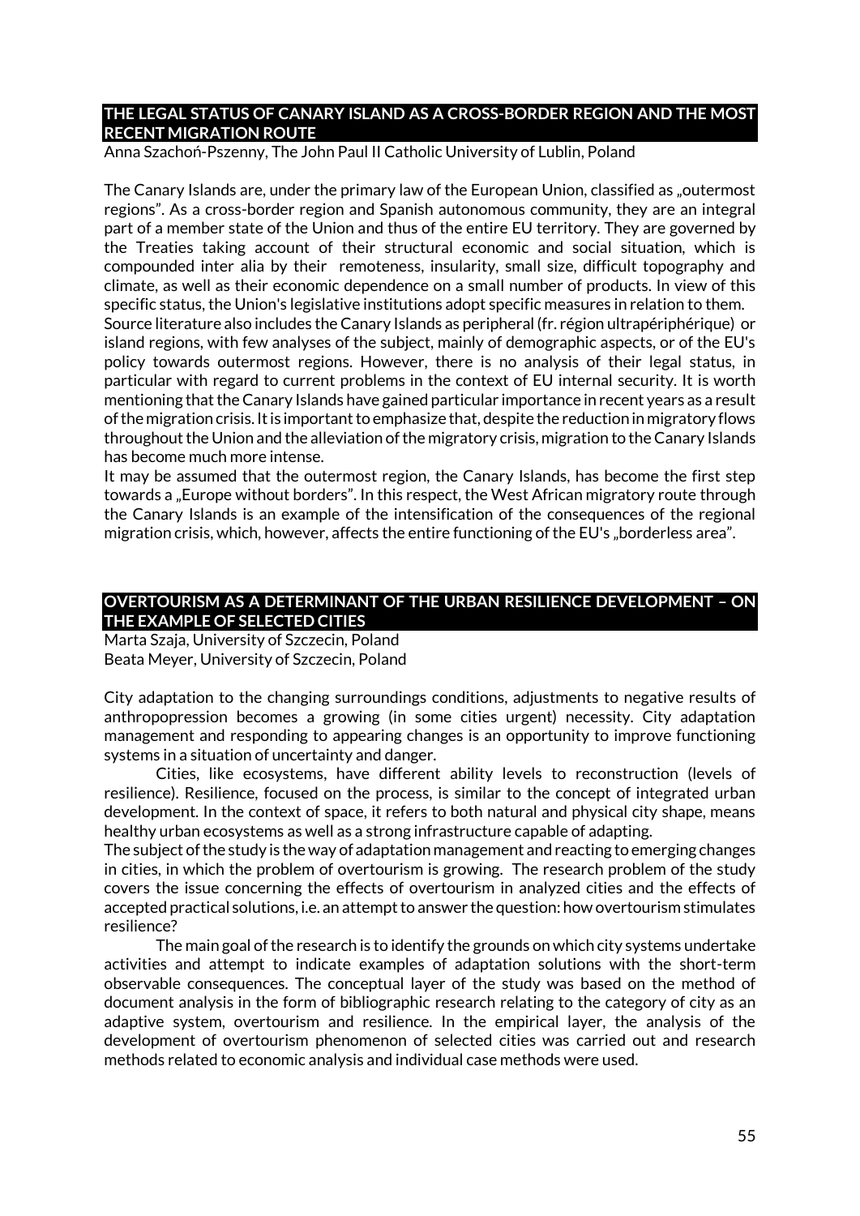## THE LEGAL STATUS OF CANARY ISLAND AS A CROSS-BORDER REGION AND THE MOST RECENT MIGRATION ROUTE

Anna Szachoń-Pszenny, The John Paul II Catholic University of Lublin, Poland

The Canary Islands are, under the primary law of the European Union, classified as „outermost regions". As a cross-border region and Spanish autonomous community, they are an integral part of a member state of the Union and thus of the entire EU territory. They are governed by the Treaties taking account of their structural economic and social situation, which is compounded inter alia by their remoteness, insularity, small size, difficult topography and climate, as well as their economic dependence on a small number of products. In view of this specific status, the Union's legislative institutions adopt specific measures in relation to them.
Source literature also includes the Canary Islands as peripheral (fr. région ultrapériphérique) or island regions, with few analyses of the subject, mainly of demographic aspects, or of the EU's policy towards outermost regions. However, there is no analysis of their legal status, in particular with regard to current problems in the context of EU internal security. It is worth mentioning that the Canary Islands have gained particular importance in recent years as a result of the migration crisis. It is important to emphasize that, despite the reduction in migratory flows throughout the Union and the alleviation of the migratory crisis, migration to the Canary Islands has become much more intense.
It may be assumed that the outermost region, the Canary Islands, has become the first step towards a „Europe without borders". In this respect, the West African migratory route through the Canary Islands is an example of the intensification of the consequences of the regional migration crisis, which, however, affects the entire functioning of the EU's „borderless area".

## OVERTOURISM AS A DETERMINANT OF THE URBAN RESILIENCE DEVELOPMENT – ON THE EXAMPLE OF SELECTED CITIES

Marta Szaja, University of Szczecin, Poland
Beata Meyer, University of Szczecin, Poland

City adaptation to the changing surroundings conditions, adjustments to negative results of anthropopression becomes a growing (in some cities urgent) necessity. City adaptation management and responding to appearing changes is an opportunity to improve functioning systems in a situation of uncertainty and danger.

Cities, like ecosystems, have different ability levels to reconstruction (levels of resilience). Resilience, focused on the process, is similar to the concept of integrated urban development. In the context of space, it refers to both natural and physical city shape, means healthy urban ecosystems as well as a strong infrastructure capable of adapting.
The subject of the study is the way of adaptation management and reacting to emerging changes in cities, in which the problem of overtourism is growing. The research problem of the study covers the issue concerning the effects of overtourism in analyzed cities and the effects of accepted practical solutions, i.e. an attempt to answer the question: how overtourism stimulates resilience?

The main goal of the research is to identify the grounds on which city systems undertake activities and attempt to indicate examples of adaptation solutions with the short-term observable consequences. The conceptual layer of the study was based on the method of document analysis in the form of bibliographic research relating to the category of city as an adaptive system, overtourism and resilience. In the empirical layer, the analysis of the development of overtourism phenomenon of selected cities was carried out and research methods related to economic analysis and individual case methods were used.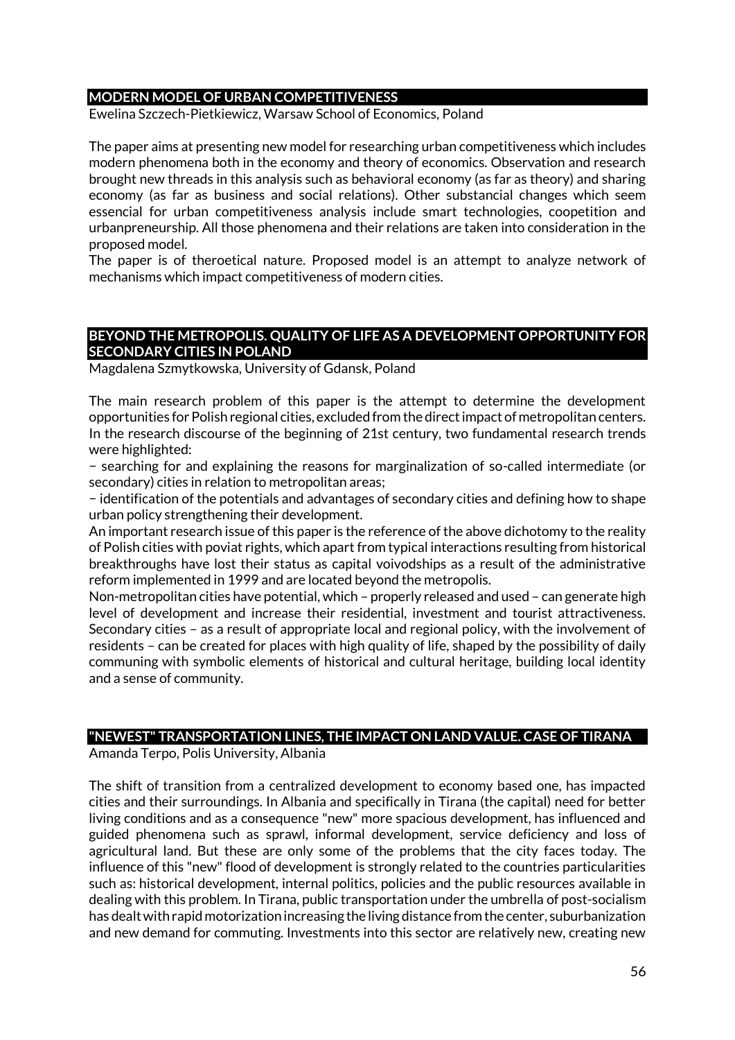## MODERN MODEL OF URBAN COMPETITIVENESS

Ewelina Szczech-Pietkiewicz, Warsaw School of Economics, Poland

The paper aims at presenting new model for researching urban competitiveness which includes modern phenomena both in the economy and theory of economics. Observation and research brought new threads in this analysis such as behavioral economy (as far as theory) and sharing economy (as far as business and social relations). Other substancial changes which seem essencial for urban competitiveness analysis include smart technologies, coopetition and urbanpreneurship. All those phenomena and their relations are taken into consideration in the proposed model.

The paper is of theroetical nature. Proposed model is an attempt to analyze network of mechanisms which impact competitiveness of modern cities.

## BEYOND THE METROPOLIS. QUALITY OF LIFE AS A DEVELOPMENT OPPORTUNITY FOR SECONDARY CITIES IN POLAND

Magdalena Szmytkowska, University of Gdansk, Poland

The main research problem of this paper is the attempt to determine the development opportunities for Polish regional cities, excluded from the direct impact of metropolitan centers. In the research discourse of the beginning of 21st century, two fundamental research trends were highlighted:

− searching for and explaining the reasons for marginalization of so-called intermediate (or secondary) cities in relation to metropolitan areas;

− identification of the potentials and advantages of secondary cities and defining how to shape urban policy strengthening their development.

An important research issue of this paper is the reference of the above dichotomy to the reality of Polish cities with poviat rights, which apart from typical interactions resulting from historical breakthroughs have lost their status as capital voivodships as a result of the administrative reform implemented in 1999 and are located beyond the metropolis.

Non-metropolitan cities have potential, which – properly released and used – can generate high level of development and increase their residential, investment and tourist attractiveness. Secondary cities – as a result of appropriate local and regional policy, with the involvement of residents – can be created for places with high quality of life, shaped by the possibility of daily communing with symbolic elements of historical and cultural heritage, building local identity and a sense of community.

## "NEWEST" TRANSPORTATION LINES, THE IMPACT ON LAND VALUE. CASE OF TIRANA

Amanda Terpo, Polis University, Albania

The shift of transition from a centralized development to economy based one, has impacted cities and their surroundings. In Albania and specifically in Tirana (the capital) need for better living conditions and as a consequence "new" more spacious development, has influenced and guided phenomena such as sprawl, informal development, service deficiency and loss of agricultural land. But these are only some of the problems that the city faces today. The influence of this "new" flood of development is strongly related to the countries particularities such as: historical development, internal politics, policies and the public resources available in dealing with this problem. In Tirana, public transportation under the umbrella of post-socialism has dealt with rapid motorization increasing the living distance from the center, suburbanization and new demand for commuting. Investments into this sector are relatively new, creating new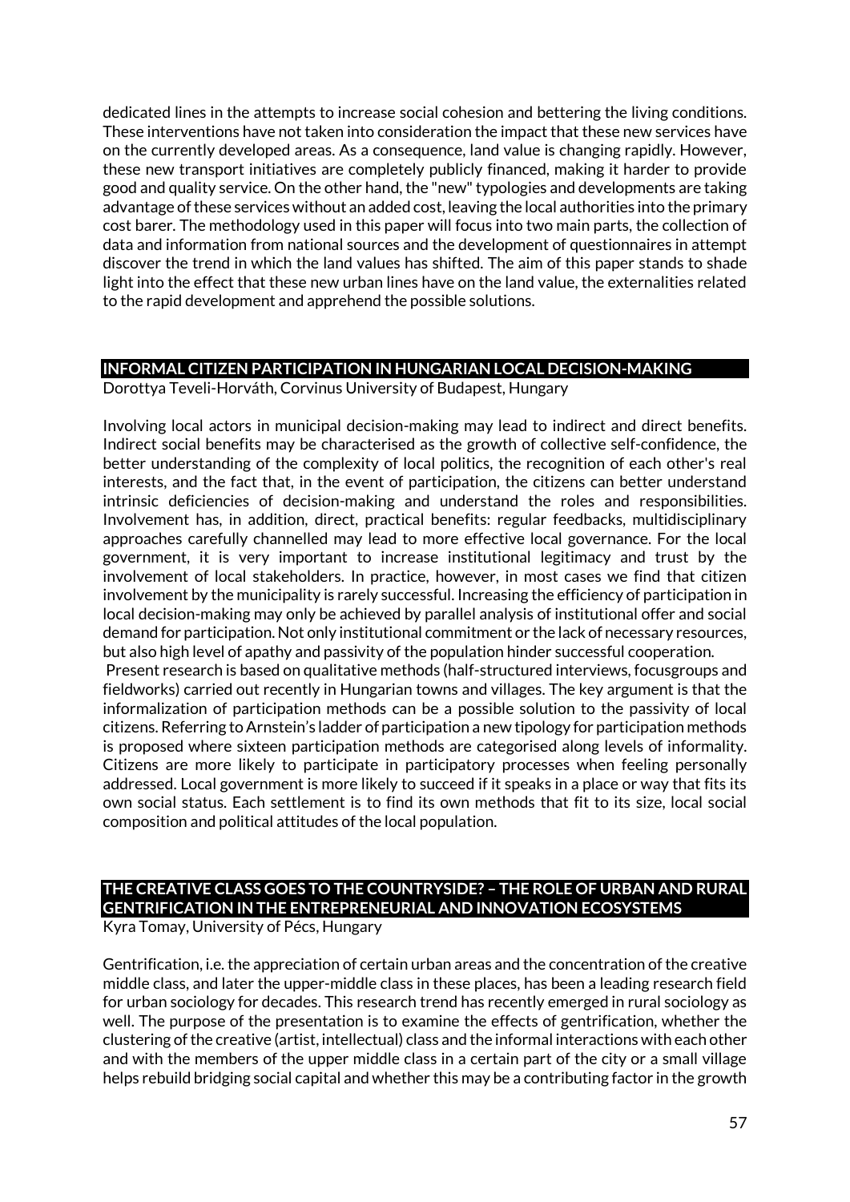dedicated lines in the attempts to increase social cohesion and bettering the living conditions. These interventions have not taken into consideration the impact that these new services have on the currently developed areas. As a consequence, land value is changing rapidly. However, these new transport initiatives are completely publicly financed, making it harder to provide good and quality service. On the other hand, the "new" typologies and developments are taking advantage of these services without an added cost, leaving the local authorities into the primary cost barer. The methodology used in this paper will focus into two main parts, the collection of data and information from national sources and the development of questionnaires in attempt discover the trend in which the land values has shifted. The aim of this paper stands to shade light into the effect that these new urban lines have on the land value, the externalities related to the rapid development and apprehend the possible solutions.

## INFORMAL CITIZEN PARTICIPATION IN HUNGARIAN LOCAL DECISION-MAKING

Dorottya Teveli-Horváth, Corvinus University of Budapest, Hungary

Involving local actors in municipal decision-making may lead to indirect and direct benefits. Indirect social benefits may be characterised as the growth of collective self-confidence, the better understanding of the complexity of local politics, the recognition of each other's real interests, and the fact that, in the event of participation, the citizens can better understand intrinsic deficiencies of decision-making and understand the roles and responsibilities. Involvement has, in addition, direct, practical benefits: regular feedbacks, multidisciplinary approaches carefully channelled may lead to more effective local governance. For the local government, it is very important to increase institutional legitimacy and trust by the involvement of local stakeholders. In practice, however, in most cases we find that citizen involvement by the municipality is rarely successful. Increasing the efficiency of participation in local decision-making may only be achieved by parallel analysis of institutional offer and social demand for participation. Not only institutional commitment or the lack of necessary resources, but also high level of apathy and passivity of the population hinder successful cooperation.

Present research is based on qualitative methods (half-structured interviews, focusgroups and fieldworks) carried out recently in Hungarian towns and villages. The key argument is that the informalization of participation methods can be a possible solution to the passivity of local citizens. Referring to Arnstein's ladder of participation a new tipology for participation methods is proposed where sixteen participation methods are categorised along levels of informality. Citizens are more likely to participate in participatory processes when feeling personally addressed. Local government is more likely to succeed if it speaks in a place or way that fits its own social status. Each settlement is to find its own methods that fit to its size, local social composition and political attitudes of the local population.

## THE CREATIVE CLASS GOES TO THE COUNTRYSIDE? – THE ROLE OF URBAN AND RURAL GENTRIFICATION IN THE ENTREPRENEURIAL AND INNOVATION ECOSYSTEMS

Kyra Tomay, University of Pécs, Hungary

Gentrification, i.e. the appreciation of certain urban areas and the concentration of the creative middle class, and later the upper-middle class in these places, has been a leading research field for urban sociology for decades. This research trend has recently emerged in rural sociology as well. The purpose of the presentation is to examine the effects of gentrification, whether the clustering of the creative (artist, intellectual) class and the informal interactions with each other and with the members of the upper middle class in a certain part of the city or a small village helps rebuild bridging social capital and whether this may be a contributing factor in the growth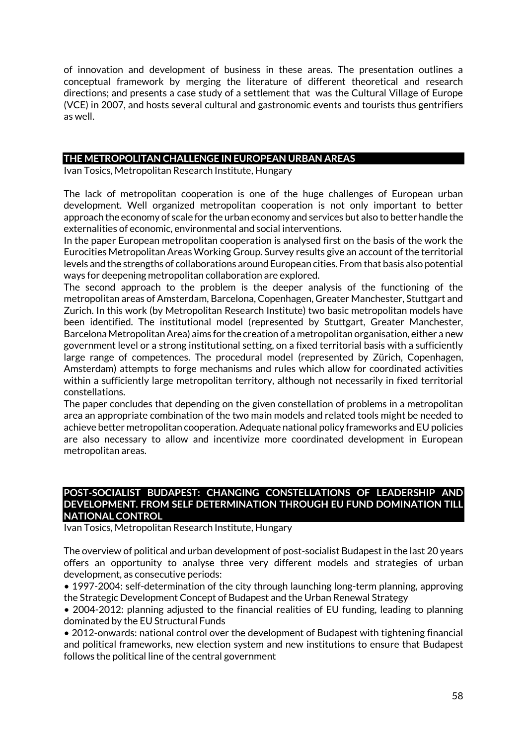of innovation and development of business in these areas. The presentation outlines a conceptual framework by merging the literature of different theoretical and research directions; and presents a case study of a settlement that was the Cultural Village of Europe (VCE) in 2007, and hosts several cultural and gastronomic events and tourists thus gentrifiers as well.

## THE METROPOLITAN CHALLENGE IN EUROPEAN URBAN AREAS

Ivan Tosics, Metropolitan Research Institute, Hungary

The lack of metropolitan cooperation is one of the huge challenges of European urban development. Well organized metropolitan cooperation is not only important to better approach the economy of scale for the urban economy and services but also to better handle the externalities of economic, environmental and social interventions.

In the paper European metropolitan cooperation is analysed first on the basis of the work the Eurocities Metropolitan Areas Working Group. Survey results give an account of the territorial levels and the strengths of collaborations around European cities. From that basis also potential ways for deepening metropolitan collaboration are explored.

The second approach to the problem is the deeper analysis of the functioning of the metropolitan areas of Amsterdam, Barcelona, Copenhagen, Greater Manchester, Stuttgart and Zurich. In this work (by Metropolitan Research Institute) two basic metropolitan models have been identified. The institutional model (represented by Stuttgart, Greater Manchester, Barcelona Metropolitan Area) aims for the creation of a metropolitan organisation, either a new government level or a strong institutional setting, on a fixed territorial basis with a sufficiently large range of competences. The procedural model (represented by Zürich, Copenhagen, Amsterdam) attempts to forge mechanisms and rules which allow for coordinated activities within a sufficiently large metropolitan territory, although not necessarily in fixed territorial constellations.

The paper concludes that depending on the given constellation of problems in a metropolitan area an appropriate combination of the two main models and related tools might be needed to achieve better metropolitan cooperation. Adequate national policy frameworks and EU policies are also necessary to allow and incentivize more coordinated development in European metropolitan areas.

## POST-SOCIALIST BUDAPEST: CHANGING CONSTELLATIONS OF LEADERSHIP AND DEVELOPMENT. FROM SELF DETERMINATION THROUGH EU FUND DOMINATION TILL NATIONAL CONTROL

Ivan Tosics, Metropolitan Research Institute, Hungary

The overview of political and urban development of post-socialist Budapest in the last 20 years offers an opportunity to analyse three very different models and strategies of urban development, as consecutive periods:

- 1997-2004: self-determination of the city through launching long-term planning, approving the Strategic Development Concept of Budapest and the Urban Renewal Strategy
- 2004-2012: planning adjusted to the financial realities of EU funding, leading to planning dominated by the EU Structural Funds
- 2012-onwards: national control over the development of Budapest with tightening financial and political frameworks, new election system and new institutions to ensure that Budapest follows the political line of the central government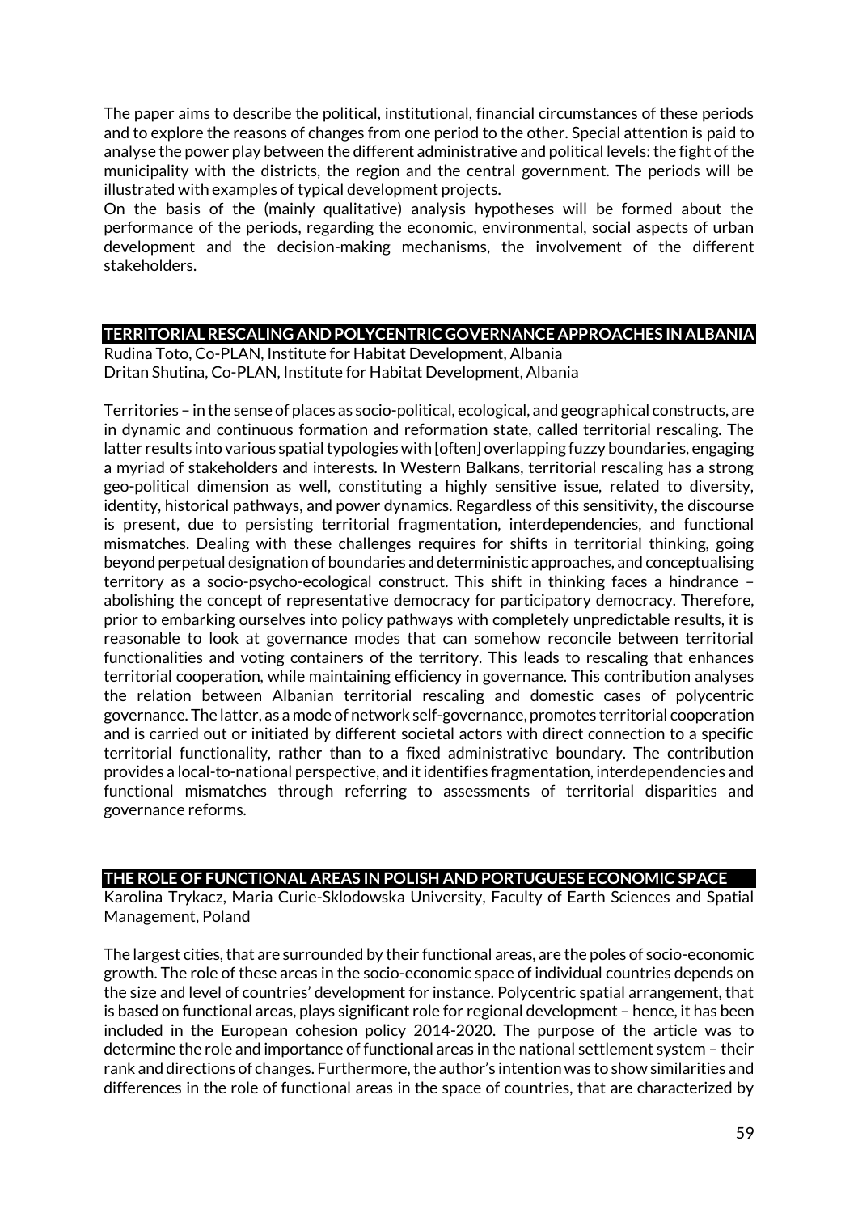The paper aims to describe the political, institutional, financial circumstances of these periods and to explore the reasons of changes from one period to the other. Special attention is paid to analyse the power play between the different administrative and political levels: the fight of the municipality with the districts, the region and the central government. The periods will be illustrated with examples of typical development projects.
On the basis of the (mainly qualitative) analysis hypotheses will be formed about the performance of the periods, regarding the economic, environmental, social aspects of urban development and the decision-making mechanisms, the involvement of the different stakeholders.

## TERRITORIAL RESCALING AND POLYCENTRIC GOVERNANCE APPROACHES IN ALBANIA

Rudina Toto, Co-PLAN, Institute for Habitat Development, Albania
Dritan Shutina, Co-PLAN, Institute for Habitat Development, Albania

Territories – in the sense of places as socio-political, ecological, and geographical constructs, are in dynamic and continuous formation and reformation state, called territorial rescaling. The latter results into various spatial typologies with [often] overlapping fuzzy boundaries, engaging a myriad of stakeholders and interests. In Western Balkans, territorial rescaling has a strong geo-political dimension as well, constituting a highly sensitive issue, related to diversity, identity, historical pathways, and power dynamics. Regardless of this sensitivity, the discourse is present, due to persisting territorial fragmentation, interdependencies, and functional mismatches. Dealing with these challenges requires for shifts in territorial thinking, going beyond perpetual designation of boundaries and deterministic approaches, and conceptualising territory as a socio-psycho-ecological construct. This shift in thinking faces a hindrance – abolishing the concept of representative democracy for participatory democracy. Therefore, prior to embarking ourselves into policy pathways with completely unpredictable results, it is reasonable to look at governance modes that can somehow reconcile between territorial functionalities and voting containers of the territory. This leads to rescaling that enhances territorial cooperation, while maintaining efficiency in governance. This contribution analyses the relation between Albanian territorial rescaling and domestic cases of polycentric governance. The latter, as a mode of network self-governance, promotes territorial cooperation and is carried out or initiated by different societal actors with direct connection to a specific territorial functionality, rather than to a fixed administrative boundary. The contribution provides a local-to-national perspective, and it identifies fragmentation, interdependencies and functional mismatches through referring to assessments of territorial disparities and governance reforms.

## THE ROLE OF FUNCTIONAL AREAS IN POLISH AND PORTUGUESE ECONOMIC SPACE

Karolina Trykacz, Maria Curie-Sklodowska University, Faculty of Earth Sciences and Spatial Management, Poland

The largest cities, that are surrounded by their functional areas, are the poles of socio-economic growth. The role of these areas in the socio-economic space of individual countries depends on the size and level of countries' development for instance. Polycentric spatial arrangement, that is based on functional areas, plays significant role for regional development – hence, it has been included in the European cohesion policy 2014-2020. The purpose of the article was to determine the role and importance of functional areas in the national settlement system – their rank and directions of changes. Furthermore, the author's intention was to show similarities and differences in the role of functional areas in the space of countries, that are characterized by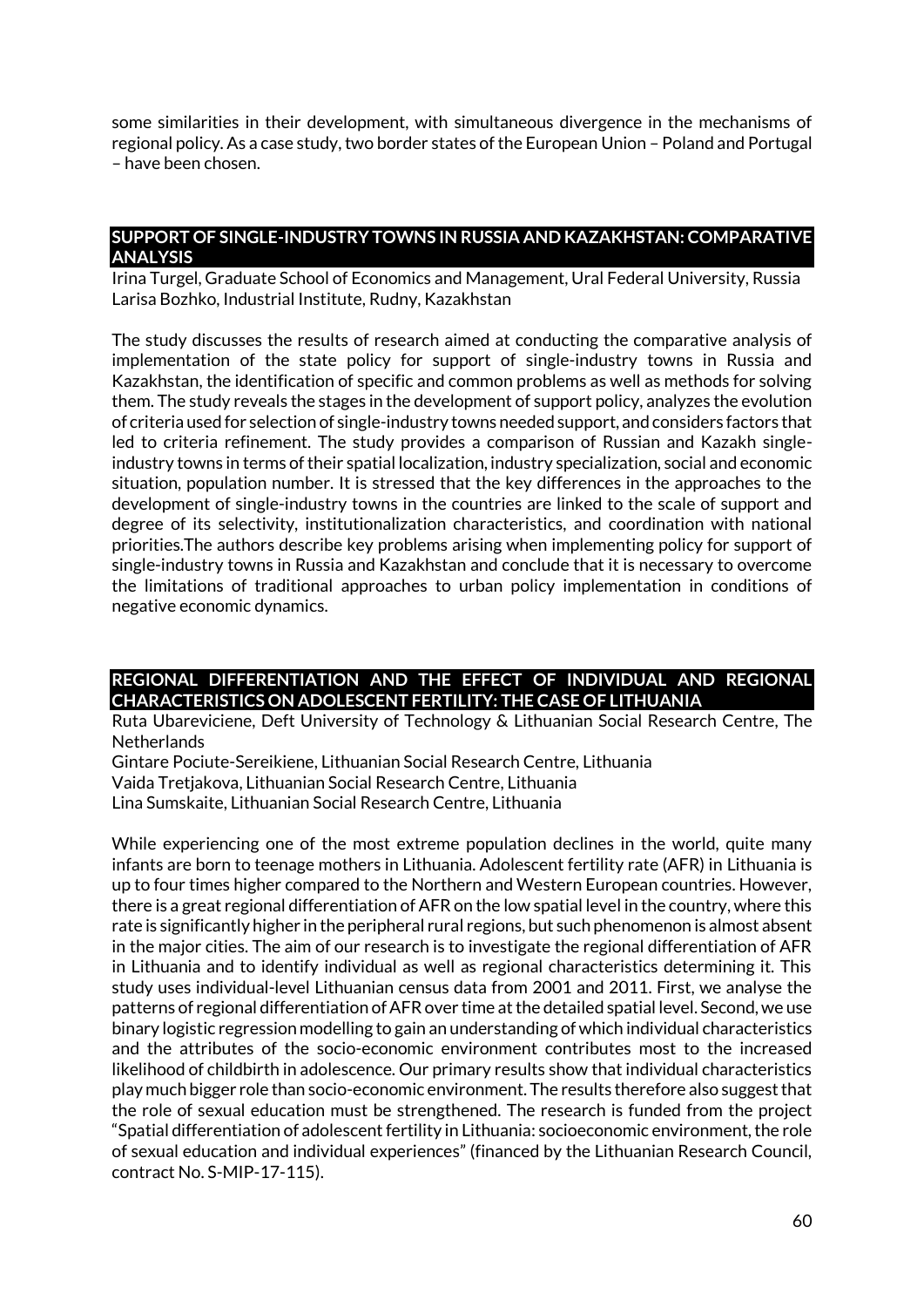some similarities in their development, with simultaneous divergence in the mechanisms of regional policy. As a case study, two border states of the European Union – Poland and Portugal – have been chosen.

## SUPPORT OF SINGLE-INDUSTRY TOWNS IN RUSSIA AND KAZAKHSTAN: COMPARATIVE ANALYSIS

Irina Turgel, Graduate School of Economics and Management, Ural Federal University, Russia
Larisa Bozhko, Industrial Institute, Rudny, Kazakhstan

The study discusses the results of research aimed at conducting the comparative analysis of implementation of the state policy for support of single-industry towns in Russia and Kazakhstan, the identification of specific and common problems as well as methods for solving them. The study reveals the stages in the development of support policy, analyzes the evolution of criteria used for selection of single-industry towns needed support, and considers factors that led to criteria refinement. The study provides a comparison of Russian and Kazakh single-industry towns in terms of their spatial localization, industry specialization, social and economic situation, population number. It is stressed that the key differences in the approaches to the development of single-industry towns in the countries are linked to the scale of support and degree of its selectivity, institutionalization characteristics, and coordination with national priorities.The authors describe key problems arising when implementing policy for support of single-industry towns in Russia and Kazakhstan and conclude that it is necessary to overcome the limitations of traditional approaches to urban policy implementation in conditions of negative economic dynamics.

## REGIONAL DIFFERENTIATION AND THE EFFECT OF INDIVIDUAL AND REGIONAL CHARACTERISTICS ON ADOLESCENT FERTILITY: THE CASE OF LITHUANIA

Ruta Ubareviciene, Deft University of Technology & Lithuanian Social Research Centre, The Netherlands
Gintare Pociute-Sereikiene, Lithuanian Social Research Centre, Lithuania
Vaida Tretjakova, Lithuanian Social Research Centre, Lithuania
Lina Sumskaite, Lithuanian Social Research Centre, Lithuania

While experiencing one of the most extreme population declines in the world, quite many infants are born to teenage mothers in Lithuania. Adolescent fertility rate (AFR) in Lithuania is up to four times higher compared to the Northern and Western European countries. However, there is a great regional differentiation of AFR on the low spatial level in the country, where this rate is significantly higher in the peripheral rural regions, but such phenomenon is almost absent in the major cities. The aim of our research is to investigate the regional differentiation of AFR in Lithuania and to identify individual as well as regional characteristics determining it. This study uses individual-level Lithuanian census data from 2001 and 2011. First, we analyse the patterns of regional differentiation of AFR over time at the detailed spatial level. Second, we use binary logistic regression modelling to gain an understanding of which individual characteristics and the attributes of the socio-economic environment contributes most to the increased likelihood of childbirth in adolescence. Our primary results show that individual characteristics play much bigger role than socio-economic environment. The results therefore also suggest that the role of sexual education must be strengthened. The research is funded from the project "Spatial differentiation of adolescent fertility in Lithuania: socioeconomic environment, the role of sexual education and individual experiences" (financed by the Lithuanian Research Council, contract No. S-MIP-17-115).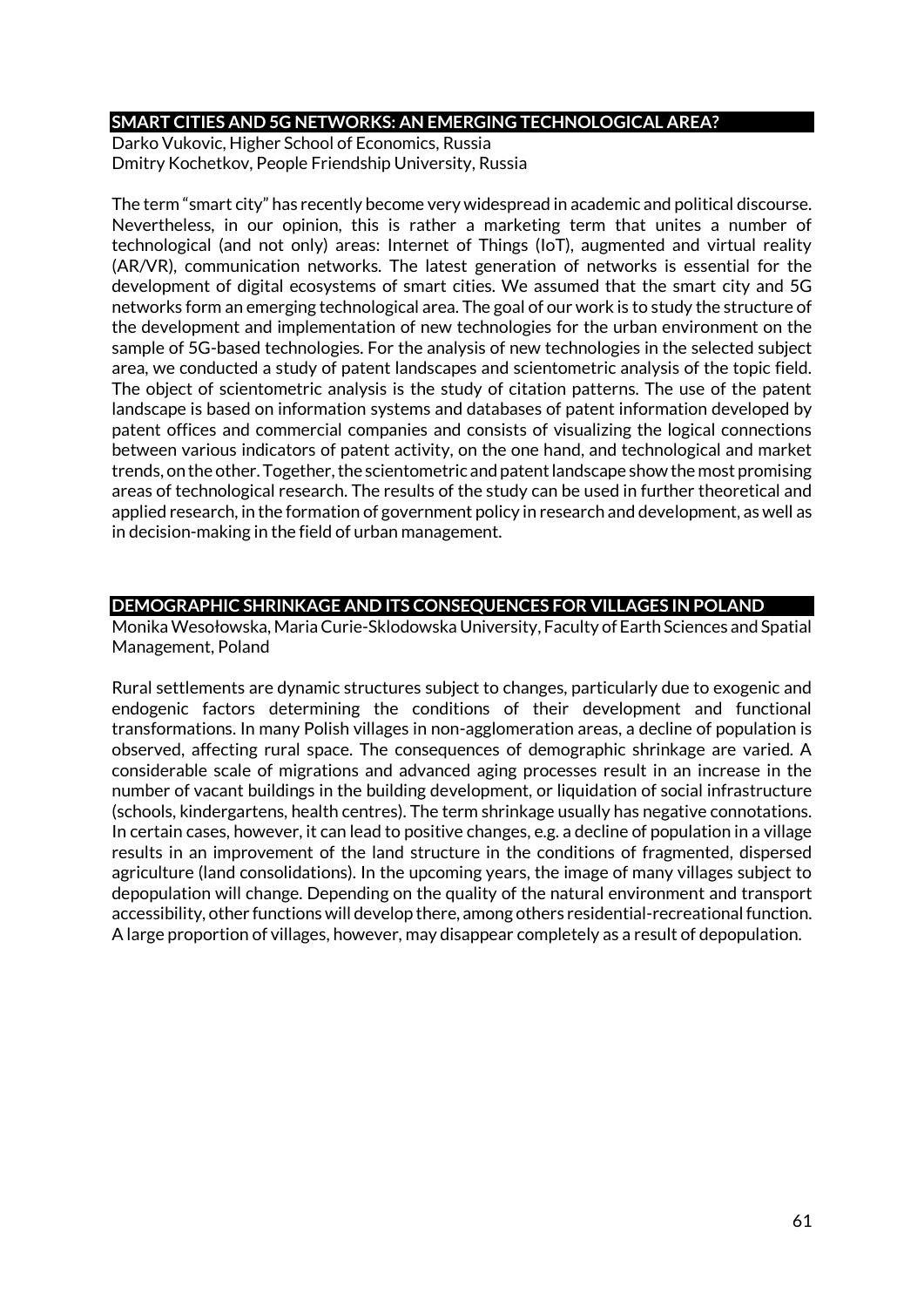## SMART CITIES AND 5G NETWORKS: AN EMERGING TECHNOLOGICAL AREA?

Darko Vukovic, Higher School of Economics, Russia
Dmitry Kochetkov, People Friendship University, Russia

The term "smart city" has recently become very widespread in academic and political discourse. Nevertheless, in our opinion, this is rather a marketing term that unites a number of technological (and not only) areas: Internet of Things (IoT), augmented and virtual reality (AR/VR), communication networks. The latest generation of networks is essential for the development of digital ecosystems of smart cities. We assumed that the smart city and 5G networks form an emerging technological area. The goal of our work is to study the structure of the development and implementation of new technologies for the urban environment on the sample of 5G-based technologies. For the analysis of new technologies in the selected subject area, we conducted a study of patent landscapes and scientometric analysis of the topic field. The object of scientometric analysis is the study of citation patterns. The use of the patent landscape is based on information systems and databases of patent information developed by patent offices and commercial companies and consists of visualizing the logical connections between various indicators of patent activity, on the one hand, and technological and market trends, on the other. Together, the scientometric and patent landscape show the most promising areas of technological research. The results of the study can be used in further theoretical and applied research, in the formation of government policy in research and development, as well as in decision-making in the field of urban management.

## DEMOGRAPHIC SHRINKAGE AND ITS CONSEQUENCES FOR VILLAGES IN POLAND

Monika Wesołowska, Maria Curie-Sklodowska University, Faculty of Earth Sciences and Spatial Management, Poland

Rural settlements are dynamic structures subject to changes, particularly due to exogenic and endogenic factors determining the conditions of their development and functional transformations. In many Polish villages in non-agglomeration areas, a decline of population is observed, affecting rural space. The consequences of demographic shrinkage are varied. A considerable scale of migrations and advanced aging processes result in an increase in the number of vacant buildings in the building development, or liquidation of social infrastructure (schools, kindergartens, health centres). The term shrinkage usually has negative connotations. In certain cases, however, it can lead to positive changes, e.g. a decline of population in a village results in an improvement of the land structure in the conditions of fragmented, dispersed agriculture (land consolidations). In the upcoming years, the image of many villages subject to depopulation will change. Depending on the quality of the natural environment and transport accessibility, other functions will develop there, among others residential-recreational function. A large proportion of villages, however, may disappear completely as a result of depopulation.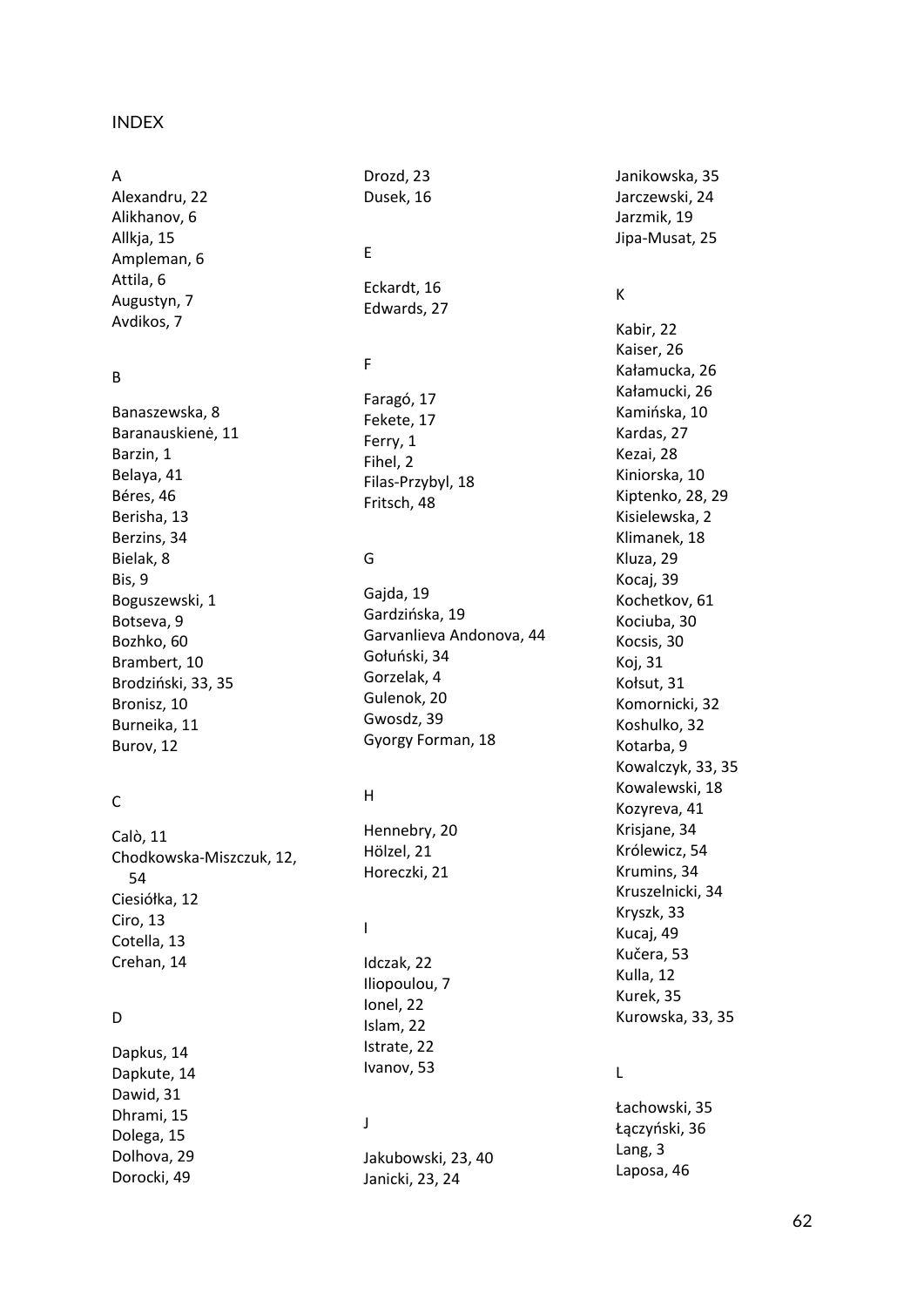# INDEX

A

Alexandru, 22
Alikhanov, 6
Allkja, 15
Ampleman, 6
Attila, 6
Augustyn, 7
Avdikos, 7

B

Banaszewska, 8
Baranauskienė, 11
Barzin, 1
Belaya, 41
Béres, 46
Berisha, 13
Berzins, 34
Bielak, 8
Bis, 9
Boguszewski, 1
Botseva, 9
Bozhko, 60
Brambert, 10
Brodziński, 33, 35
Bronisz, 10
Burneika, 11
Burov, 12

C

Calò, 11
Chodkowska-Miszczuk, 12, 54
Ciesiółka, 12
Ciro, 13
Cotella, 13
Crehan, 14

D

Dapkus, 14
Dapkute, 14
Dawid, 31
Dhrami, 15
Dolega, 15
Dolhova, 29
Dorocki, 49
Drozd, 23
Dusek, 16

E

Eckardt, 16
Edwards, 27

F

Faragó, 17
Fekete, 17
Ferry, 1
Fihel, 2
Filas-Przybyl, 18
Fritsch, 48

G

Gajda, 19
Gardzińska, 19
Garvanlieva Andonova, 44
Gołuński, 34
Gorzelak, 4
Gulenok, 20
Gwosdz, 39
Gyorgy Forman, 18

H

Hennebry, 20
Hölzel, 21
Horeczki, 21

I

Idczak, 22
Iliopoulou, 7
Ionel, 22
Islam, 22
Istrate, 22
Ivanov, 53

J

Jakubowski, 23, 40
Janicki, 23, 24
Janikowska, 35
Jarczewski, 24
Jarzmik, 19
Jipa-Musat, 25

K

Kabir, 22
Kaiser, 26
Kałamucka, 26
Kałamucki, 26
Kamińska, 10
Kardas, 27
Kezai, 28
Kiniorska, 10
Kiptenko, 28, 29
Kisielewska, 2
Klimanek, 18
Kluza, 29
Kocaj, 39
Kochetkov, 61
Kociuba, 30
Kocsis, 30
Koj, 31
Kołsut, 31
Komornicki, 32
Koshulko, 32
Kotarba, 9
Kowalczyk, 33, 35
Kowalewski, 18
Kozyreva, 41
Krisjane, 34
Królewicz, 54
Krumins, 34
Kruszelnicki, 34
Kryszk, 33
Kucaj, 49
Kučera, 53
Kulla, 12
Kurek, 35
Kurowska, 33, 35

L

Łachowski, 35
Łączyński, 36
Lang, 3
Laposa, 46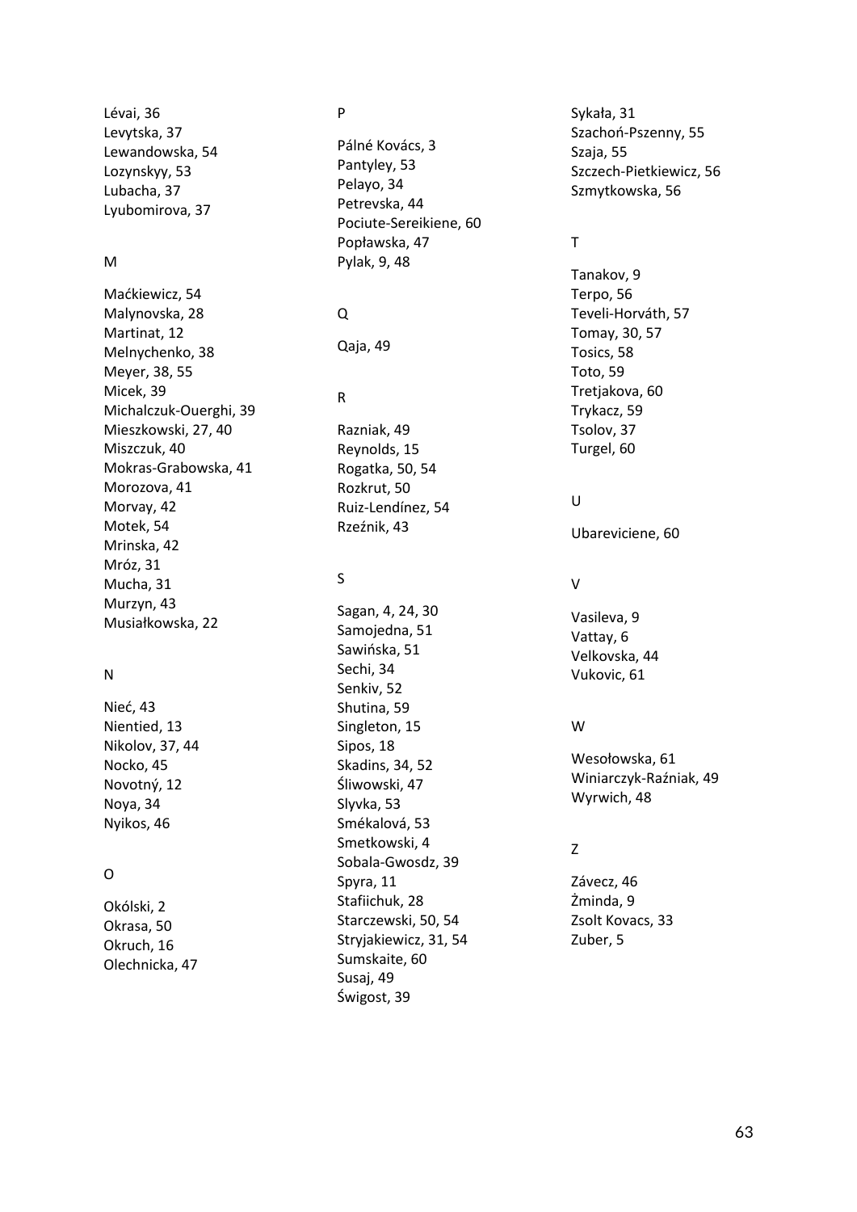Lévai, 36
Levytska, 37
Lewandowska, 54
Lozynskyy, 53
Lubacha, 37
Lyubomirova, 37

M

Maćkiewicz, 54
Malynovska, 28
Martinat, 12
Melnychenko, 38
Meyer, 38, 55
Micek, 39
Michalczuk-Ouerghi, 39
Mieszkowski, 27, 40
Miszczuk, 40
Mokras-Grabowska, 41
Morozova, 41
Morvay, 42
Motek, 54
Mrinska, 42
Mróz, 31
Mucha, 31
Murzyn, 43
Musiałkowska, 22

N

Nieć, 43
Nientied, 13
Nikolov, 37, 44
Nocko, 45
Novotný, 12
Noya, 34
Nyikos, 46

O

Okólski, 2
Okrasa, 50
Okruch, 16
Olechnicka, 47

P

Pálné Kovács, 3
Pantyley, 53
Pelayo, 34
Petrevska, 44
Pociute-Sereikiene, 60
Popławska, 47
Pylak, 9, 48

Q

Qaja, 49

R

Razniak, 49
Reynolds, 15
Rogatka, 50, 54
Rozkrut, 50
Ruiz-Lendínez, 54
Rzeźnik, 43

S

Sagan, 4, 24, 30
Samojedna, 51
Sawińska, 51
Sechi, 34
Senkiv, 52
Shutina, 59
Singleton, 15
Sipos, 18
Skadins, 34, 52
Śliwowski, 47
Slyvka, 53
Smékalová, 53
Smetkowski, 4
Sobala-Gwosdz, 39
Spyra, 11
Stafiichuk, 28
Starczewski, 50, 54
Stryjakiewicz, 31, 54
Sumskaite, 60
Susaj, 49
Świgost, 39

Sykała, 31
Szachoń-Pszenny, 55
Szaja, 55
Szczech-Pietkiewicz, 56
Szmytkowska, 56

T

Tanakov, 9
Terpo, 56
Teveli-Horváth, 57
Tomay, 30, 57
Tosics, 58
Toto, 59
Tretjakova, 60
Trykacz, 59
Tsolov, 37
Turgel, 60

U

Ubareviciene, 60

V

Vasileva, 9
Vattay, 6
Velkovska, 44
Vukovic, 61

W

Wesołowska, 61
Winiarczyk-Raźniak, 49
Wyrwich, 48

Z

Závecz, 46
Żminda, 9
Zsolt Kovacs, 33
Zuber, 5